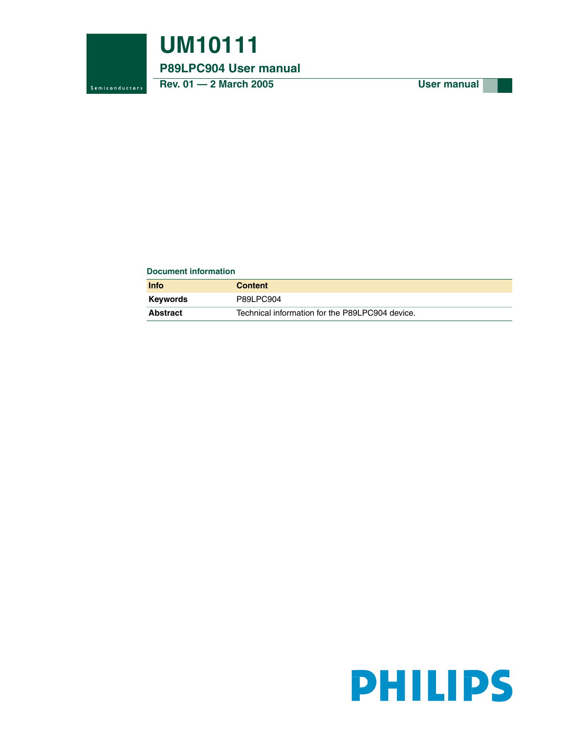# UM10111

## P89LPC904 User manual

**Rev. 01 — 2 March 2005** **User manual**

**Document information**

| Info | Content |
| --- | --- |
| **Keywords** | P89LPC904 |
| **Abstract** | Technical information for the P89LPC904 device. |

PHILIPS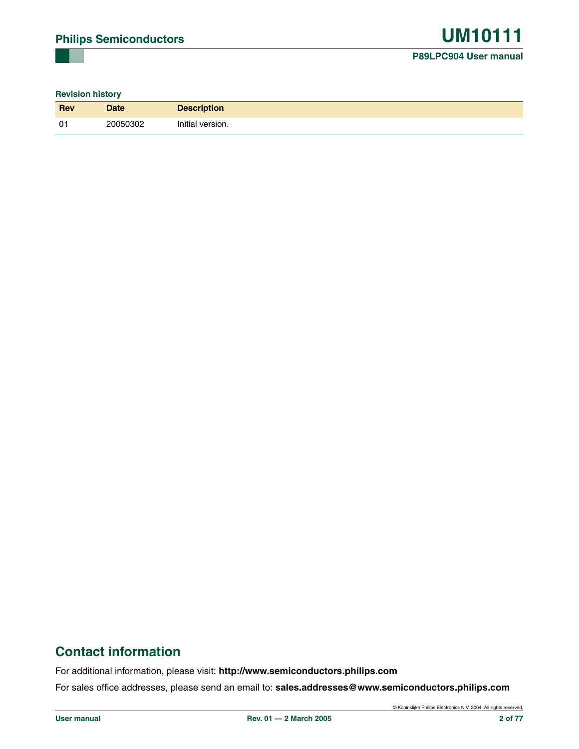**Revision history**

| Rev | Date | Description |
| --- | --- | --- |
| 01 | 20050302 | Initial version. |

## Contact information

For additional information, please visit: **http://www.semiconductors.philips.com**

For sales office addresses, please send an email to: **sales.addresses@www.semiconductors.philips.com**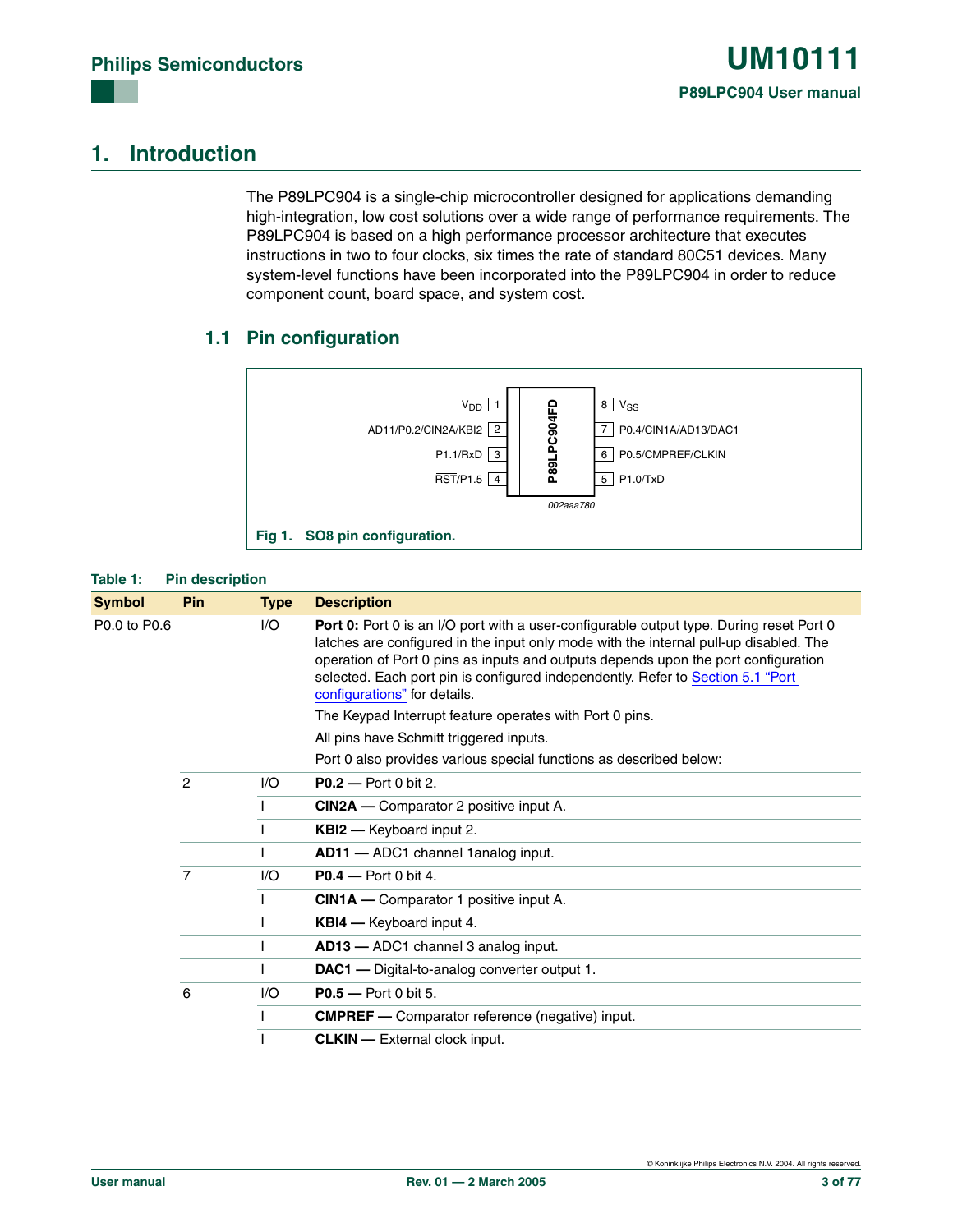# 1. Introduction

The P89LPC904 is a single-chip microcontroller designed for applications demanding high-integration, low cost solutions over a wide range of performance requirements. The P89LPC904 is based on a high performance processor architecture that executes instructions in two to four clocks, six times the rate of standard 80C51 devices. Many system-level functions have been incorporated into the P89LPC904 in order to reduce component count, board space, and system cost.

## 1.1 Pin configuration

| Pin label | Pin | P89LPC904FD | Pin | Pin label |
|---|---|---|---|---|
| $V_{DD}$ | 1 | | 8 | $V_{SS}$ |
| AD11/P0.2/CIN2A/KBI2 | 2 | | 7 | P0.4/CIN1A/AD13/DAC1 |
| P1.1/RxD | 3 | | 6 | P0.5/CMPREF/CLKIN |
| RST/P1.5 | 4 | | 5 | P1.0/TxD |

002aaa780

**Fig 1. SO8 pin configuration.**

**Table 1: Pin description**

| Symbol | Pin | Type | Description |
|---|---|---|---|
| P0.0 to P0.6 | | I/O | **Port 0:** Port 0 is an I/O port with a user-configurable output type. During reset Port 0 latches are configured in the input only mode with the internal pull-up disabled. The operation of Port 0 pins as inputs and outputs depends upon the port configuration selected. Each port pin is configured independently. Refer to Section 5.1 "Port configurations" for details. The Keypad Interrupt feature operates with Port 0 pins. All pins have Schmitt triggered inputs. Port 0 also provides various special functions as described below: |
| | 2 | I/O | **P0.2 —** Port 0 bit 2. |
| | | I | **CIN2A —** Comparator 2 positive input A. |
| | | I | **KBI2 —** Keyboard input 2. |
| | | I | **AD11 —** ADC1 channel 1analog input. |
| | 7 | I/O | **P0.4 —** Port 0 bit 4. |
| | | I | **CIN1A —** Comparator 1 positive input A. |
| | | I | **KBI4 —** Keyboard input 4. |
| | | I | **AD13 —** ADC1 channel 3 analog input. |
| | | I | **DAC1 —** Digital-to-analog converter output 1. |
| | 6 | I/O | **P0.5 —** Port 0 bit 5. |
| | | I | **CMPREF —** Comparator reference (negative) input. |
| | | I | **CLKIN —** External clock input. |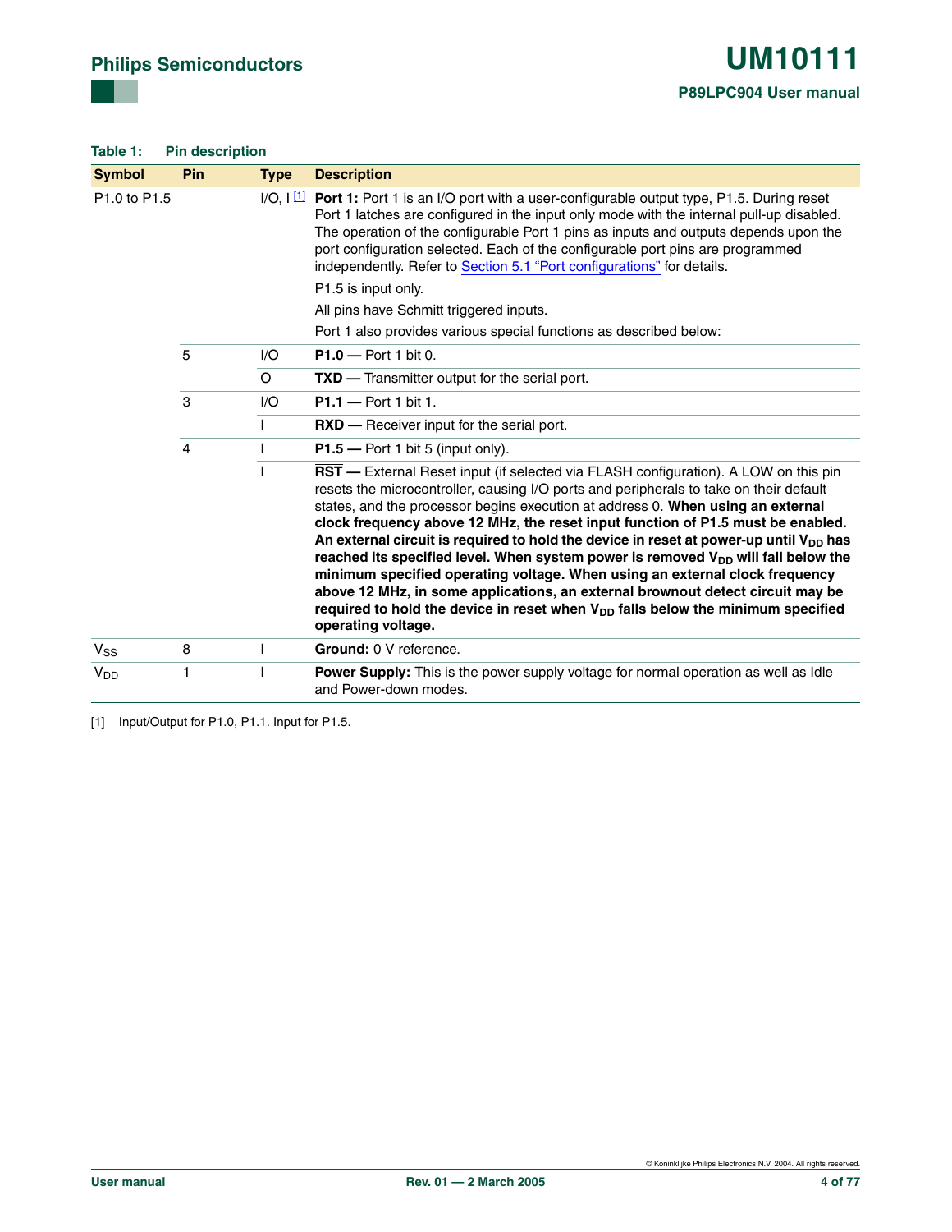**Table 1: Pin description**

| Symbol | Pin | Type | Description |
|---|---|---|---|
| P1.0 to P1.5 | | I/O, I [1] | **Port 1:** Port 1 is an I/O port with a user-configurable output type, P1.5. During reset Port 1 latches are configured in the input only mode with the internal pull-up disabled. The operation of the configurable Port 1 pins as inputs and outputs depends upon the port configuration selected. Each of the configurable port pins are programmed independently. Refer to Section 5.1 "Port configurations" for details. P1.5 is input only. All pins have Schmitt triggered inputs. Port 1 also provides various special functions as described below: |
| | 5 | I/O | **P1.0 —** Port 1 bit 0. |
| | | O | **TXD —** Transmitter output for the serial port. |
| | 3 | I/O | **P1.1 —** Port 1 bit 1. |
| | | I | **RXD —** Receiver input for the serial port. |
| | 4 | I | **P1.5 —** Port 1 bit 5 (input only). |
| | | I | **$\overline{RST}$ —** External Reset input (if selected via FLASH configuration). A LOW on this pin resets the microcontroller, causing I/O ports and peripherals to take on their default states, and the processor begins execution at address 0. **When using an external clock frequency above 12 MHz, the reset input function of P1.5 must be enabled. An external circuit is required to hold the device in reset at power-up until $V_{DD}$ has reached its specified level. When system power is removed $V_{DD}$ will fall below the minimum specified operating voltage. When using an external clock frequency above 12 MHz, in some applications, an external brownout detect circuit may be required to hold the device in reset when $V_{DD}$ falls below the minimum specified operating voltage.** |
| $V_{SS}$ | 8 | I | **Ground:** 0 V reference. |
| $V_{DD}$ | 1 | I | **Power Supply:** This is the power supply voltage for normal operation as well as Idle and Power-down modes. |

[1] Input/Output for P1.0, P1.1. Input for P1.5.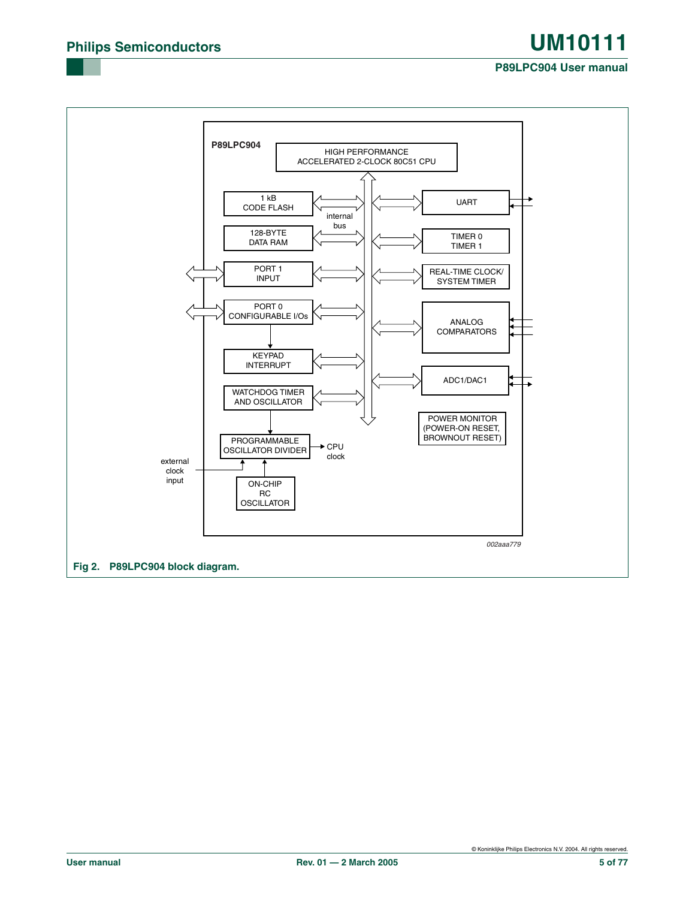P89LPC904

HIGH PERFORMANCE ACCELERATED 2-CLOCK 80C51 CPU

1 kB CODE FLASH

128-BYTE DATA RAM

PORT 1 INPUT

PORT 0 CONFIGURABLE I/Os

KEYPAD INTERRUPT

WATCHDOG TIMER AND OSCILLATOR

PROGRAMMABLE OSCILLATOR DIVIDER

CPU clock

external clock input

ON-CHIP RC OSCILLATOR

internal bus

UART

TIMER 0 TIMER 1

REAL-TIME CLOCK/ SYSTEM TIMER

ANALOG COMPARATORS

ADC1/DAC1

POWER MONITOR (POWER-ON RESET, BROWNOUT RESET)

*002aaa779*

**Fig 2. P89LPC904 block diagram.**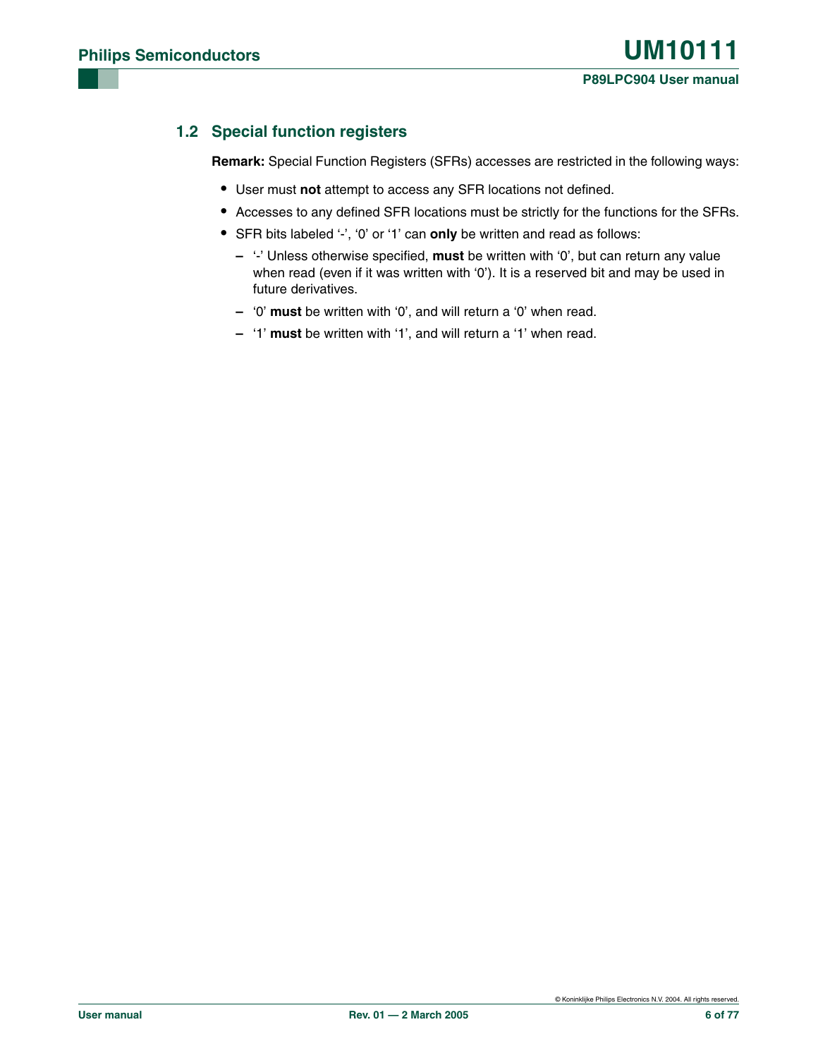## 1.2 Special function registers

**Remark:** Special Function Registers (SFRs) accesses are restricted in the following ways:

- User must **not** attempt to access any SFR locations not defined.
- Accesses to any defined SFR locations must be strictly for the functions for the SFRs.
- SFR bits labeled '-', '0' or '1' can **only** be written and read as follows:
  - '-' Unless otherwise specified, **must** be written with '0', but can return any value when read (even if it was written with '0'). It is a reserved bit and may be used in future derivatives.
  - '0' **must** be written with '0', and will return a '0' when read.
  - '1' **must** be written with '1', and will return a '1' when read.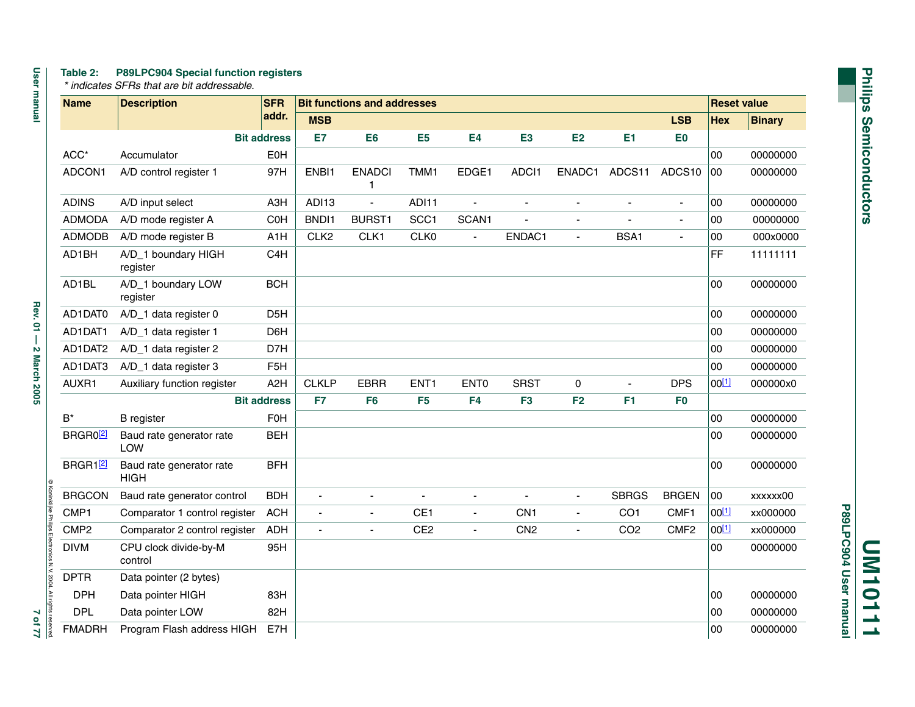**Table 2: P89LPC904 Special function registers**

*\* indicates SFRs that are bit addressable.*

| Name | Description | SFR addr. | Bit functions and addresses | | | | | | | | Reset value | |
|---|---|---|---|---|---|---|---|---|---|---|---|---|
| | | | MSB | | | | | | | LSB | Hex | Binary |
| | | Bit address | E7 | E6 | E5 | E4 | E3 | E2 | E1 | E0 | | |
| ACC* | Accumulator | E0H | | | | | | | | | 00 | 00000000 |
| ADCON1 | A/D control register 1 | 97H | ENBI1 | ENADCI1 | TMM1 | EDGE1 | ADCI1 | ENADC1 | ADCS11 | ADCS10 | 00 | 00000000 |
| ADINS | A/D input select | A3H | ADI13 | - | ADI11 | - | - | - | - | - | 00 | 00000000 |
| ADMODA | A/D mode register A | C0H | BNDI1 | BURST1 | SCC1 | SCAN1 | - | - | - | - | 00 | 00000000 |
| ADMODB | A/D mode register B | A1H | CLK2 | CLK1 | CLK0 | - | ENDAC1 | - | BSA1 | - | 00 | 000x0000 |
| AD1BH | A/D_1 boundary HIGH register | C4H | | | | | | | | | FF | 11111111 |
| AD1BL | A/D_1 boundary LOW register | BCH | | | | | | | | | 00 | 00000000 |
| AD1DAT0 | A/D_1 data register 0 | D5H | | | | | | | | | 00 | 00000000 |
| AD1DAT1 | A/D_1 data register 1 | D6H | | | | | | | | | 00 | 00000000 |
| AD1DAT2 | A/D_1 data register 2 | D7H | | | | | | | | | 00 | 00000000 |
| AD1DAT3 | A/D_1 data register 3 | F5H | | | | | | | | | 00 | 00000000 |
| AUXR1 | Auxiliary function register | A2H | CLKLP | EBRR | ENT1 | ENT0 | SRST | 0 | - | DPS | 00[1] | 000000x0 |
| | | Bit address | F7 | F6 | F5 | F4 | F3 | F2 | F1 | F0 | | |
| B* | B register | F0H | | | | | | | | | 00 | 00000000 |
| BRGR0[2] | Baud rate generator rate LOW | BEH | | | | | | | | | 00 | 00000000 |
| BRGR1[2] | Baud rate generator rate HIGH | BFH | | | | | | | | | 00 | 00000000 |
| BRGCON | Baud rate generator control | BDH | - | - | - | - | - | - | SBRGS | BRGEN | 00 | xxxxxx00 |
| CMP1 | Comparator 1 control register | ACH | - | - | CE1 | - | CN1 | - | CO1 | CMF1 | 00[1] | xx000000 |
| CMP2 | Comparator 2 control register | ADH | - | - | CE2 | - | CN2 | - | CO2 | CMF2 | 00[1] | xx000000 |
| DIVM | CPU clock divide-by-M control | 95H | | | | | | | | | 00 | 00000000 |
| DPTR | Data pointer (2 bytes) | | | | | | | | | | | |
| DPH | Data pointer HIGH | 83H | | | | | | | | | 00 | 00000000 |
| DPL | Data pointer LOW | 82H | | | | | | | | | 00 | 00000000 |
| FMADRH | Program Flash address HIGH | E7H | | | | | | | | | 00 | 00000000 |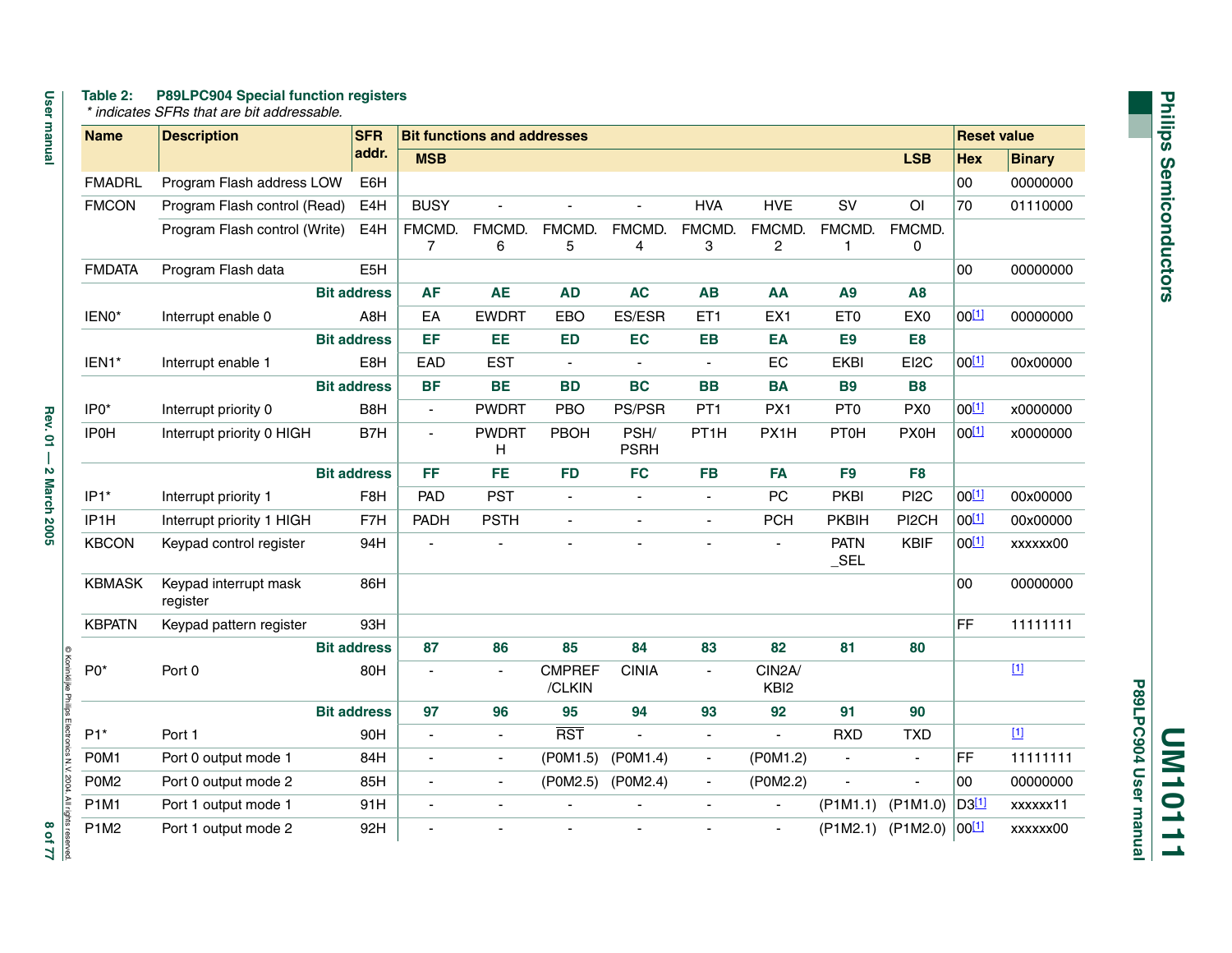**Table 2: P89LPC904 Special function registers**

*\* indicates SFRs that are bit addressable.*

| Name | Description | SFR addr. | Bit functions and addresses | | | | | | | | Reset value | |
|---|---|---|---|---|---|---|---|---|---|---|---|---|
| | | | MSB | | | | | | | LSB | Hex | Binary |
| FMADRL | Program Flash address LOW | E6H | | | | | | | | | 00 | 00000000 |
| FMCON | Program Flash control (Read) | E4H | BUSY | - | - | - | HVA | HVE | SV | OI | 70 | 01110000 |
| | Program Flash control (Write) | E4H | FMCMD.7 | FMCMD.6 | FMCMD.5 | FMCMD.4 | FMCMD.3 | FMCMD.2 | FMCMD.1 | FMCMD.0 | | |
| FMDATA | Program Flash data | E5H | | | | | | | | | 00 | 00000000 |
| | | Bit address | AF | AE | AD | AC | AB | AA | A9 | A8 | | |
| IEN0* | Interrupt enable 0 | A8H | EA | EWDRT | EBO | ES/ESR | ET1 | EX1 | ET0 | EX0 | 00[1] | 00000000 |
| | | Bit address | EF | EE | ED | EC | EB | EA | E9 | E8 | | |
| IEN1* | Interrupt enable 1 | E8H | EAD | EST | - | - | - | EC | EKBI | EI2C | 00[1] | 00x00000 |
| | | Bit address | BF | BE | BD | BC | BB | BA | B9 | B8 | | |
| IP0* | Interrupt priority 0 | B8H | - | PWDRT | PBO | PS/PSR | PT1 | PX1 | PT0 | PX0 | 00[1] | x0000000 |
| IP0H | Interrupt priority 0 HIGH | B7H | - | PWDRTH | PBOH | PSH/PSRH | PT1H | PX1H | PT0H | PX0H | 00[1] | x0000000 |
| | | Bit address | FF | FE | FD | FC | FB | FA | F9 | F8 | | |
| IP1* | Interrupt priority 1 | F8H | PAD | PST | - | - | - | PC | PKBI | PI2C | 00[1] | 00x00000 |
| IP1H | Interrupt priority 1 HIGH | F7H | PADH | PSTH | - | - | - | PCH | PKBIH | PI2CH | 00[1] | 00x00000 |
| KBCON | Keypad control register | 94H | - | - | - | - | - | - | PATN_SEL | KBIF | 00[1] | xxxxxx00 |
| KBMASK | Keypad interrupt mask register | 86H | | | | | | | | | 00 | 00000000 |
| KBPATN | Keypad pattern register | 93H | | | | | | | | | FF | 11111111 |
| | | Bit address | 87 | 86 | 85 | 84 | 83 | 82 | 81 | 80 | | |
| P0* | Port 0 | 80H | - | - | CMPREF/CLKIN | CINIA | - | CIN2A/KBI2 | | | | [1] |
| | | Bit address | 97 | 96 | 95 | 94 | 93 | 92 | 91 | 90 | | |
| P1* | Port 1 | 90H | - | - | $\overline{RST}$ | - | - | - | RXD | TXD | | [1] |
| P0M1 | Port 0 output mode 1 | 84H | - | - | (P0M1.5) | (P0M1.4) | - | (P0M1.2) | - | - | FF | 11111111 |
| P0M2 | Port 0 output mode 2 | 85H | - | - | (P0M2.5) | (P0M2.4) | - | (P0M2.2) | - | - | 00 | 00000000 |
| P1M1 | Port 1 output mode 1 | 91H | - | - | - | - | - | - | (P1M1.1) | (P1M1.0) | D3[1] | xxxxxx11 |
| P1M2 | Port 1 output mode 2 | 92H | - | - | - | - | - | - | (P1M2.1) | (P1M2.0) | 00[1] | xxxxxx00 |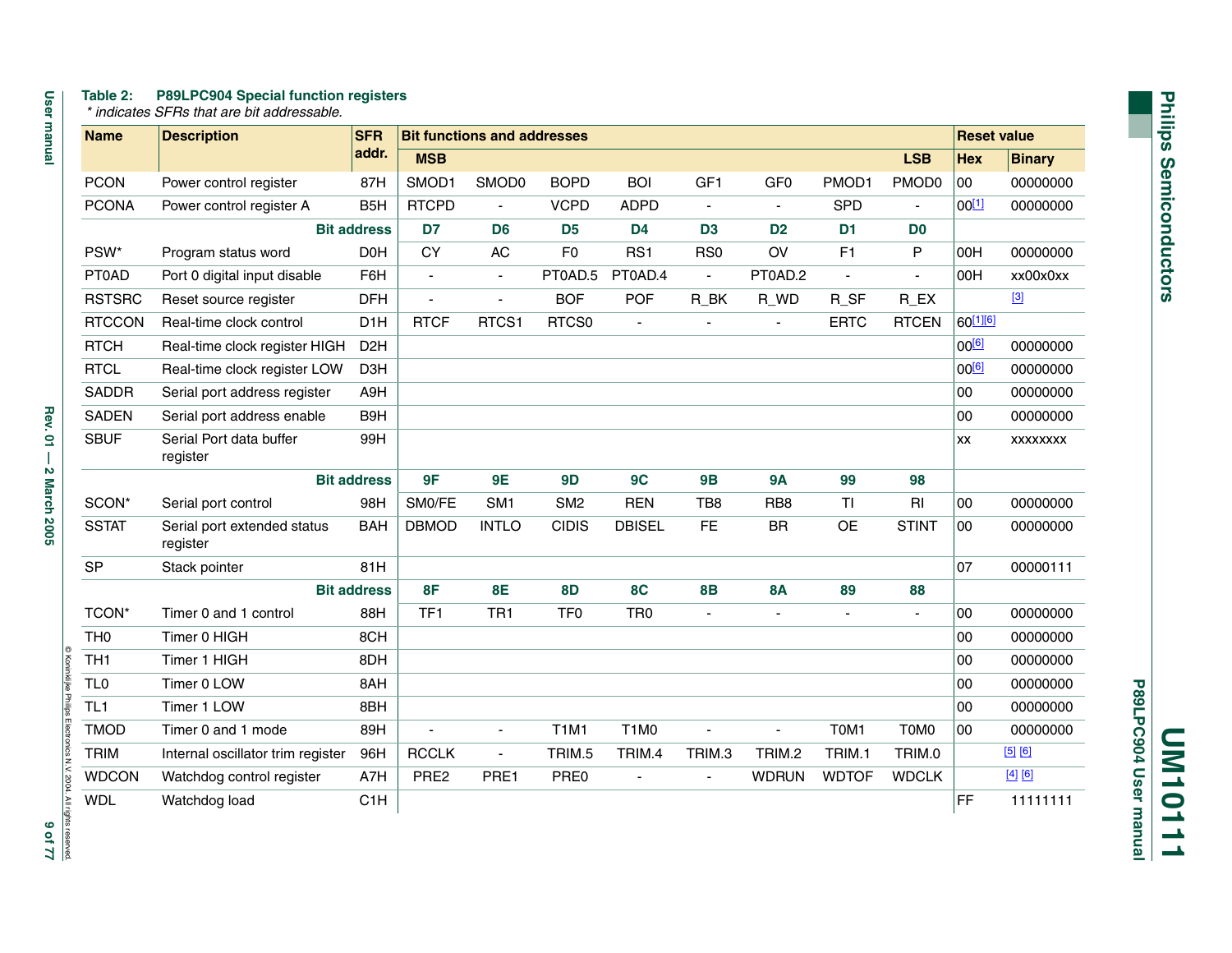**Table 2: P89LPC904 Special function registers**

*\* indicates SFRs that are bit addressable.*

| Name | Description | SFR addr. | Bit functions and addresses | | | | | | | | Reset value | |
|---|---|---|---|---|---|---|---|---|---|---|---|---|
| | | | MSB | | | | | | | LSB | Hex | Binary |
| PCON | Power control register | 87H | SMOD1 | SMOD0 | BOPD | BOI | GF1 | GF0 | PMOD1 | PMOD0 | 00 | 00000000 |
| PCONA | Power control register A | B5H | RTCPD | - | VCPD | ADPD | - | - | SPD | - | 00[1] | 00000000 |
| | | Bit address | D7 | D6 | D5 | D4 | D3 | D2 | D1 | D0 | | |
| PSW* | Program status word | D0H | CY | AC | F0 | RS1 | RS0 | OV | F1 | P | 00H | 00000000 |
| PT0AD | Port 0 digital input disable | F6H | - | - | PT0AD.5 | PT0AD.4 | - | PT0AD.2 | - | - | 00H | xx00x0xx |
| RSTSRC | Reset source register | DFH | - | - | BOF | POF | R_BK | R_WD | R_SF | R_EX | | [3] |
| RTCCON | Real-time clock control | D1H | RTCF | RTCS1 | RTCS0 | - | - | - | ERTC | RTCEN | 60[1][6] | |
| RTCH | Real-time clock register HIGH | D2H | | | | | | | | | 00[6] | 00000000 |
| RTCL | Real-time clock register LOW | D3H | | | | | | | | | 00[6] | 00000000 |
| SADDR | Serial port address register | A9H | | | | | | | | | 00 | 00000000 |
| SADEN | Serial port address enable | B9H | | | | | | | | | 00 | 00000000 |
| SBUF | Serial Port data buffer register | 99H | | | | | | | | | xx | xxxxxxxx |
| | | Bit address | 9F | 9E | 9D | 9C | 9B | 9A | 99 | 98 | | |
| SCON* | Serial port control | 98H | SM0/FE | SM1 | SM2 | REN | TB8 | RB8 | TI | RI | 00 | 00000000 |
| SSTAT | Serial port extended status register | BAH | DBMOD | INTLO | CIDIS | DBISEL | FE | BR | OE | STINT | 00 | 00000000 |
| SP | Stack pointer | 81H | | | | | | | | | 07 | 00000111 |
| | | Bit address | 8F | 8E | 8D | 8C | 8B | 8A | 89 | 88 | | |
| TCON* | Timer 0 and 1 control | 88H | TF1 | TR1 | TF0 | TR0 | - | - | - | - | 00 | 00000000 |
| TH0 | Timer 0 HIGH | 8CH | | | | | | | | | 00 | 00000000 |
| TH1 | Timer 1 HIGH | 8DH | | | | | | | | | 00 | 00000000 |
| TL0 | Timer 0 LOW | 8AH | | | | | | | | | 00 | 00000000 |
| TL1 | Timer 1 LOW | 8BH | | | | | | | | | 00 | 00000000 |
| TMOD | Timer 0 and 1 mode | 89H | - | - | T1M1 | T1M0 | - | - | T0M1 | T0M0 | 00 | 00000000 |
| TRIM | Internal oscillator trim register | 96H | RCCLK | - | TRIM.5 | TRIM.4 | TRIM.3 | TRIM.2 | TRIM.1 | TRIM.0 | | [5] [6] |
| WDCON | Watchdog control register | A7H | PRE2 | PRE1 | PRE0 | - | - | WDRUN | WDTOF | WDCLK | | [4] [6] |
| WDL | Watchdog load | C1H | | | | | | | | | FF | 11111111 |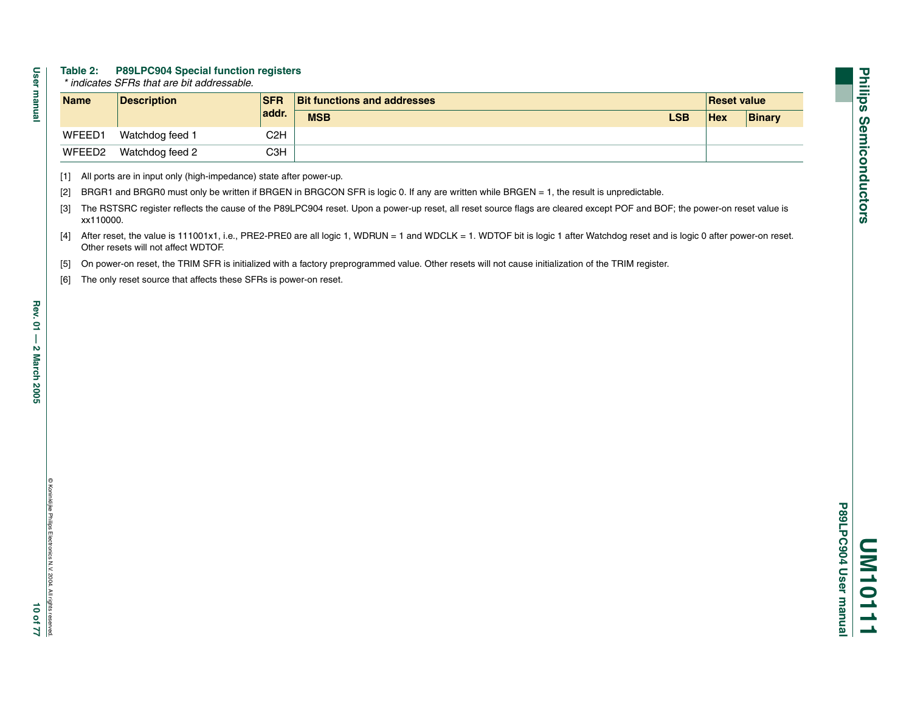**Table 2: P89LPC904 Special function registers**

*\* indicates SFRs that are bit addressable.*

| Name | Description | SFR addr. | Bit functions and addresses | Reset value | |
|---|---|---|---|---|---|
| | | | MSB LSB | Hex | Binary |
| WFEED1 | Watchdog feed 1 | C2H | | | |
| WFEED2 | Watchdog feed 2 | C3H | | | |

[1] All ports are in input only (high-impedance) state after power-up.

[2] BRGR1 and BRGR0 must only be written if BRGEN in BRGCON SFR is logic 0. If any are written while BRGEN = 1, the result is unpredictable.

[3] The RSTSRC register reflects the cause of the P89LPC904 reset. Upon a power-up reset, all reset source flags are cleared except POF and BOF; the power-on reset value is xx110000.

[4] After reset, the value is 111001x1, i.e., PRE2-PRE0 are all logic 1, WDRUN = 1 and WDCLK = 1. WDTOF bit is logic 1 after Watchdog reset and is logic 0 after power-on reset. Other resets will not affect WDTOF.

[5] On power-on reset, the TRIM SFR is initialized with a factory preprogrammed value. Other resets will not cause initialization of the TRIM register.

[6] The only reset source that affects these SFRs is power-on reset.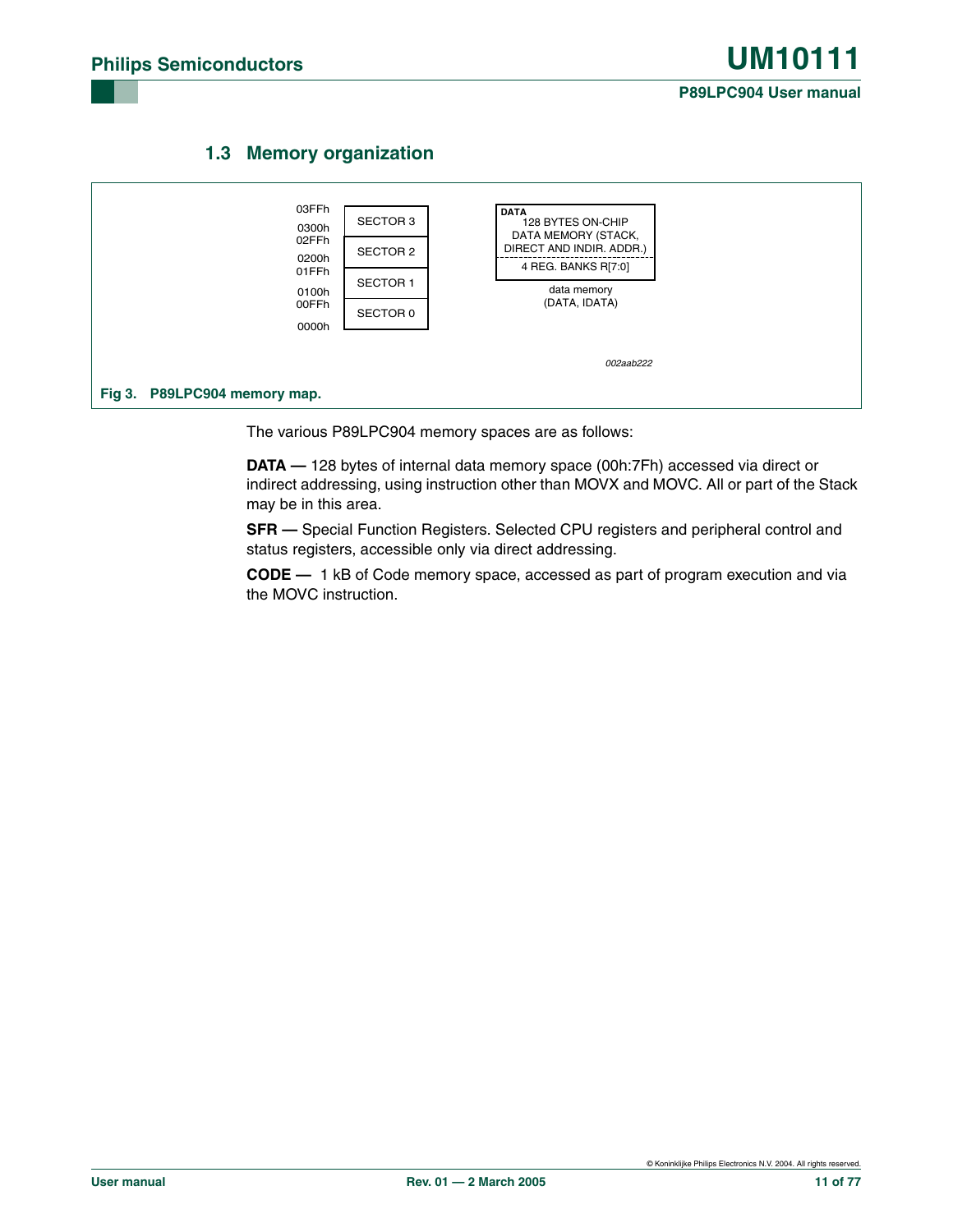## 1.3 Memory organization

| Address | Code memory |
|---|---|
| 03FFh – 0300h | SECTOR 3 |
| 02FFh – 0200h | SECTOR 2 |
| 01FFh – 0100h | SECTOR 1 |
| 00FFh – 0000h | SECTOR 0 |

| data memory (DATA, IDATA) |
|---|
| DATA 128 BYTES ON-CHIP DATA MEMORY (STACK, DIRECT AND INDIR. ADDR.) |
| 4 REG. BANKS R[7:0] |

002aab222

**Fig 3. P89LPC904 memory map.**

The various P89LPC904 memory spaces are as follows:

**DATA —** 128 bytes of internal data memory space (00h:7Fh) accessed via direct or indirect addressing, using instruction other than MOVX and MOVC. All or part of the Stack may be in this area.

**SFR —** Special Function Registers. Selected CPU registers and peripheral control and status registers, accessible only via direct addressing.

**CODE —** 1 kB of Code memory space, accessed as part of program execution and via the MOVC instruction.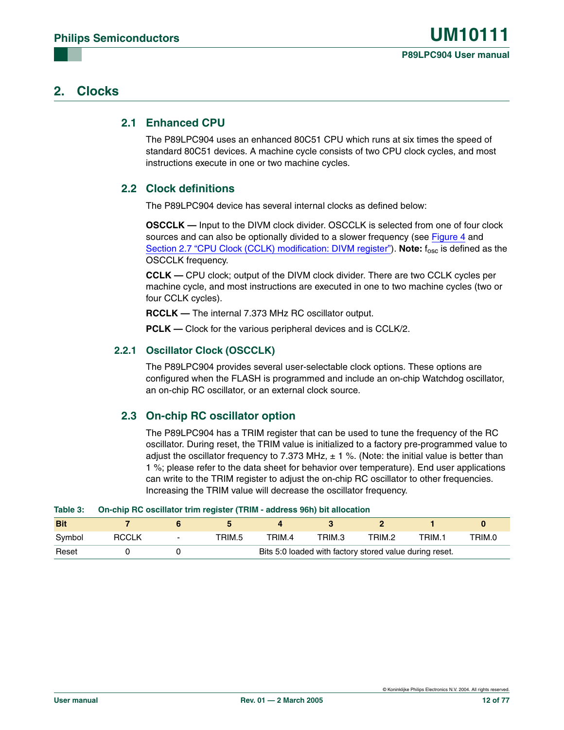## 2. Clocks

### 2.1 Enhanced CPU

The P89LPC904 uses an enhanced 80C51 CPU which runs at six times the speed of standard 80C51 devices. A machine cycle consists of two CPU clock cycles, and most instructions execute in one or two machine cycles.

### 2.2 Clock definitions

The P89LPC904 device has several internal clocks as defined below:

**OSCCLK —** Input to the DIVM clock divider. OSCCLK is selected from one of four clock sources and can also be optionally divided to a slower frequency (see Figure 4 and Section 2.7 "CPU Clock (CCLK) modification: DIVM register"). **Note:** $f_{osc}$ is defined as the OSCCLK frequency.

**CCLK —** CPU clock; output of the DIVM clock divider. There are two CCLK cycles per machine cycle, and most instructions are executed in one to two machine cycles (two or four CCLK cycles).

**RCCLK —** The internal 7.373 MHz RC oscillator output.

**PCLK —** Clock for the various peripheral devices and is CCLK/2.

#### 2.2.1 Oscillator Clock (OSCCLK)

The P89LPC904 provides several user-selectable clock options. These options are configured when the FLASH is programmed and include an on-chip Watchdog oscillator, an on-chip RC oscillator, or an external clock source.

### 2.3 On-chip RC oscillator option

The P89LPC904 has a TRIM register that can be used to tune the frequency of the RC oscillator. During reset, the TRIM value is initialized to a factory pre-programmed value to adjust the oscillator frequency to 7.373 MHz, ± 1 %. (Note: the initial value is better than 1 %; please refer to the data sheet for behavior over temperature). End user applications can write to the TRIM register to adjust the on-chip RC oscillator to other frequencies. Increasing the TRIM value will decrease the oscillator frequency.

**Table 3: On-chip RC oscillator trim register (TRIM - address 96h) bit allocation**

| Bit | 7 | 6 | 5 | 4 | 3 | 2 | 1 | 0 |
|---|---|---|---|---|---|---|---|---|
| Symbol | RCCLK | - | TRIM.5 | TRIM.4 | TRIM.3 | TRIM.2 | TRIM.1 | TRIM.0 |
| Reset | 0 | 0 | Bits 5:0 loaded with factory stored value during reset. | | | | | |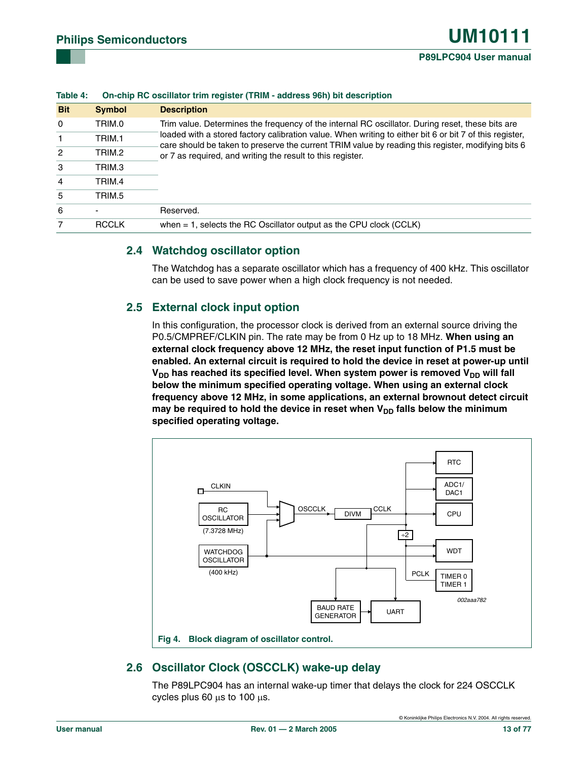**Table 4: On-chip RC oscillator trim register (TRIM - address 96h) bit description**

| Bit | Symbol | Description |
|---|---|---|
| 0 | TRIM.0 | Trim value. Determines the frequency of the internal RC oscillator. During reset, these bits are loaded with a stored factory calibration value. When writing to either bit 6 or bit 7 of this register, care should be taken to preserve the current TRIM value by reading this register, modifying bits 6 or 7 as required, and writing the result to this register. |
| 1 | TRIM.1 | |
| 2 | TRIM.2 | |
| 3 | TRIM.3 | |
| 4 | TRIM.4 | |
| 5 | TRIM.5 | |
| 6 | - | Reserved. |
| 7 | RCCLK | when = 1, selects the RC Oscillator output as the CPU clock (CCLK) |

## 2.4 Watchdog oscillator option

The Watchdog has a separate oscillator which has a frequency of 400 kHz. This oscillator can be used to save power when a high clock frequency is not needed.

## 2.5 External clock input option

In this configuration, the processor clock is derived from an external source driving the P0.5/CMPREF/CLKIN pin. The rate may be from 0 Hz up to 18 MHz. **When using an external clock frequency above 12 MHz, the reset input function of P1.5 must be enabled. An external circuit is required to hold the device in reset at power-up until $V_{DD}$ has reached its specified level. When system power is removed $V_{DD}$ will fall below the minimum specified operating voltage. When using an external clock frequency above 12 MHz, in some applications, an external brownout detect circuit may be required to hold the device in reset when $V_{DD}$ falls below the minimum specified operating voltage.**

CLKIN
RC OSCILLATOR (7.3728 MHz)
WATCHDOG OSCILLATOR (400 kHz)
OSCCLK
DIVM
CCLK
÷2
PCLK
RTC
ADC1/ DAC1
CPU
WDT
TIMER 0 TIMER 1
BAUD RATE GENERATOR
UART
002aaa782

**Fig 4. Block diagram of oscillator control.**

## 2.6 Oscillator Clock (OSCCLK) wake-up delay

The P89LPC904 has an internal wake-up timer that delays the clock for 224 OSCCLK cycles plus 60 µs to 100 µs.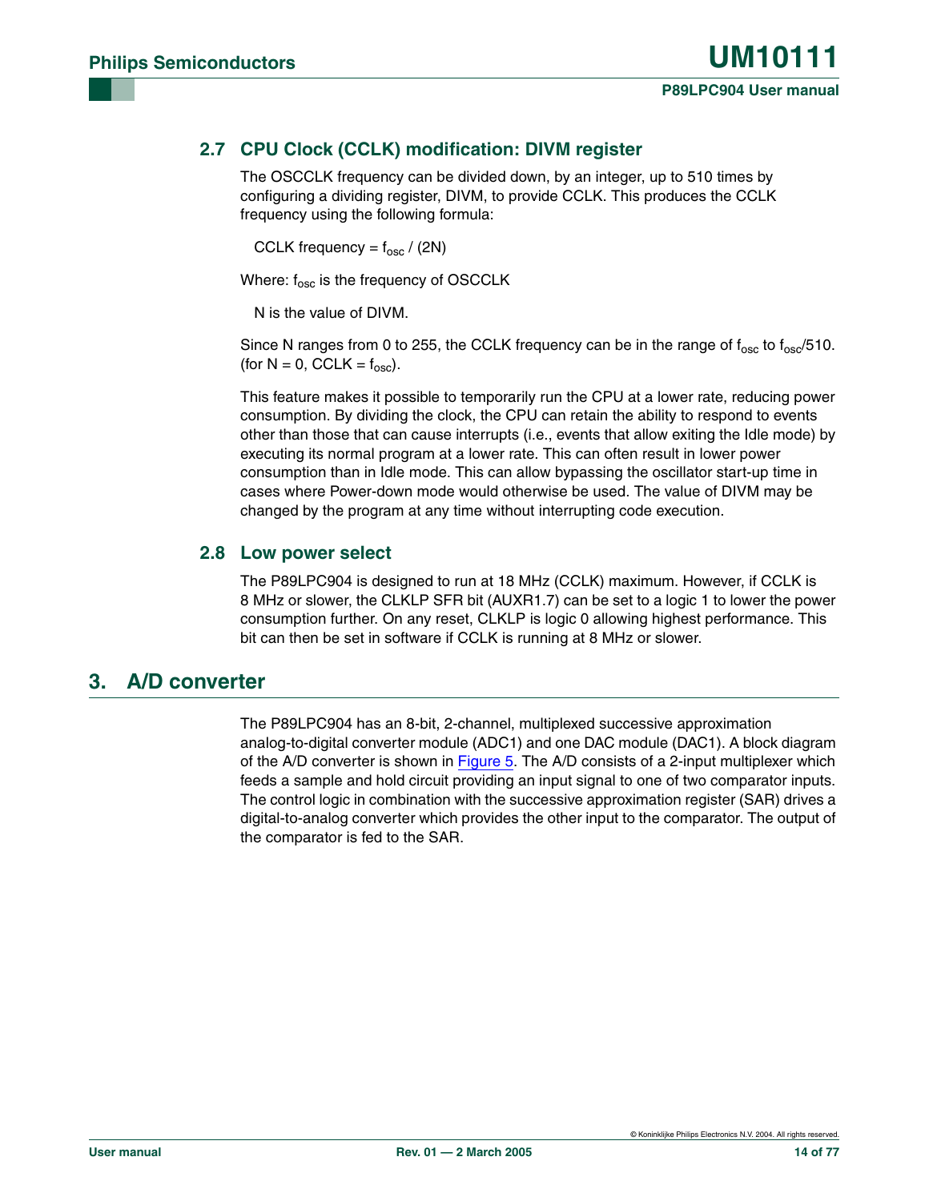### 2.7 CPU Clock (CCLK) modification: DIVM register

The OSCCLK frequency can be divided down, by an integer, up to 510 times by configuring a dividing register, DIVM, to provide CCLK. This produces the CCLK frequency using the following formula:

CCLK frequency = $f_{osc}$ / (2N)

Where: $f_{osc}$ is the frequency of OSCCLK

N is the value of DIVM.

Since N ranges from 0 to 255, the CCLK frequency can be in the range of $f_{osc}$ to $f_{osc}$/510. (for N = 0, CCLK = $f_{osc}$).

This feature makes it possible to temporarily run the CPU at a lower rate, reducing power consumption. By dividing the clock, the CPU can retain the ability to respond to events other than those that can cause interrupts (i.e., events that allow exiting the Idle mode) by executing its normal program at a lower rate. This can often result in lower power consumption than in Idle mode. This can allow bypassing the oscillator start-up time in cases where Power-down mode would otherwise be used. The value of DIVM may be changed by the program at any time without interrupting code execution.

### 2.8 Low power select

The P89LPC904 is designed to run at 18 MHz (CCLK) maximum. However, if CCLK is 8 MHz or slower, the CLKLP SFR bit (AUXR1.7) can be set to a logic 1 to lower the power consumption further. On any reset, CLKLP is logic 0 allowing highest performance. This bit can then be set in software if CCLK is running at 8 MHz or slower.

## 3. A/D converter

The P89LPC904 has an 8-bit, 2-channel, multiplexed successive approximation analog-to-digital converter module (ADC1) and one DAC module (DAC1). A block diagram of the A/D converter is shown in Figure 5. The A/D consists of a 2-input multiplexer which feeds a sample and hold circuit providing an input signal to one of two comparator inputs. The control logic in combination with the successive approximation register (SAR) drives a digital-to-analog converter which provides the other input to the comparator. The output of the comparator is fed to the SAR.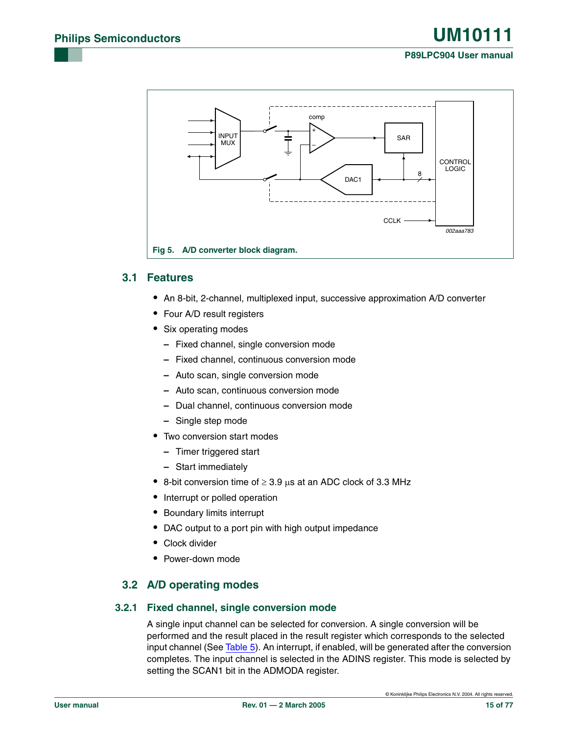Fig 5. A/D converter block diagram.

## 3.1 Features

- An 8-bit, 2-channel, multiplexed input, successive approximation A/D converter
- Four A/D result registers
- Six operating modes
  - Fixed channel, single conversion mode
  - Fixed channel, continuous conversion mode
  - Auto scan, single conversion mode
  - Auto scan, continuous conversion mode
  - Dual channel, continuous conversion mode
  - Single step mode
- Two conversion start modes
  - Timer triggered start
  - Start immediately
- 8-bit conversion time of ≥ 3.9 μs at an ADC clock of 3.3 MHz
- Interrupt or polled operation
- Boundary limits interrupt
- DAC output to a port pin with high output impedance
- Clock divider
- Power-down mode

## 3.2 A/D operating modes

### 3.2.1 Fixed channel, single conversion mode

A single input channel can be selected for conversion. A single conversion will be performed and the result placed in the result register which corresponds to the selected input channel (See Table 5). An interrupt, if enabled, will be generated after the conversion completes. The input channel is selected in the ADINS register. This mode is selected by setting the SCAN1 bit in the ADMODA register.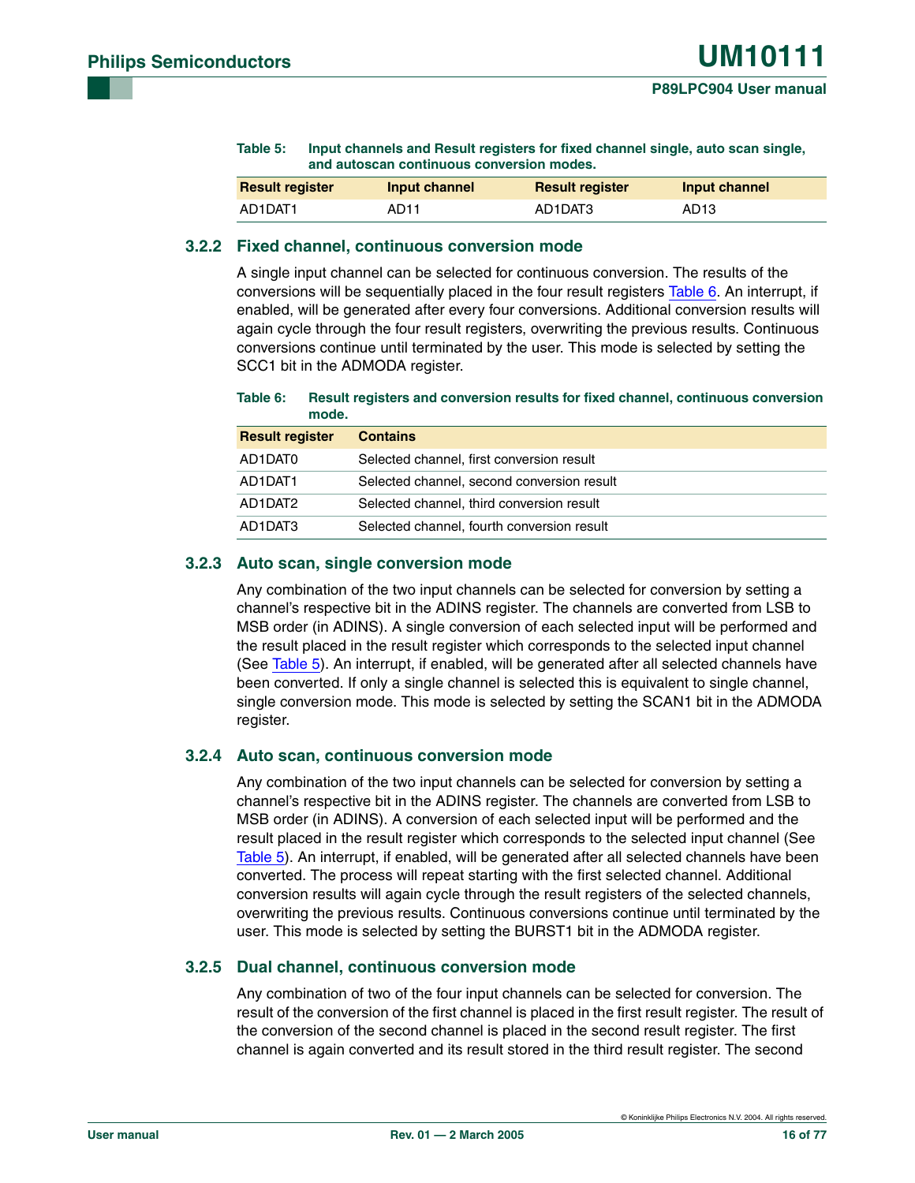Table 5: Input channels and Result registers for fixed channel single, auto scan single, and autoscan continuous conversion modes.

| Result register | Input channel | Result register | Input channel |
|---|---|---|---|
| AD1DAT1 | AD11 | AD1DAT3 | AD13 |

### 3.2.2 Fixed channel, continuous conversion mode

A single input channel can be selected for continuous conversion. The results of the conversions will be sequentially placed in the four result registers Table 6. An interrupt, if enabled, will be generated after every four conversions. Additional conversion results will again cycle through the four result registers, overwriting the previous results. Continuous conversions continue until terminated by the user. This mode is selected by setting the SCC1 bit in the ADMODA register.

Table 6: Result registers and conversion results for fixed channel, continuous conversion mode.

| Result register | Contains |
|---|---|
| AD1DAT0 | Selected channel, first conversion result |
| AD1DAT1 | Selected channel, second conversion result |
| AD1DAT2 | Selected channel, third conversion result |
| AD1DAT3 | Selected channel, fourth conversion result |

### 3.2.3 Auto scan, single conversion mode

Any combination of the two input channels can be selected for conversion by setting a channel's respective bit in the ADINS register. The channels are converted from LSB to MSB order (in ADINS). A single conversion of each selected input will be performed and the result placed in the result register which corresponds to the selected input channel (See Table 5). An interrupt, if enabled, will be generated after all selected channels have been converted. If only a single channel is selected this is equivalent to single channel, single conversion mode. This mode is selected by setting the SCAN1 bit in the ADMODA register.

### 3.2.4 Auto scan, continuous conversion mode

Any combination of the two input channels can be selected for conversion by setting a channel's respective bit in the ADINS register. The channels are converted from LSB to MSB order (in ADINS). A conversion of each selected input will be performed and the result placed in the result register which corresponds to the selected input channel (See Table 5). An interrupt, if enabled, will be generated after all selected channels have been converted. The process will repeat starting with the first selected channel. Additional conversion results will again cycle through the result registers of the selected channels, overwriting the previous results. Continuous conversions continue until terminated by the user. This mode is selected by setting the BURST1 bit in the ADMODA register.

### 3.2.5 Dual channel, continuous conversion mode

Any combination of two of the four input channels can be selected for conversion. The result of the conversion of the first channel is placed in the first result register. The result of the conversion of the second channel is placed in the second result register. The first channel is again converted and its result stored in the third result register. The second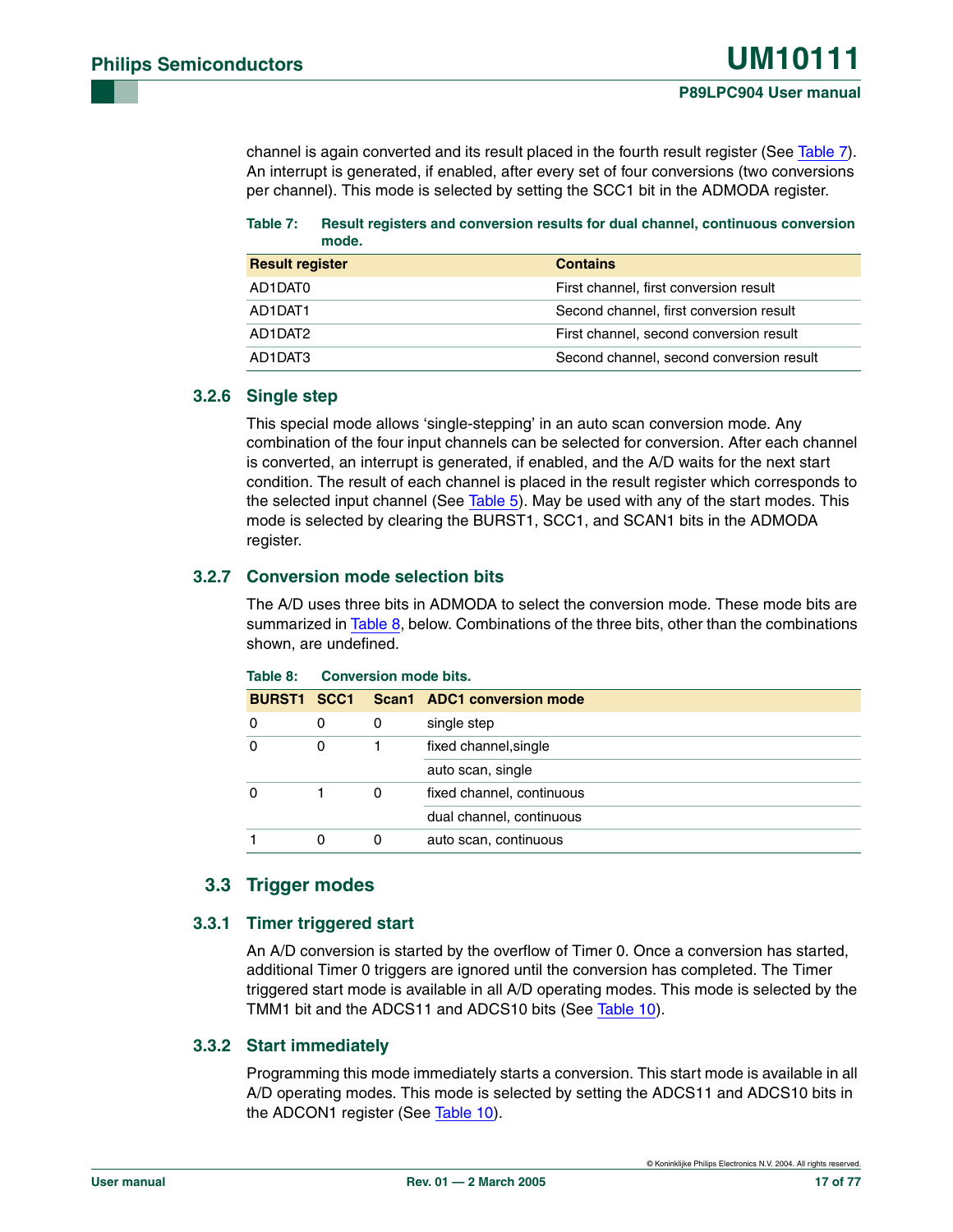channel is again converted and its result placed in the fourth result register (See Table 7). An interrupt is generated, if enabled, after every set of four conversions (two conversions per channel). This mode is selected by setting the SCC1 bit in the ADMODA register.

**Table 7: Result registers and conversion results for dual channel, continuous conversion mode.**

| Result register | Contains |
|---|---|
| AD1DAT0 | First channel, first conversion result |
| AD1DAT1 | Second channel, first conversion result |
| AD1DAT2 | First channel, second conversion result |
| AD1DAT3 | Second channel, second conversion result |

### 3.2.6 Single step

This special mode allows 'single-stepping' in an auto scan conversion mode. Any combination of the four input channels can be selected for conversion. After each channel is converted, an interrupt is generated, if enabled, and the A/D waits for the next start condition. The result of each channel is placed in the result register which corresponds to the selected input channel (See Table 5). May be used with any of the start modes. This mode is selected by clearing the BURST1, SCC1, and SCAN1 bits in the ADMODA register.

### 3.2.7 Conversion mode selection bits

The A/D uses three bits in ADMODA to select the conversion mode. These mode bits are summarized in Table 8, below. Combinations of the three bits, other than the combinations shown, are undefined.

**Table 8: Conversion mode bits.**

| BURST1 | SCC1 | Scan1 | ADC1 conversion mode |
|---|---|---|---|
| 0 | 0 | 0 | single step |
| 0 | 0 | 1 | fixed channel,single |
| | | | auto scan, single |
| 0 | 1 | 0 | fixed channel, continuous |
| | | | dual channel, continuous |
| 1 | 0 | 0 | auto scan, continuous |

## 3.3 Trigger modes

### 3.3.1 Timer triggered start

An A/D conversion is started by the overflow of Timer 0. Once a conversion has started, additional Timer 0 triggers are ignored until the conversion has completed. The Timer triggered start mode is available in all A/D operating modes. This mode is selected by the TMM1 bit and the ADCS11 and ADCS10 bits (See Table 10).

### 3.3.2 Start immediately

Programming this mode immediately starts a conversion. This start mode is available in all A/D operating modes. This mode is selected by setting the ADCS11 and ADCS10 bits in the ADCON1 register (See Table 10).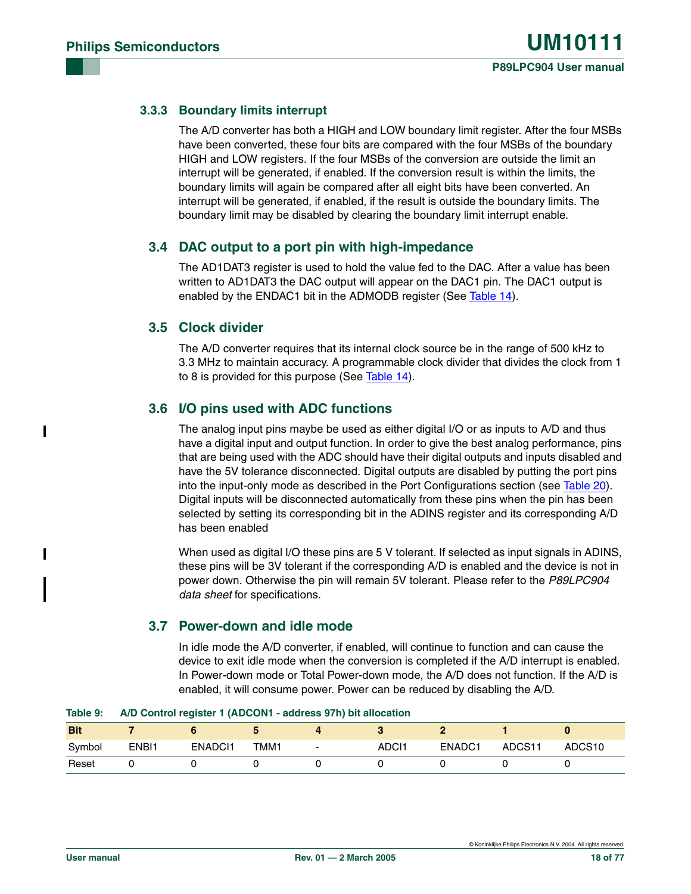### 3.3.3 Boundary limits interrupt

The A/D converter has both a HIGH and LOW boundary limit register. After the four MSBs have been converted, these four bits are compared with the four MSBs of the boundary HIGH and LOW registers. If the four MSBs of the conversion are outside the limit an interrupt will be generated, if enabled. If the conversion result is within the limits, the boundary limits will again be compared after all eight bits have been converted. An interrupt will be generated, if enabled, if the result is outside the boundary limits. The boundary limit may be disabled by clearing the boundary limit interrupt enable.

## 3.4 DAC output to a port pin with high-impedance

The AD1DAT3 register is used to hold the value fed to the DAC. After a value has been written to AD1DAT3 the DAC output will appear on the DAC1 pin. The DAC1 output is enabled by the ENDAC1 bit in the ADMODB register (See Table 14).

## 3.5 Clock divider

The A/D converter requires that its internal clock source be in the range of 500 kHz to 3.3 MHz to maintain accuracy. A programmable clock divider that divides the clock from 1 to 8 is provided for this purpose (See Table 14).

## 3.6 I/O pins used with ADC functions

The analog input pins maybe be used as either digital I/O or as inputs to A/D and thus have a digital input and output function. In order to give the best analog performance, pins that are being used with the ADC should have their digital outputs and inputs disabled and have the 5V tolerance disconnected. Digital outputs are disabled by putting the port pins into the input-only mode as described in the Port Configurations section (see Table 20). Digital inputs will be disconnected automatically from these pins when the pin has been selected by setting its corresponding bit in the ADINS register and its corresponding A/D has been enabled

When used as digital I/O these pins are 5 V tolerant. If selected as input signals in ADINS, these pins will be 3V tolerant if the corresponding A/D is enabled and the device is not in power down. Otherwise the pin will remain 5V tolerant. Please refer to the *P89LPC904 data sheet* for specifications.

## 3.7 Power-down and idle mode

In idle mode the A/D converter, if enabled, will continue to function and can cause the device to exit idle mode when the conversion is completed if the A/D interrupt is enabled. In Power-down mode or Total Power-down mode, the A/D does not function. If the A/D is enabled, it will consume power. Power can be reduced by disabling the A/D.

**Table 9: A/D Control register 1 (ADCON1 - address 97h) bit allocation**

| Bit | 7 | 6 | 5 | 4 | 3 | 2 | 1 | 0 |
|---|---|---|---|---|---|---|---|---|
| Symbol | ENBI1 | ENADCI1 | TMM1 | - | ADCI1 | ENADC1 | ADCS11 | ADCS10 |
| Reset | 0 | 0 | 0 | 0 | 0 | 0 | 0 | 0 |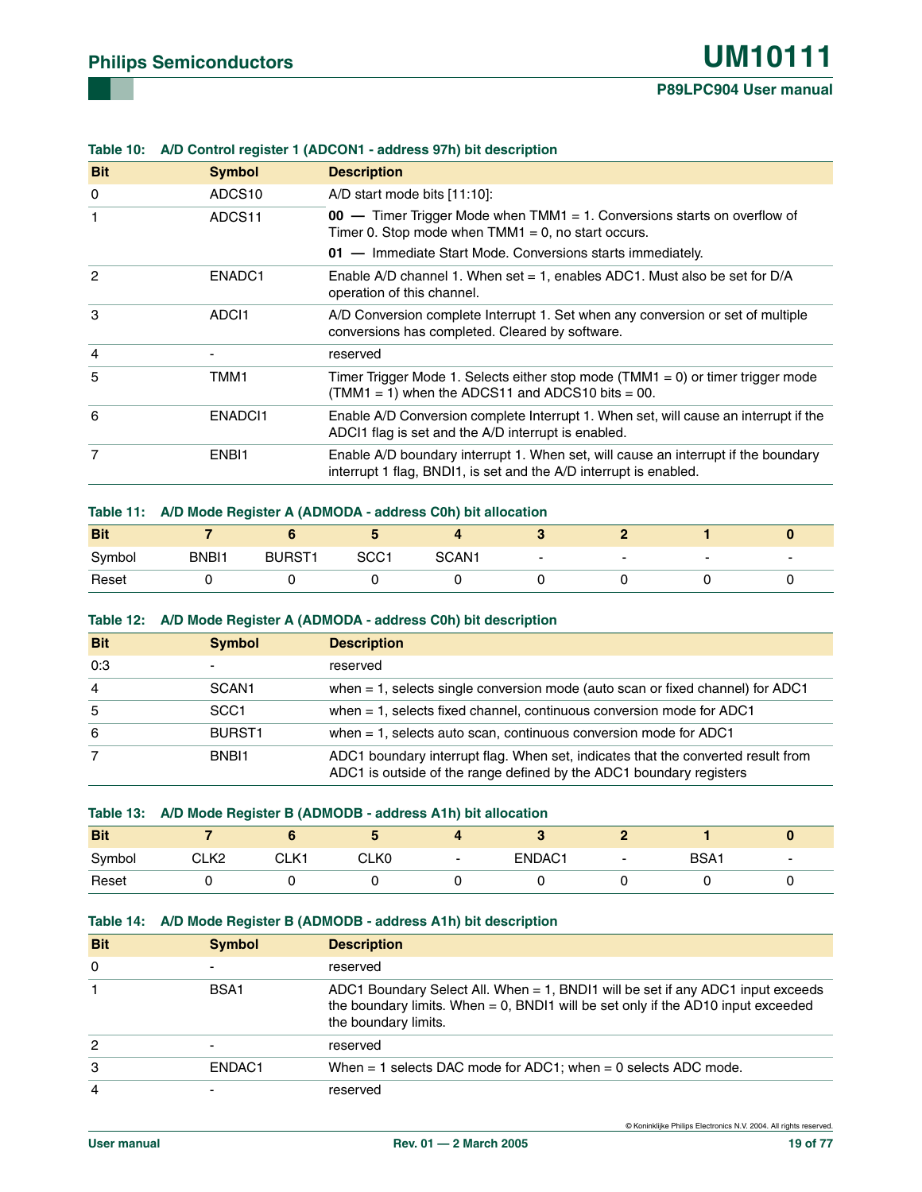**Table 10: A/D Control register 1 (ADCON1 - address 97h) bit description**

| Bit | Symbol | Description |
|---|---|---|
| 0 | ADCS10 | A/D start mode bits [11:10]: |
| 1 | ADCS11 | **00 —** Timer Trigger Mode when TMM1 = 1. Conversions starts on overflow of Timer 0. Stop mode when TMM1 = 0, no start occurs.<br>**01 —** Immediate Start Mode. Conversions starts immediately. |
| 2 | ENADC1 | Enable A/D channel 1. When set = 1, enables ADC1. Must also be set for D/A operation of this channel. |
| 3 | ADCI1 | A/D Conversion complete Interrupt 1. Set when any conversion or set of multiple conversions has completed. Cleared by software. |
| 4 | - | reserved |
| 5 | TMM1 | Timer Trigger Mode 1. Selects either stop mode (TMM1 = 0) or timer trigger mode (TMM1 = 1) when the ADCS11 and ADCS10 bits = 00. |
| 6 | ENADCI1 | Enable A/D Conversion complete Interrupt 1. When set, will cause an interrupt if the ADCI1 flag is set and the A/D interrupt is enabled. |
| 7 | ENBI1 | Enable A/D boundary interrupt 1. When set, will cause an interrupt if the boundary interrupt 1 flag, BNDI1, is set and the A/D interrupt is enabled. |

**Table 11: A/D Mode Register A (ADMODA - address C0h) bit allocation**

| Bit | 7 | 6 | 5 | 4 | 3 | 2 | 1 | 0 |
|---|---|---|---|---|---|---|---|---|
| Symbol | BNBI1 | BURST1 | SCC1 | SCAN1 | - | - | - | - |
| Reset | 0 | 0 | 0 | 0 | 0 | 0 | 0 | 0 |

**Table 12: A/D Mode Register A (ADMODA - address C0h) bit description**

| Bit | Symbol | Description |
|---|---|---|
| 0:3 | - | reserved |
| 4 | SCAN1 | when = 1, selects single conversion mode (auto scan or fixed channel) for ADC1 |
| 5 | SCC1 | when = 1, selects fixed channel, continuous conversion mode for ADC1 |
| 6 | BURST1 | when = 1, selects auto scan, continuous conversion mode for ADC1 |
| 7 | BNBI1 | ADC1 boundary interrupt flag. When set, indicates that the converted result from ADC1 is outside of the range defined by the ADC1 boundary registers |

**Table 13: A/D Mode Register B (ADMODB - address A1h) bit allocation**

| Bit | 7 | 6 | 5 | 4 | 3 | 2 | 1 | 0 |
|---|---|---|---|---|---|---|---|---|
| Symbol | CLK2 | CLK1 | CLK0 | - | ENDAC1 | - | BSA1 | - |
| Reset | 0 | 0 | 0 | 0 | 0 | 0 | 0 | 0 |

**Table 14: A/D Mode Register B (ADMODB - address A1h) bit description**

| Bit | Symbol | Description |
|---|---|---|
| 0 | - | reserved |
| 1 | BSA1 | ADC1 Boundary Select All. When = 1, BNDI1 will be set if any ADC1 input exceeds the boundary limits. When = 0, BNDI1 will be set only if the AD10 input exceeded the boundary limits. |
| 2 | - | reserved |
| 3 | ENDAC1 | When = 1 selects DAC mode for ADC1; when = 0 selects ADC mode. |
| 4 | - | reserved |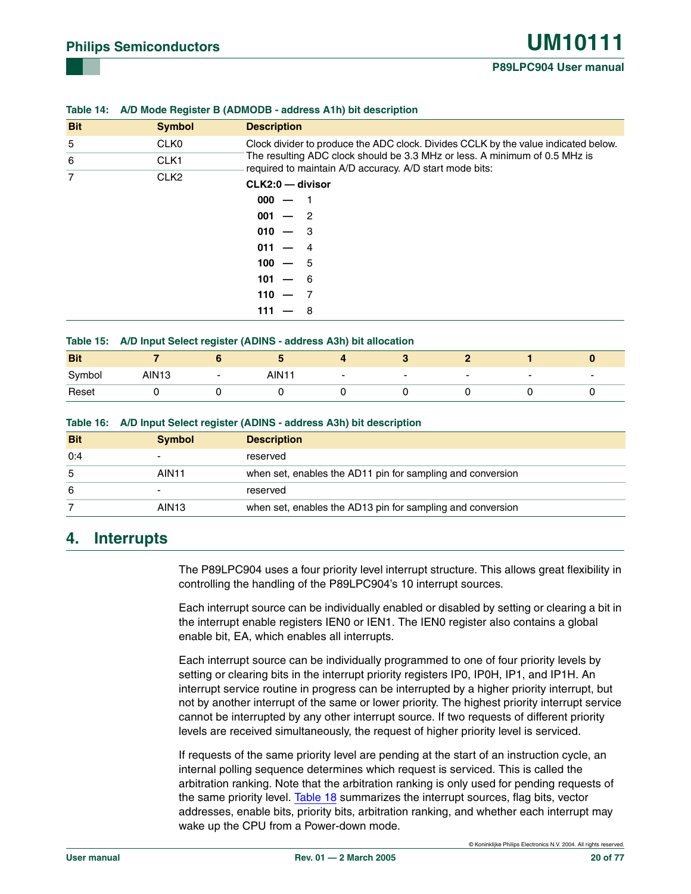**Table 14: A/D Mode Register B (ADMODB - address A1h) bit description**

| Bit | Symbol | Description |
|---|---|---|
| 5 | CLK0 | Clock divider to produce the ADC clock. Divides CCLK by the value indicated below. The resulting ADC clock should be 3.3 MHz or less. A minimum of 0.5 MHz is required to maintain A/D accuracy. A/D start mode bits: **CLK2:0 — divisor** **000** — 1; **001** — 2; **010** — 3; **011** — 4; **100** — 5; **101** — 6; **110** — 7; **111** — 8 |
| 6 | CLK1 | |
| 7 | CLK2 | |

**Table 15: A/D Input Select register (ADINS - address A3h) bit allocation**

| Bit | 7 | 6 | 5 | 4 | 3 | 2 | 1 | 0 |
|---|---|---|---|---|---|---|---|---|
| Symbol | AIN13 | - | AIN11 | - | - | - | - | - |
| Reset | 0 | 0 | 0 | 0 | 0 | 0 | 0 | 0 |

**Table 16: A/D Input Select register (ADINS - address A3h) bit description**

| Bit | Symbol | Description |
|---|---|---|
| 0:4 | - | reserved |
| 5 | AIN11 | when set, enables the AD11 pin for sampling and conversion |
| 6 | - | reserved |
| 7 | AIN13 | when set, enables the AD13 pin for sampling and conversion |

## 4. Interrupts

The P89LPC904 uses a four priority level interrupt structure. This allows great flexibility in controlling the handling of the P89LPC904's 10 interrupt sources.

Each interrupt source can be individually enabled or disabled by setting or clearing a bit in the interrupt enable registers IEN0 or IEN1. The IEN0 register also contains a global enable bit, EA, which enables all interrupts.

Each interrupt source can be individually programmed to one of four priority levels by setting or clearing bits in the interrupt priority registers IP0, IP0H, IP1, and IP1H. An interrupt service routine in progress can be interrupted by a higher priority interrupt, but not by another interrupt of the same or lower priority. The highest priority interrupt service cannot be interrupted by any other interrupt source. If two requests of different priority levels are received simultaneously, the request of higher priority level is serviced.

If requests of the same priority level are pending at the start of an instruction cycle, an internal polling sequence determines which request is serviced. This is called the arbitration ranking. Note that the arbitration ranking is only used for pending requests of the same priority level. Table 18 summarizes the interrupt sources, flag bits, vector addresses, enable bits, priority bits, arbitration ranking, and whether each interrupt may wake up the CPU from a Power-down mode.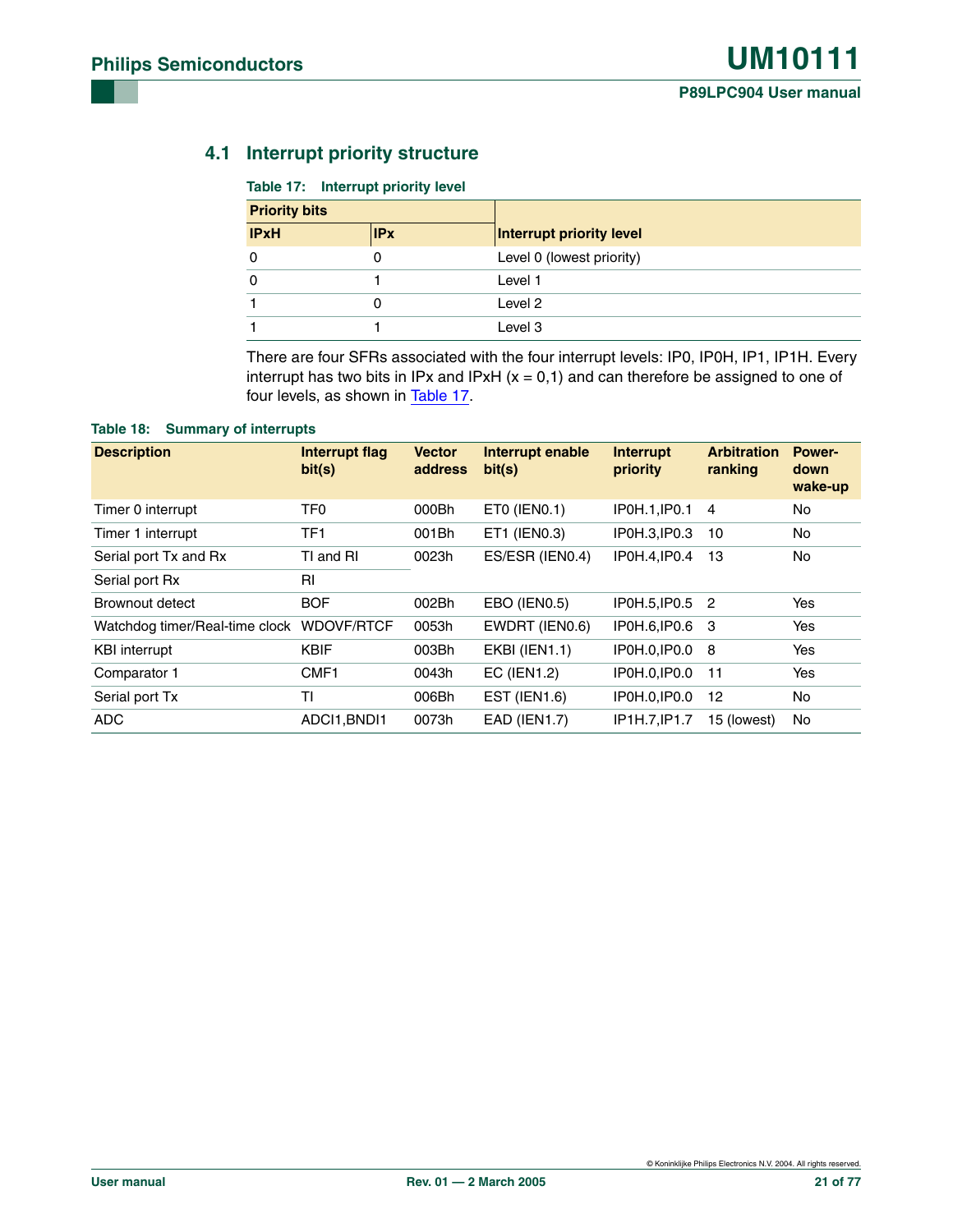## 4.1 Interrupt priority structure

**Table 17: Interrupt priority level**

| Priority bits | | Interrupt priority level |
|---|---|---|
| IPxH | IPx | |
| 0 | 0 | Level 0 (lowest priority) |
| 0 | 1 | Level 1 |
| 1 | 0 | Level 2 |
| 1 | 1 | Level 3 |

There are four SFRs associated with the four interrupt levels: IP0, IP0H, IP1, IP1H. Every interrupt has two bits in IPx and IPxH (x = 0,1) and can therefore be assigned to one of four levels, as shown in Table 17.

**Table 18: Summary of interrupts**

| Description | Interrupt flag bit(s) | Vector address | Interrupt enable bit(s) | Interrupt priority | Arbitration ranking | Power-down wake-up |
|---|---|---|---|---|---|---|
| Timer 0 interrupt | TF0 | 000Bh | ET0 (IEN0.1) | IP0H.1,IP0.1 | 4 | No |
| Timer 1 interrupt | TF1 | 001Bh | ET1 (IEN0.3) | IP0H.3,IP0.3 | 10 | No |
| Serial port Tx and Rx | TI and RI | 0023h | ES/ESR (IEN0.4) | IP0H.4,IP0.4 | 13 | No |
| Serial port Rx | RI | | | | | |
| Brownout detect | BOF | 002Bh | EBO (IEN0.5) | IP0H.5,IP0.5 | 2 | Yes |
| Watchdog timer/Real-time clock | WDOVF/RTCF | 0053h | EWDRT (IEN0.6) | IP0H.6,IP0.6 | 3 | Yes |
| KBI interrupt | KBIF | 003Bh | EKBI (IEN1.1) | IP0H.0,IP0.0 | 8 | Yes |
| Comparator 1 | CMF1 | 0043h | EC (IEN1.2) | IP0H.0,IP0.0 | 11 | Yes |
| Serial port Tx | TI | 006Bh | EST (IEN1.6) | IP0H.0,IP0.0 | 12 | No |
| ADC | ADCI1,BNDI1 | 0073h | EAD (IEN1.7) | IP1H.7,IP1.7 | 15 (lowest) | No |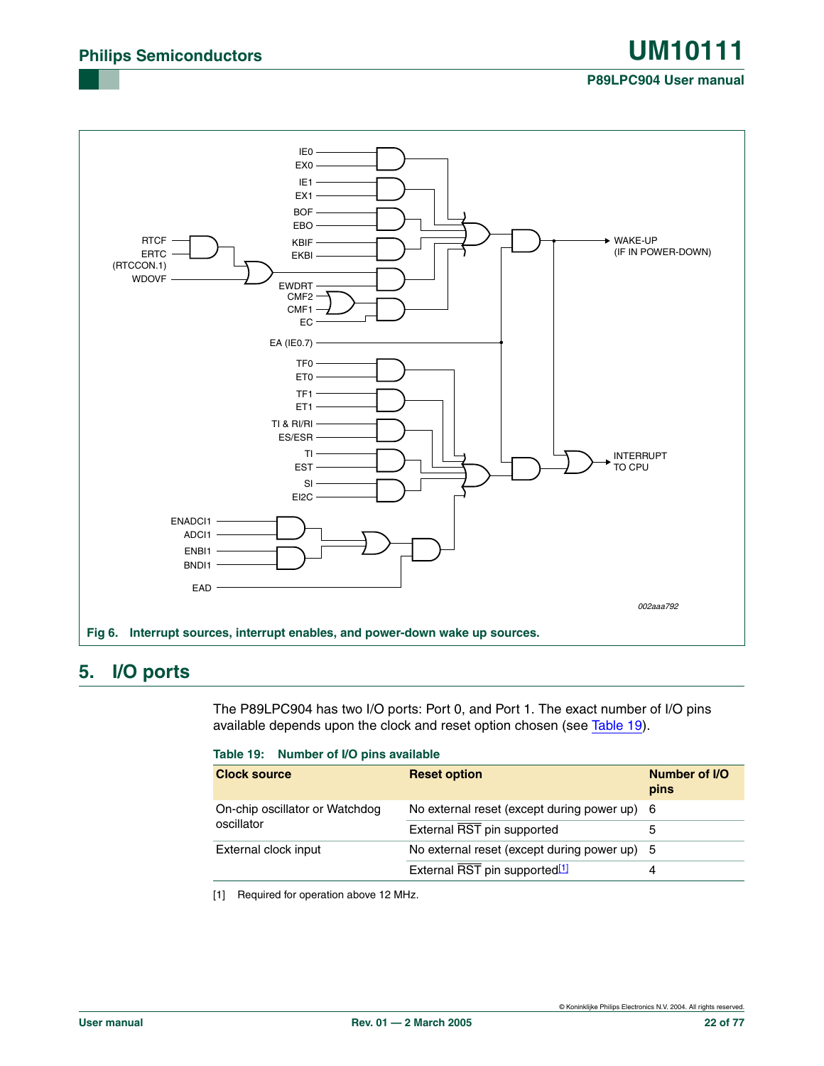Fig 6. Interrupt sources, interrupt enables, and power-down wake up sources.

## 5. I/O ports

The P89LPC904 has two I/O ports: Port 0, and Port 1. The exact number of I/O pins available depends upon the clock and reset option chosen (see Table 19).

**Table 19: Number of I/O pins available**

| Clock source | Reset option | Number of I/O pins |
|---|---|---|
| On-chip oscillator or Watchdog oscillator | No external reset (except during power up) | 6 |
| | External $\overline{RST}$ pin supported | 5 |
| External clock input | No external reset (except during power up) | 5 |
| | External $\overline{RST}$ pin supported[1] | 4 |

[1] Required for operation above 12 MHz.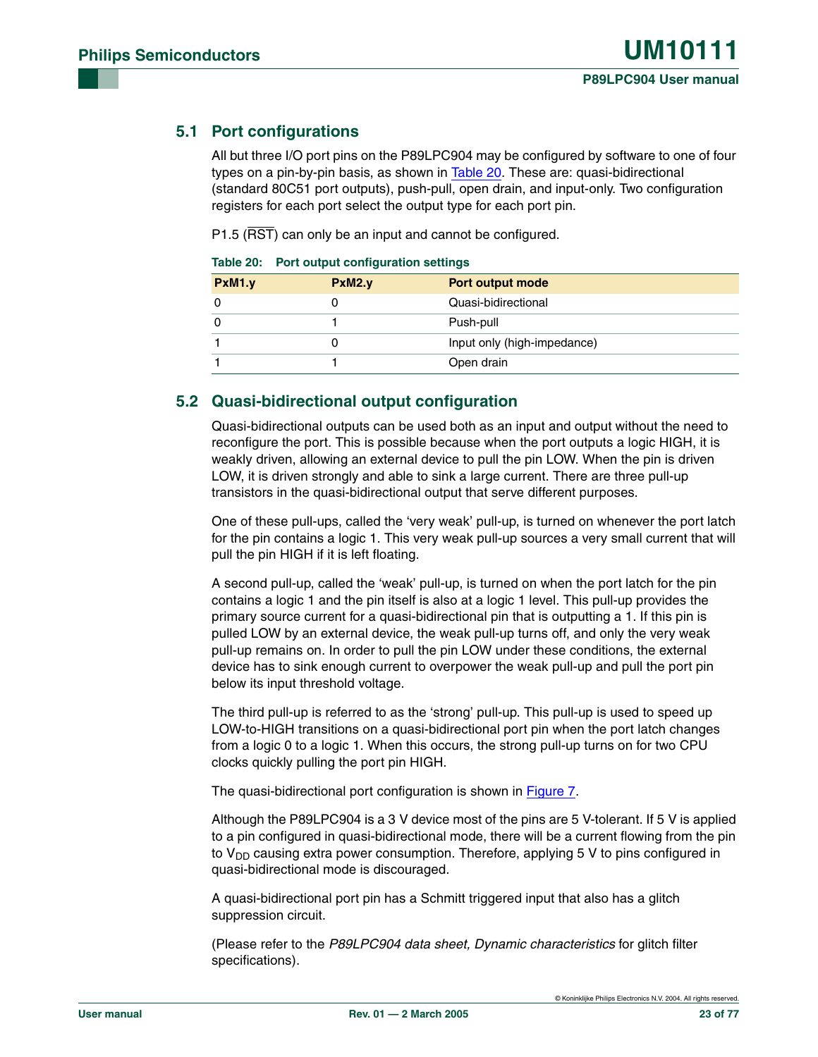## 5.1 Port configurations

All but three I/O port pins on the P89LPC904 may be configured by software to one of four types on a pin-by-pin basis, as shown in Table 20. These are: quasi-bidirectional (standard 80C51 port outputs), push-pull, open drain, and input-only. Two configuration registers for each port select the output type for each port pin.

P1.5 ($\overline{\text{RST}}$) can only be an input and cannot be configured.

**Table 20: Port output configuration settings**

| PxM1.y | PxM2.y | Port output mode |
|---|---|---|
| 0 | 0 | Quasi-bidirectional |
| 0 | 1 | Push-pull |
| 1 | 0 | Input only (high-impedance) |
| 1 | 1 | Open drain |

## 5.2 Quasi-bidirectional output configuration

Quasi-bidirectional outputs can be used both as an input and output without the need to reconfigure the port. This is possible because when the port outputs a logic HIGH, it is weakly driven, allowing an external device to pull the pin LOW. When the pin is driven LOW, it is driven strongly and able to sink a large current. There are three pull-up transistors in the quasi-bidirectional output that serve different purposes.

One of these pull-ups, called the 'very weak' pull-up, is turned on whenever the port latch for the pin contains a logic 1. This very weak pull-up sources a very small current that will pull the pin HIGH if it is left floating.

A second pull-up, called the 'weak' pull-up, is turned on when the port latch for the pin contains a logic 1 and the pin itself is also at a logic 1 level. This pull-up provides the primary source current for a quasi-bidirectional pin that is outputting a 1. If this pin is pulled LOW by an external device, the weak pull-up turns off, and only the very weak pull-up remains on. In order to pull the pin LOW under these conditions, the external device has to sink enough current to overpower the weak pull-up and pull the port pin below its input threshold voltage.

The third pull-up is referred to as the 'strong' pull-up. This pull-up is used to speed up LOW-to-HIGH transitions on a quasi-bidirectional port pin when the port latch changes from a logic 0 to a logic 1. When this occurs, the strong pull-up turns on for two CPU clocks quickly pulling the port pin HIGH.

The quasi-bidirectional port configuration is shown in Figure 7.

Although the P89LPC904 is a 3 V device most of the pins are 5 V-tolerant. If 5 V is applied to a pin configured in quasi-bidirectional mode, there will be a current flowing from the pin to $V_{DD}$ causing extra power consumption. Therefore, applying 5 V to pins configured in quasi-bidirectional mode is discouraged.

A quasi-bidirectional port pin has a Schmitt triggered input that also has a glitch suppression circuit.

(Please refer to the *P89LPC904 data sheet, Dynamic characteristics* for glitch filter specifications).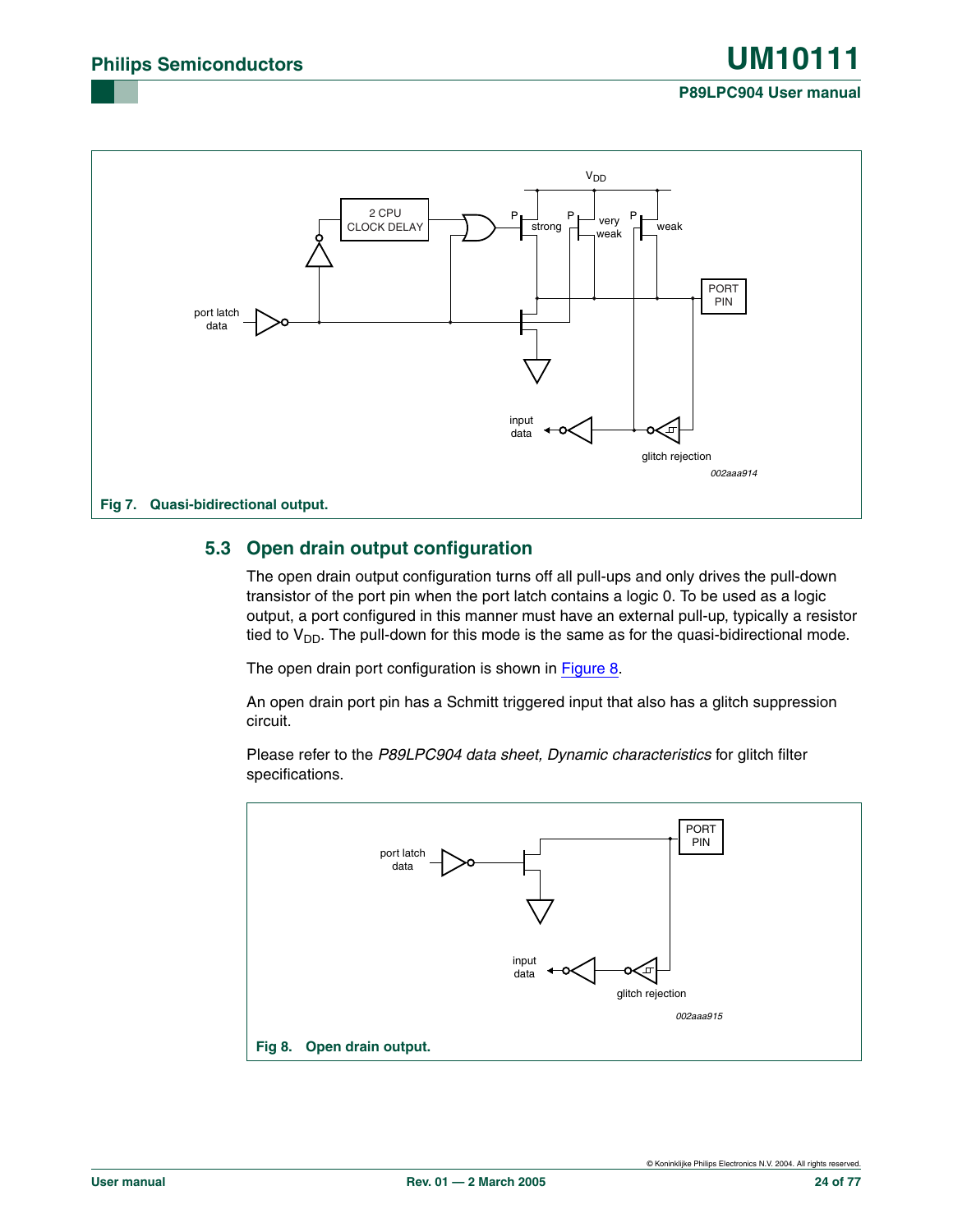Fig 7. Quasi-bidirectional output.

## 5.3 Open drain output configuration

The open drain output configuration turns off all pull-ups and only drives the pull-down transistor of the port pin when the port latch contains a logic 0. To be used as a logic output, a port configured in this manner must have an external pull-up, typically a resistor tied to $V_{DD}$. The pull-down for this mode is the same as for the quasi-bidirectional mode.

The open drain port configuration is shown in Figure 8.

An open drain port pin has a Schmitt triggered input that also has a glitch suppression circuit.

Please refer to the *P89LPC904 data sheet, Dynamic characteristics* for glitch filter specifications.

Fig 8. Open drain output.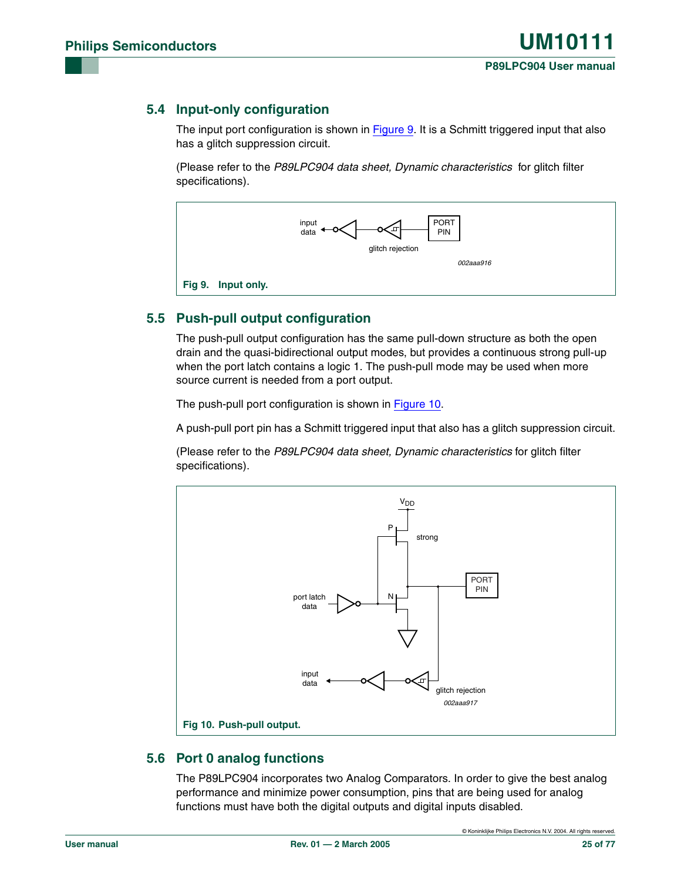## 5.4 Input-only configuration

The input port configuration is shown in Figure 9. It is a Schmitt triggered input that also has a glitch suppression circuit.

(Please refer to the *P89LPC904 data sheet, Dynamic characteristics* for glitch filter specifications).

Fig 9. Input only.

## 5.5 Push-pull output configuration

The push-pull output configuration has the same pull-down structure as both the open drain and the quasi-bidirectional output modes, but provides a continuous strong pull-up when the port latch contains a logic 1. The push-pull mode may be used when more source current is needed from a port output.

The push-pull port configuration is shown in Figure 10.

A push-pull port pin has a Schmitt triggered input that also has a glitch suppression circuit.

(Please refer to the *P89LPC904 data sheet, Dynamic characteristics* for glitch filter specifications).

Fig 10. Push-pull output.

## 5.6 Port 0 analog functions

The P89LPC904 incorporates two Analog Comparators. In order to give the best analog performance and minimize power consumption, pins that are being used for analog functions must have both the digital outputs and digital inputs disabled.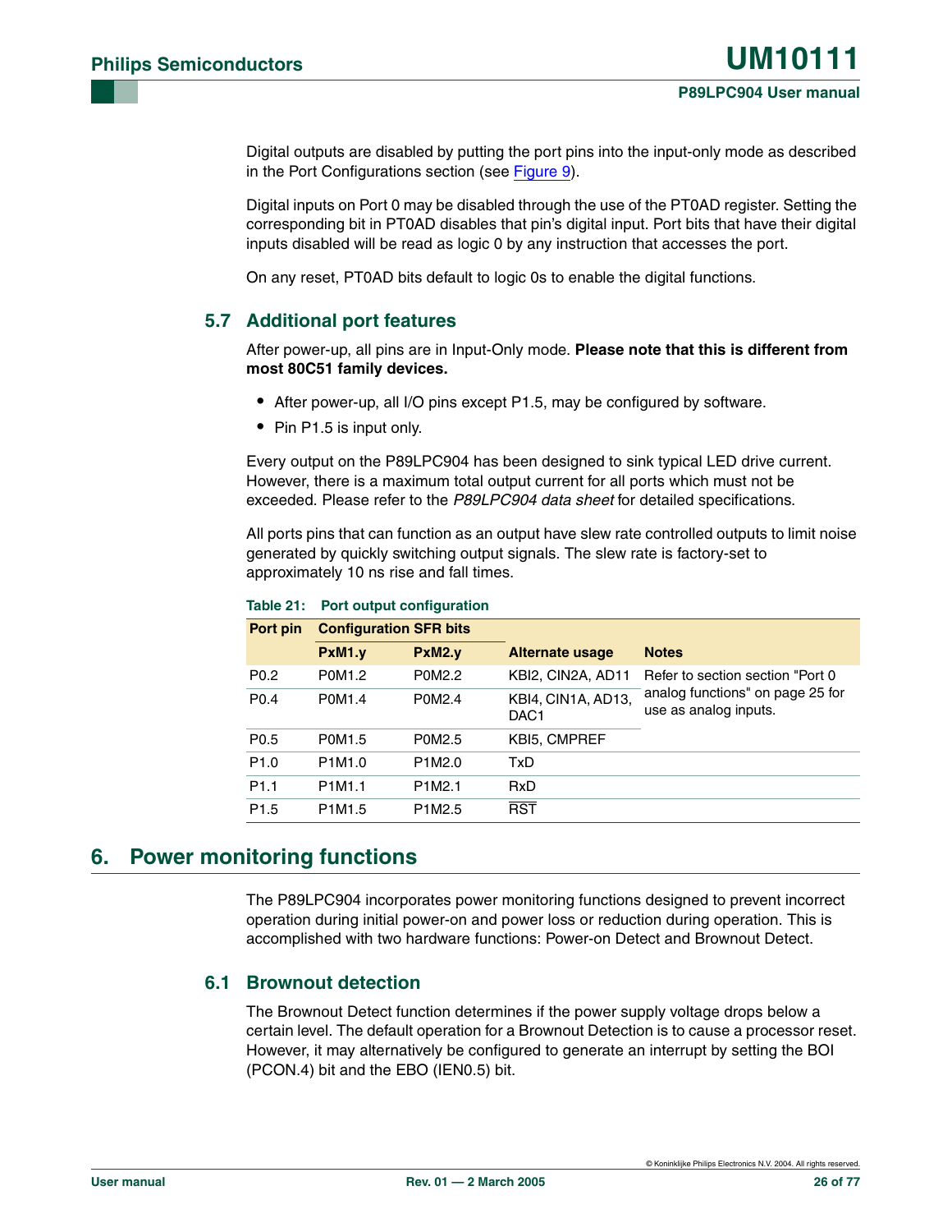Digital outputs are disabled by putting the port pins into the input-only mode as described in the Port Configurations section (see Figure 9).

Digital inputs on Port 0 may be disabled through the use of the PT0AD register. Setting the corresponding bit in PT0AD disables that pin's digital input. Port bits that have their digital inputs disabled will be read as logic 0 by any instruction that accesses the port.

On any reset, PT0AD bits default to logic 0s to enable the digital functions.

### 5.7 Additional port features

After power-up, all pins are in Input-Only mode. **Please note that this is different from most 80C51 family devices.**

- After power-up, all I/O pins except P1.5, may be configured by software.
- Pin P1.5 is input only.

Every output on the P89LPC904 has been designed to sink typical LED drive current. However, there is a maximum total output current for all ports which must not be exceeded. Please refer to the *P89LPC904 data sheet* for detailed specifications.

All ports pins that can function as an output have slew rate controlled outputs to limit noise generated by quickly switching output signals. The slew rate is factory-set to approximately 10 ns rise and fall times.

**Table 21: Port output configuration**

| Port pin | Configuration SFR bits | | Alternate usage | Notes |
|---|---|---|---|---|
| | PxM1.y | PxM2.y | | |
| P0.2 | P0M1.2 | P0M2.2 | KBI2, CIN2A, AD11 | Refer to section section "Port 0 analog functions" on page 25 for use as analog inputs. |
| P0.4 | P0M1.4 | P0M2.4 | KBI4, CIN1A, AD13, DAC1 | |
| P0.5 | P0M1.5 | P0M2.5 | KBI5, CMPREF | |
| P1.0 | P1M1.0 | P1M2.0 | TxD | |
| P1.1 | P1M1.1 | P1M2.1 | RxD | |
| P1.5 | P1M1.5 | P1M2.5 | $\overline{\text{RST}}$ | |

## 6. Power monitoring functions

The P89LPC904 incorporates power monitoring functions designed to prevent incorrect operation during initial power-on and power loss or reduction during operation. This is accomplished with two hardware functions: Power-on Detect and Brownout Detect.

### 6.1 Brownout detection

The Brownout Detect function determines if the power supply voltage drops below a certain level. The default operation for a Brownout Detection is to cause a processor reset. However, it may alternatively be configured to generate an interrupt by setting the BOI (PCON.4) bit and the EBO (IEN0.5) bit.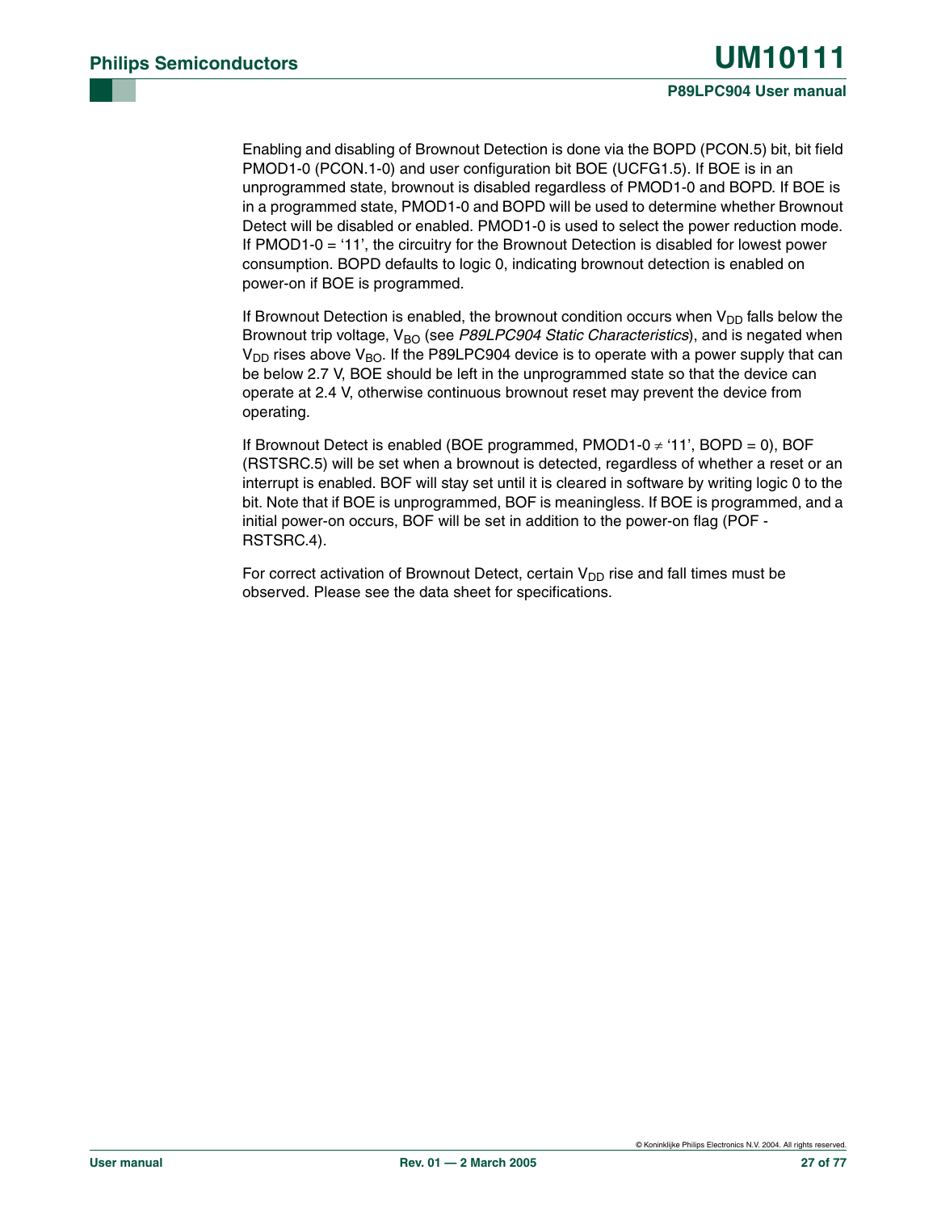Enabling and disabling of Brownout Detection is done via the BOPD (PCON.5) bit, bit field PMOD1-0 (PCON.1-0) and user configuration bit BOE (UCFG1.5). If BOE is in an unprogrammed state, brownout is disabled regardless of PMOD1-0 and BOPD. If BOE is in a programmed state, PMOD1-0 and BOPD will be used to determine whether Brownout Detect will be disabled or enabled. PMOD1-0 is used to select the power reduction mode. If PMOD1-0 = '11', the circuitry for the Brownout Detection is disabled for lowest power consumption. BOPD defaults to logic 0, indicating brownout detection is enabled on power-on if BOE is programmed.

If Brownout Detection is enabled, the brownout condition occurs when $V_{DD}$ falls below the Brownout trip voltage, $V_{BO}$ (see *P89LPC904 Static Characteristics*), and is negated when $V_{DD}$ rises above $V_{BO}$. If the P89LPC904 device is to operate with a power supply that can be below 2.7 V, BOE should be left in the unprogrammed state so that the device can operate at 2.4 V, otherwise continuous brownout reset may prevent the device from operating.

If Brownout Detect is enabled (BOE programmed, PMOD1-0 ≠ '11', BOPD = 0), BOF (RSTSRC.5) will be set when a brownout is detected, regardless of whether a reset or an interrupt is enabled. BOF will stay set until it is cleared in software by writing logic 0 to the bit. Note that if BOE is unprogrammed, BOF is meaningless. If BOE is programmed, and a initial power-on occurs, BOF will be set in addition to the power-on flag (POF - RSTSRC.4).

For correct activation of Brownout Detect, certain $V_{DD}$ rise and fall times must be observed. Please see the data sheet for specifications.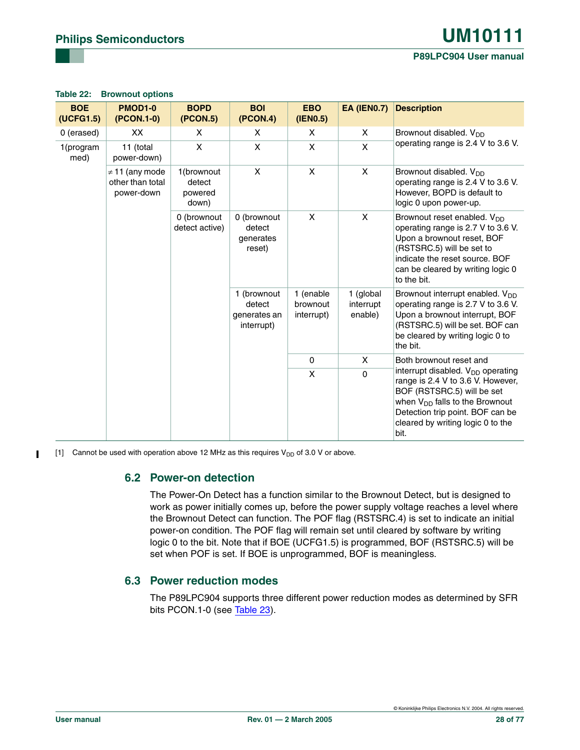**Table 22: Brownout options**

| BOE (UCFG1.5) | PMOD1-0 (PCON.1-0) | BOPD (PCON.5) | BOI (PCON.4) | EBO (IEN0.5) | EA (IEN0.7) | Description |
|---|---|---|---|---|---|---|
| 0 (erased) | XX | X | X | X | X | Brownout disabled. $V_{DD}$ operating range is 2.4 V to 3.6 V. |
| 1(programmed) | 11 (total power-down) | X | X | X | X | |
| | ≠ 11 (any mode other than total power-down | 1(brownout detect powered down) | X | X | X | Brownout disabled. $V_{DD}$ operating range is 2.4 V to 3.6 V. However, BOPD is default to logic 0 upon power-up. |
| | | 0 (brownout detect active) | 0 (brownout detect generates reset) | X | X | Brownout reset enabled. $V_{DD}$ operating range is 2.7 V to 3.6 V. Upon a brownout reset, BOF (RSTSRC.5) will be set to indicate the reset source. BOF can be cleared by writing logic 0 to the bit. |
| | | | 1 (brownout detect generates an interrupt) | 1 (enable brownout interrupt) | 1 (global interrupt enable) | Brownout interrupt enabled. $V_{DD}$ operating range is 2.7 V to 3.6 V. Upon a brownout interrupt, BOF (RSTSRC.5) will be set. BOF can be cleared by writing logic 0 to the bit. |
| | | | | 0 | X | Both brownout reset and interrupt disabled. $V_{DD}$ operating range is 2.4 V to 3.6 V. However, BOF (RSTSRC.5) will be set when $V_{DD}$ falls to the Brownout Detection trip point. BOF can be cleared by writing logic 0 to the bit. |
| | | | | X | 0 | |

[1] Cannot be used with operation above 12 MHz as this requires $V_{DD}$ of 3.0 V or above.

## 6.2 Power-on detection

The Power-On Detect has a function similar to the Brownout Detect, but is designed to work as power initially comes up, before the power supply voltage reaches a level where the Brownout Detect can function. The POF flag (RSTSRC.4) is set to indicate an initial power-on condition. The POF flag will remain set until cleared by software by writing logic 0 to the bit. Note that if BOE (UCFG1.5) is programmed, BOF (RSTSRC.5) will be set when POF is set. If BOE is unprogrammed, BOF is meaningless.

## 6.3 Power reduction modes

The P89LPC904 supports three different power reduction modes as determined by SFR bits PCON.1-0 (see Table 23).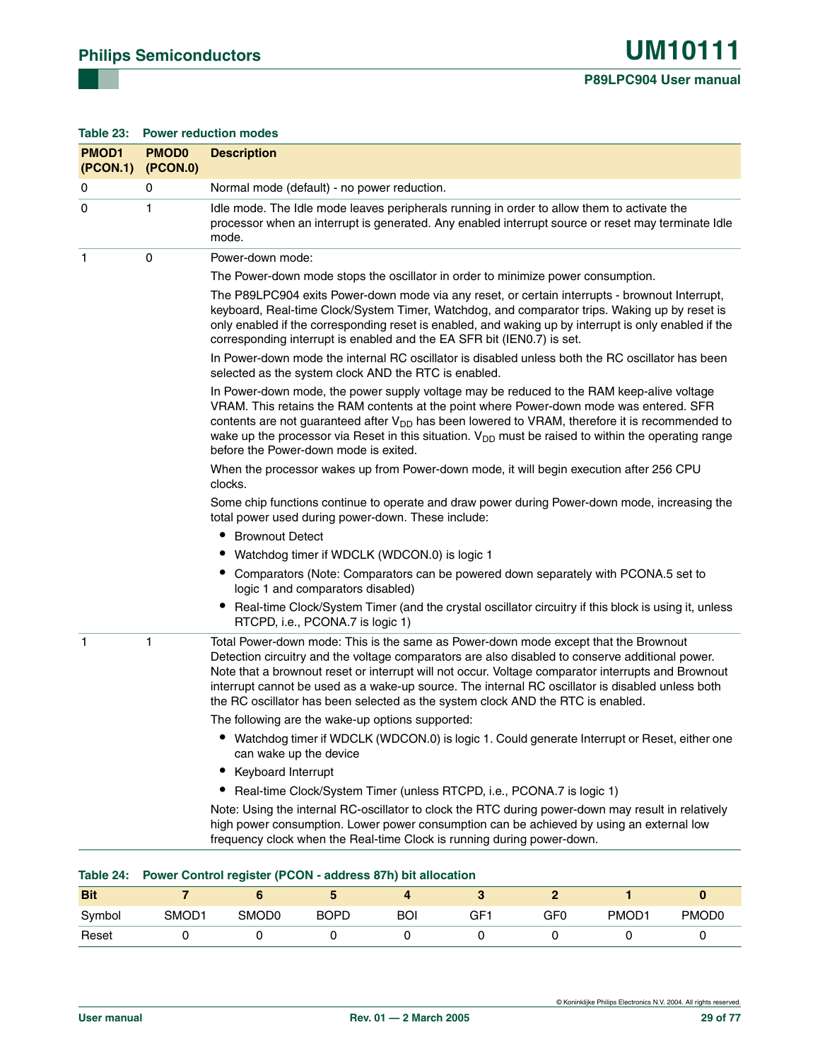**Table 23: Power reduction modes**

| PMOD1 (PCON.1) | PMOD0 (PCON.0) | Description |
|---|---|---|
| 0 | 0 | Normal mode (default) - no power reduction. |
| 0 | 1 | Idle mode. The Idle mode leaves peripherals running in order to allow them to activate the processor when an interrupt is generated. Any enabled interrupt source or reset may terminate Idle mode. |
| 1 | 0 | Power-down mode:<br><br>The Power-down mode stops the oscillator in order to minimize power consumption.<br><br>The P89LPC904 exits Power-down mode via any reset, or certain interrupts - brownout Interrupt, keyboard, Real-time Clock/System Timer, Watchdog, and comparator trips. Waking up by reset is only enabled if the corresponding reset is enabled, and waking up by interrupt is only enabled if the corresponding interrupt is enabled and the EA SFR bit (IEN0.7) is set.<br><br>In Power-down mode the internal RC oscillator is disabled unless both the RC oscillator has been selected as the system clock AND the RTC is enabled.<br><br>In Power-down mode, the power supply voltage may be reduced to the RAM keep-alive voltage VRAM. This retains the RAM contents at the point where Power-down mode was entered. SFR contents are not guaranteed after $V_{DD}$ has been lowered to VRAM, therefore it is recommended to wake up the processor via Reset in this situation. $V_{DD}$ must be raised to within the operating range before the Power-down mode is exited.<br><br>When the processor wakes up from Power-down mode, it will begin execution after 256 CPU clocks.<br><br>Some chip functions continue to operate and draw power during Power-down mode, increasing the total power used during power-down. These include:<br>• Brownout Detect<br>• Watchdog timer if WDCLK (WDCON.0) is logic 1<br>• Comparators (Note: Comparators can be powered down separately with PCONA.5 set to logic 1 and comparators disabled)<br>• Real-time Clock/System Timer (and the crystal oscillator circuitry if this block is using it, unless RTCPD, i.e., PCONA.7 is logic 1) |
| 1 | 1 | Total Power-down mode: This is the same as Power-down mode except that the Brownout Detection circuitry and the voltage comparators are also disabled to conserve additional power. Note that a brownout reset or interrupt will not occur. Voltage comparator interrupts and Brownout interrupt cannot be used as a wake-up source. The internal RC oscillator is disabled unless both the RC oscillator has been selected as the system clock AND the RTC is enabled.<br><br>The following are the wake-up options supported:<br>• Watchdog timer if WDCLK (WDCON.0) is logic 1. Could generate Interrupt or Reset, either one can wake up the device<br>• Keyboard Interrupt<br>• Real-time Clock/System Timer (unless RTCPD, i.e., PCONA.7 is logic 1)<br><br>Note: Using the internal RC-oscillator to clock the RTC during power-down may result in relatively high power consumption. Lower power consumption can be achieved by using an external low frequency clock when the Real-time Clock is running during power-down. |

**Table 24: Power Control register (PCON - address 87h) bit allocation**

| Bit | 7 | 6 | 5 | 4 | 3 | 2 | 1 | 0 |
|---|---|---|---|---|---|---|---|---|
| Symbol | SMOD1 | SMOD0 | BOPD | BOI | GF1 | GF0 | PMOD1 | PMOD0 |
| Reset | 0 | 0 | 0 | 0 | 0 | 0 | 0 | 0 |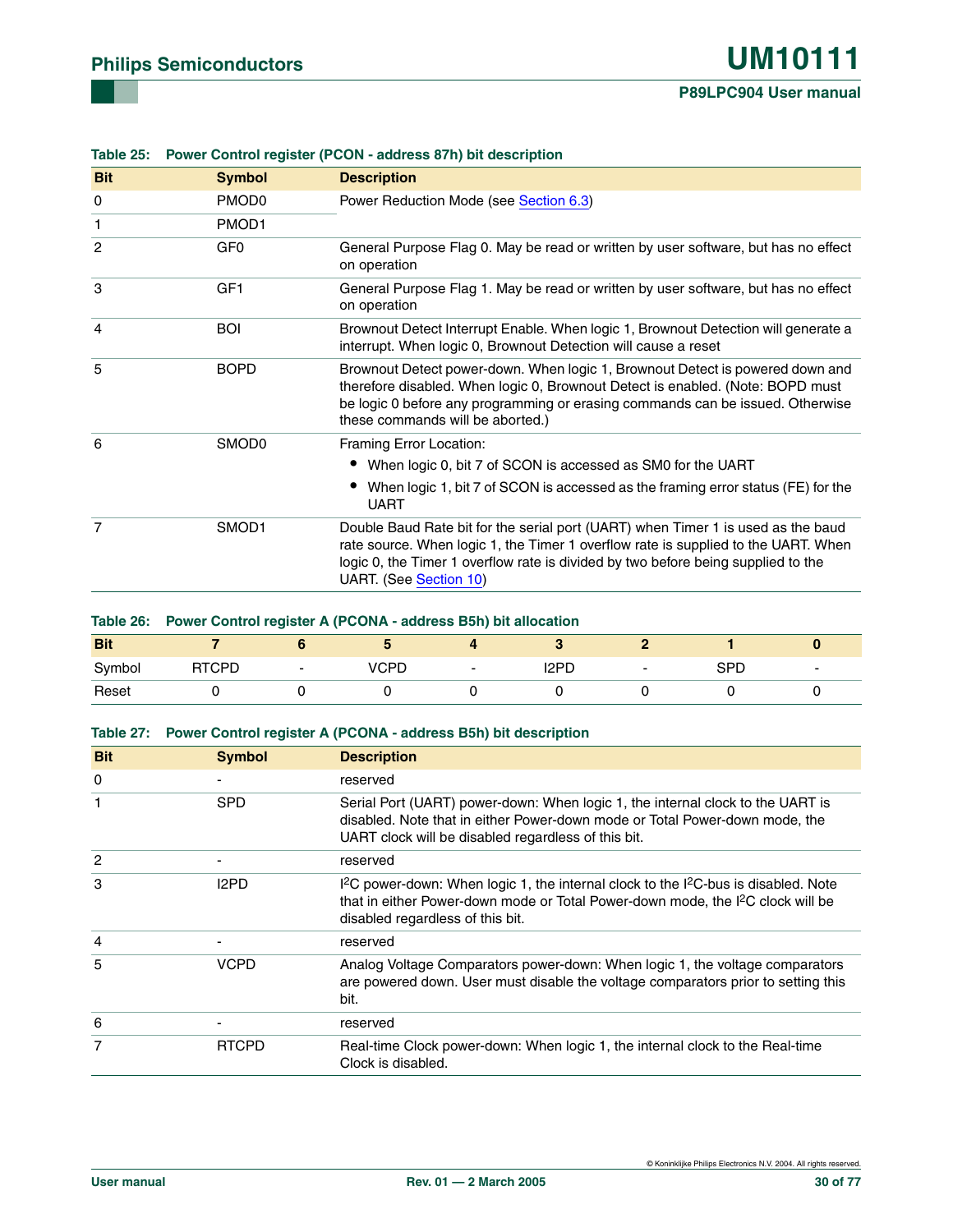**Table 25: Power Control register (PCON - address 87h) bit description**

| Bit | Symbol | Description |
|---|---|---|
| 0 | PMOD0 | Power Reduction Mode (see Section 6.3) |
| 1 | PMOD1 | |
| 2 | GF0 | General Purpose Flag 0. May be read or written by user software, but has no effect on operation |
| 3 | GF1 | General Purpose Flag 1. May be read or written by user software, but has no effect on operation |
| 4 | BOI | Brownout Detect Interrupt Enable. When logic 1, Brownout Detection will generate a interrupt. When logic 0, Brownout Detection will cause a reset |
| 5 | BOPD | Brownout Detect power-down. When logic 1, Brownout Detect is powered down and therefore disabled. When logic 0, Brownout Detect is enabled. (Note: BOPD must be logic 0 before any programming or erasing commands can be issued. Otherwise these commands will be aborted.) |
| 6 | SMOD0 | Framing Error Location: • When logic 0, bit 7 of SCON is accessed as SM0 for the UART • When logic 1, bit 7 of SCON is accessed as the framing error status (FE) for the UART |
| 7 | SMOD1 | Double Baud Rate bit for the serial port (UART) when Timer 1 is used as the baud rate source. When logic 1, the Timer 1 overflow rate is supplied to the UART. When logic 0, the Timer 1 overflow rate is divided by two before being supplied to the UART. (See Section 10) |

**Table 26: Power Control register A (PCONA - address B5h) bit allocation**

| Bit | 7 | 6 | 5 | 4 | 3 | 2 | 1 | 0 |
|---|---|---|---|---|---|---|---|---|
| Symbol | RTCPD | - | VCPD | - | I2PD | - | SPD | - |
| Reset | 0 | 0 | 0 | 0 | 0 | 0 | 0 | 0 |

**Table 27: Power Control register A (PCONA - address B5h) bit description**

| Bit | Symbol | Description |
|---|---|---|
| 0 | - | reserved |
| 1 | SPD | Serial Port (UART) power-down: When logic 1, the internal clock to the UART is disabled. Note that in either Power-down mode or Total Power-down mode, the UART clock will be disabled regardless of this bit. |
| 2 | - | reserved |
| 3 | I2PD | I$^2$C power-down: When logic 1, the internal clock to the I$^2$C-bus is disabled. Note that in either Power-down mode or Total Power-down mode, the I$^2$C clock will be disabled regardless of this bit. |
| 4 | - | reserved |
| 5 | VCPD | Analog Voltage Comparators power-down: When logic 1, the voltage comparators are powered down. User must disable the voltage comparators prior to setting this bit. |
| 6 | - | reserved |
| 7 | RTCPD | Real-time Clock power-down: When logic 1, the internal clock to the Real-time Clock is disabled. |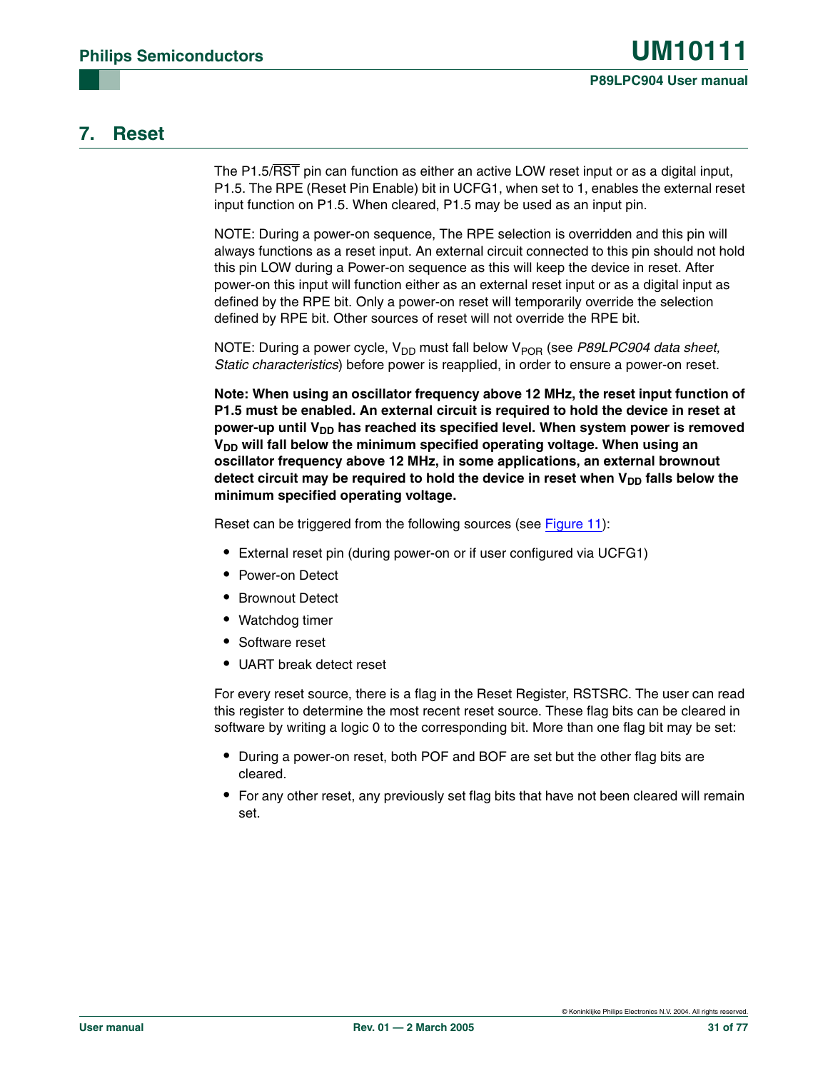# 7. Reset

The P1.5/$\overline{RST}$ pin can function as either an active LOW reset input or as a digital input, P1.5. The RPE (Reset Pin Enable) bit in UCFG1, when set to 1, enables the external reset input function on P1.5. When cleared, P1.5 may be used as an input pin.

NOTE: During a power-on sequence, The RPE selection is overridden and this pin will always functions as a reset input. An external circuit connected to this pin should not hold this pin LOW during a Power-on sequence as this will keep the device in reset. After power-on this input will function either as an external reset input or as a digital input as defined by the RPE bit. Only a power-on reset will temporarily override the selection defined by RPE bit. Other sources of reset will not override the RPE bit.

NOTE: During a power cycle, $V_{DD}$ must fall below $V_{POR}$ (see *P89LPC904 data sheet, Static characteristics*) before power is reapplied, in order to ensure a power-on reset.

**Note: When using an oscillator frequency above 12 MHz, the reset input function of P1.5 must be enabled. An external circuit is required to hold the device in reset at power-up until $V_{DD}$ has reached its specified level. When system power is removed $V_{DD}$ will fall below the minimum specified operating voltage. When using an oscillator frequency above 12 MHz, in some applications, an external brownout detect circuit may be required to hold the device in reset when $V_{DD}$ falls below the minimum specified operating voltage.**

Reset can be triggered from the following sources (see Figure 11):

- External reset pin (during power-on or if user configured via UCFG1)
- Power-on Detect
- Brownout Detect
- Watchdog timer
- Software reset
- UART break detect reset

For every reset source, there is a flag in the Reset Register, RSTSRC. The user can read this register to determine the most recent reset source. These flag bits can be cleared in software by writing a logic 0 to the corresponding bit. More than one flag bit may be set:

- During a power-on reset, both POF and BOF are set but the other flag bits are cleared.
- For any other reset, any previously set flag bits that have not been cleared will remain set.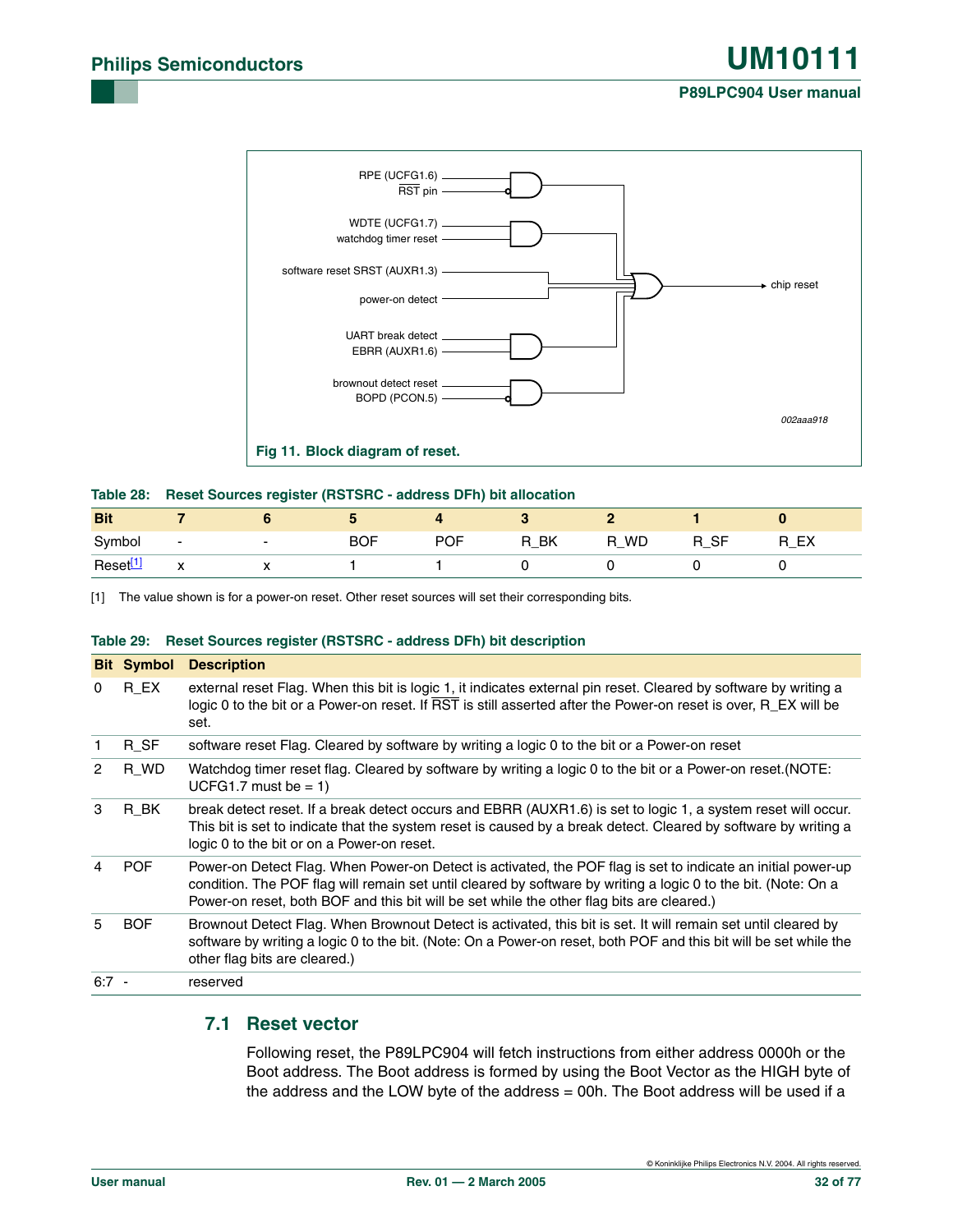Fig 11. Block diagram of reset.

**Table 28: Reset Sources register (RSTSRC - address DFh) bit allocation**

| Bit | 7 | 6 | 5 | 4 | 3 | 2 | 1 | 0 |
|---|---|---|---|---|---|---|---|---|
| Symbol | - | - | BOF | POF | R_BK | R_WD | R_SF | R_EX |
| Reset[1] | x | x | 1 | 1 | 0 | 0 | 0 | 0 |

[1] The value shown is for a power-on reset. Other reset sources will set their corresponding bits.

**Table 29: Reset Sources register (RSTSRC - address DFh) bit description**

| Bit | Symbol | Description |
|---|---|---|
| 0 | R_EX | external reset Flag. When this bit is logic 1, it indicates external pin reset. Cleared by software by writing a logic 0 to the bit or a Power-on reset. If RST is still asserted after the Power-on reset is over, R_EX will be set. |
| 1 | R_SF | software reset Flag. Cleared by software by writing a logic 0 to the bit or a Power-on reset |
| 2 | R_WD | Watchdog timer reset flag. Cleared by software by writing a logic 0 to the bit or a Power-on reset.(NOTE: UCFG1.7 must be = 1) |
| 3 | R_BK | break detect reset. If a break detect occurs and EBRR (AUXR1.6) is set to logic 1, a system reset will occur. This bit is set to indicate that the system reset is caused by a break detect. Cleared by software by writing a logic 0 to the bit or on a Power-on reset. |
| 4 | POF | Power-on Detect Flag. When Power-on Detect is activated, the POF flag is set to indicate an initial power-up condition. The POF flag will remain set until cleared by software by writing a logic 0 to the bit. (Note: On a Power-on reset, both BOF and this bit will be set while the other flag bits are cleared.) |
| 5 | BOF | Brownout Detect Flag. When Brownout Detect is activated, this bit is set. It will remain set until cleared by software by writing a logic 0 to the bit. (Note: On a Power-on reset, both POF and this bit will be set while the other flag bits are cleared.) |
| 6:7 | - | reserved |

## 7.1 Reset vector

Following reset, the P89LPC904 will fetch instructions from either address 0000h or the Boot address. The Boot address is formed by using the Boot Vector as the HIGH byte of the address and the LOW byte of the address = 00h. The Boot address will be used if a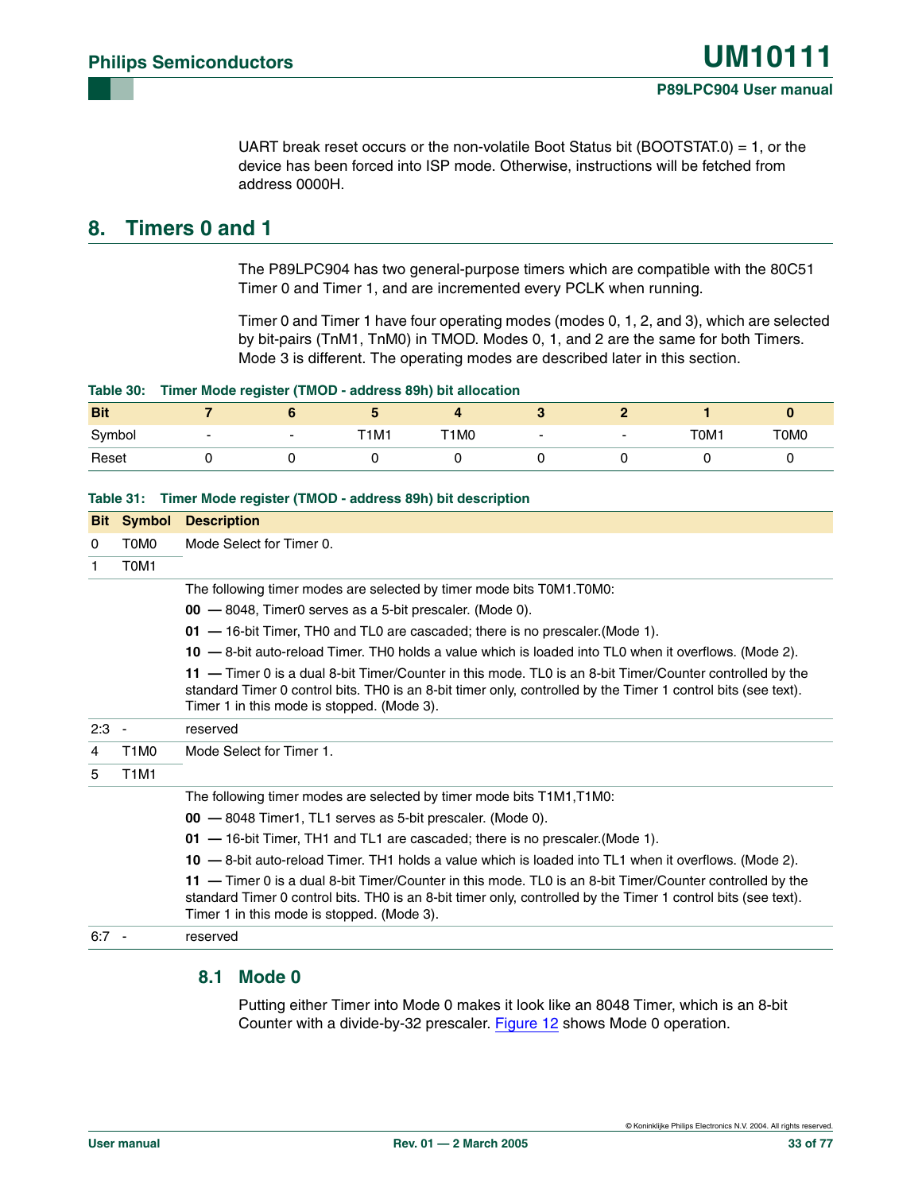UART break reset occurs or the non-volatile Boot Status bit (BOOTSTAT.0) = 1, or the device has been forced into ISP mode. Otherwise, instructions will be fetched from address 0000H.

## 8. Timers 0 and 1

The P89LPC904 has two general-purpose timers which are compatible with the 80C51 Timer 0 and Timer 1, and are incremented every PCLK when running.

Timer 0 and Timer 1 have four operating modes (modes 0, 1, 2, and 3), which are selected by bit-pairs (TnM1, TnM0) in TMOD. Modes 0, 1, and 2 are the same for both Timers. Mode 3 is different. The operating modes are described later in this section.

**Table 30: Timer Mode register (TMOD - address 89h) bit allocation**

| Bit | 7 | 6 | 5 | 4 | 3 | 2 | 1 | 0 |
|---|---|---|---|---|---|---|---|---|
| Symbol | - | - | T1M1 | T1M0 | - | - | T0M1 | T0M0 |
| Reset | 0 | 0 | 0 | 0 | 0 | 0 | 0 | 0 |

**Table 31: Timer Mode register (TMOD - address 89h) bit description**

| Bit | Symbol | Description |
|---|---|---|
| 0 | T0M0 | Mode Select for Timer 0. |
| 1 | T0M1 | |
| | | The following timer modes are selected by timer mode bits T0M1.T0M0:<br>**00** — 8048, Timer0 serves as a 5-bit prescaler. (Mode 0).<br>**01** — 16-bit Timer, TH0 and TL0 are cascaded; there is no prescaler.(Mode 1).<br>**10** — 8-bit auto-reload Timer. TH0 holds a value which is loaded into TL0 when it overflows. (Mode 2).<br>**11** — Timer 0 is a dual 8-bit Timer/Counter in this mode. TL0 is an 8-bit Timer/Counter controlled by the standard Timer 0 control bits. TH0 is an 8-bit timer only, controlled by the Timer 1 control bits (see text). Timer 1 in this mode is stopped. (Mode 3). |
| 2:3 | - | reserved |
| 4 | T1M0 | Mode Select for Timer 1. |
| 5 | T1M1 | |
| | | The following timer modes are selected by timer mode bits T1M1,T1M0:<br>**00** — 8048 Timer1, TL1 serves as 5-bit prescaler. (Mode 0).<br>**01** — 16-bit Timer, TH1 and TL1 are cascaded; there is no prescaler.(Mode 1).<br>**10** — 8-bit auto-reload Timer. TH1 holds a value which is loaded into TL1 when it overflows. (Mode 2).<br>**11** — Timer 0 is a dual 8-bit Timer/Counter in this mode. TL0 is an 8-bit Timer/Counter controlled by the standard Timer 0 control bits. TH0 is an 8-bit timer only, controlled by the Timer 1 control bits (see text). Timer 1 in this mode is stopped. (Mode 3). |
| 6:7 | - | reserved |

### 8.1 Mode 0

Putting either Timer into Mode 0 makes it look like an 8048 Timer, which is an 8-bit Counter with a divide-by-32 prescaler. Figure 12 shows Mode 0 operation.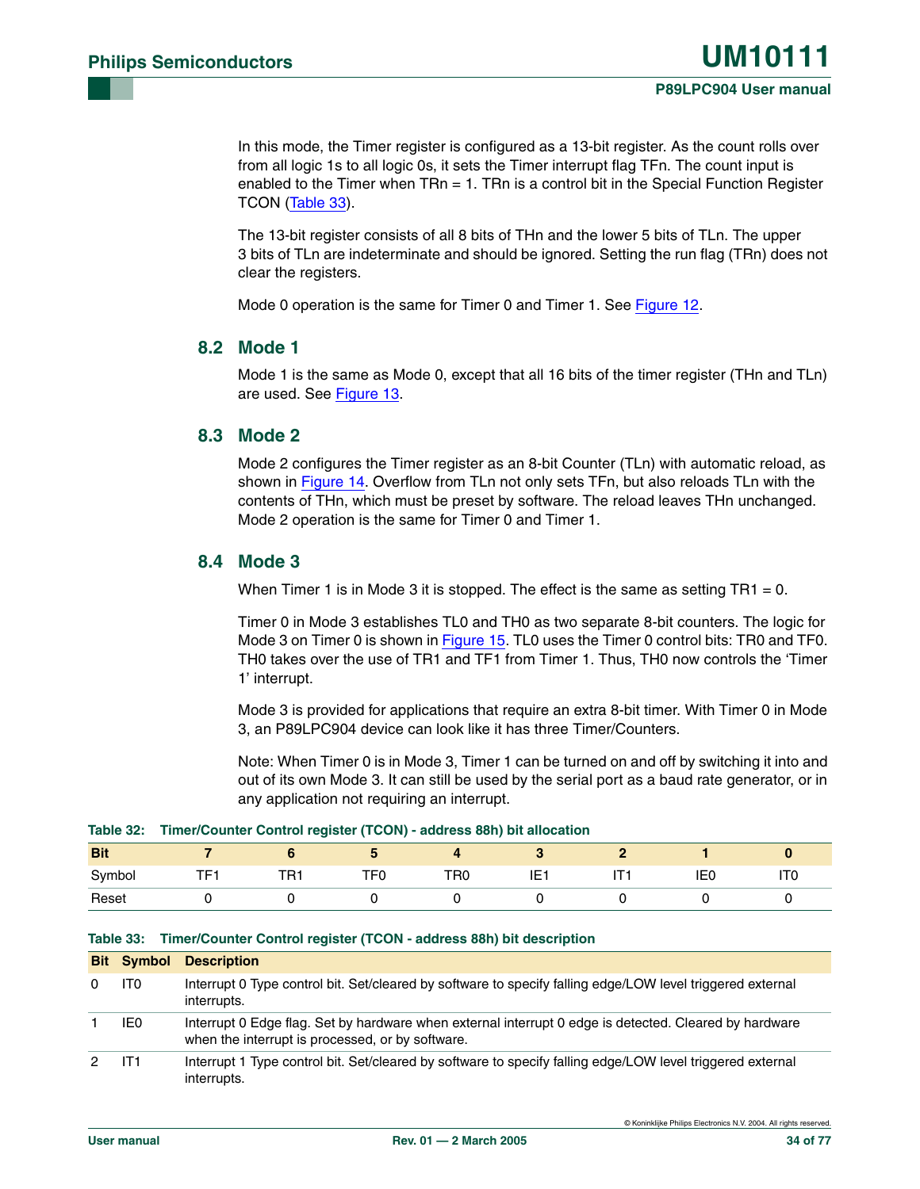In this mode, the Timer register is configured as a 13-bit register. As the count rolls over from all logic 1s to all logic 0s, it sets the Timer interrupt flag TFn. The count input is enabled to the Timer when TRn = 1. TRn is a control bit in the Special Function Register TCON (Table 33).

The 13-bit register consists of all 8 bits of THn and the lower 5 bits of TLn. The upper 3 bits of TLn are indeterminate and should be ignored. Setting the run flag (TRn) does not clear the registers.

Mode 0 operation is the same for Timer 0 and Timer 1. See Figure 12.

## 8.2 Mode 1

Mode 1 is the same as Mode 0, except that all 16 bits of the timer register (THn and TLn) are used. See Figure 13.

## 8.3 Mode 2

Mode 2 configures the Timer register as an 8-bit Counter (TLn) with automatic reload, as shown in Figure 14. Overflow from TLn not only sets TFn, but also reloads TLn with the contents of THn, which must be preset by software. The reload leaves THn unchanged. Mode 2 operation is the same for Timer 0 and Timer 1.

## 8.4 Mode 3

When Timer 1 is in Mode 3 it is stopped. The effect is the same as setting TR1 = 0.

Timer 0 in Mode 3 establishes TL0 and TH0 as two separate 8-bit counters. The logic for Mode 3 on Timer 0 is shown in Figure 15. TL0 uses the Timer 0 control bits: TR0 and TF0. TH0 takes over the use of TR1 and TF1 from Timer 1. Thus, TH0 now controls the 'Timer 1' interrupt.

Mode 3 is provided for applications that require an extra 8-bit timer. With Timer 0 in Mode 3, an P89LPC904 device can look like it has three Timer/Counters.

Note: When Timer 0 is in Mode 3, Timer 1 can be turned on and off by switching it into and out of its own Mode 3. It can still be used by the serial port as a baud rate generator, or in any application not requiring an interrupt.

**Table 32: Timer/Counter Control register (TCON) - address 88h) bit allocation**

| Bit | 7 | 6 | 5 | 4 | 3 | 2 | 1 | 0 |
|---|---|---|---|---|---|---|---|---|
| Symbol | TF1 | TR1 | TF0 | TR0 | IE1 | IT1 | IE0 | IT0 |
| Reset | 0 | 0 | 0 | 0 | 0 | 0 | 0 | 0 |

**Table 33: Timer/Counter Control register (TCON - address 88h) bit description**

| Bit | Symbol | Description |
|---|---|---|
| 0 | IT0 | Interrupt 0 Type control bit. Set/cleared by software to specify falling edge/LOW level triggered external interrupts. |
| 1 | IE0 | Interrupt 0 Edge flag. Set by hardware when external interrupt 0 edge is detected. Cleared by hardware when the interrupt is processed, or by software. |
| 2 | IT1 | Interrupt 1 Type control bit. Set/cleared by software to specify falling edge/LOW level triggered external interrupts. |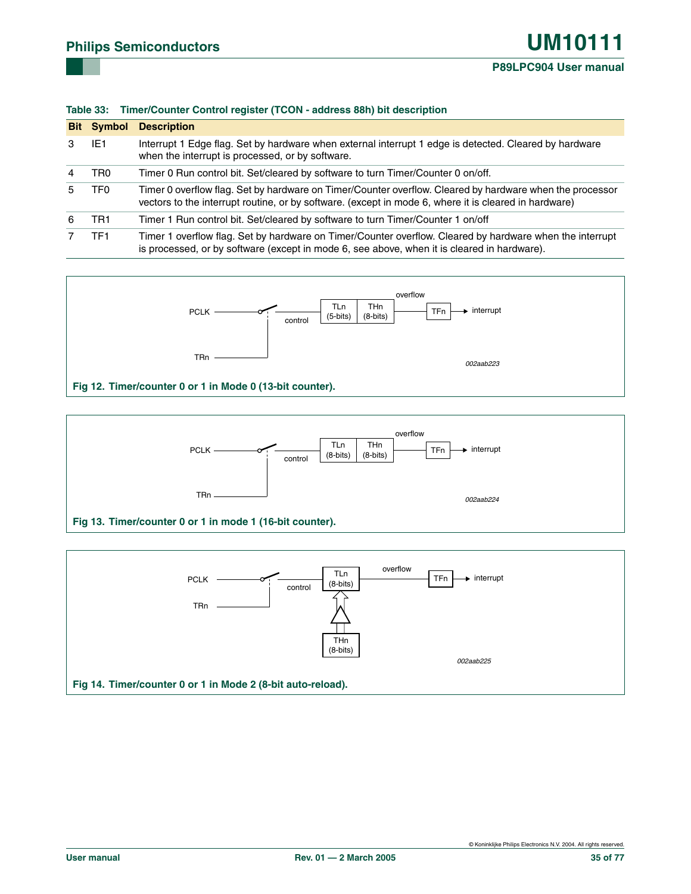**Table 33: Timer/Counter Control register (TCON - address 88h) bit description**

| Bit | Symbol | Description |
|---|---|---|
| 3 | IE1 | Interrupt 1 Edge flag. Set by hardware when external interrupt 1 edge is detected. Cleared by hardware when the interrupt is processed, or by software. |
| 4 | TR0 | Timer 0 Run control bit. Set/cleared by software to turn Timer/Counter 0 on/off. |
| 5 | TF0 | Timer 0 overflow flag. Set by hardware on Timer/Counter overflow. Cleared by hardware when the processor vectors to the interrupt routine, or by software. (except in mode 6, where it is cleared in hardware) |
| 6 | TR1 | Timer 1 Run control bit. Set/cleared by software to turn Timer/Counter 1 on/off |
| 7 | TF1 | Timer 1 overflow flag. Set by hardware on Timer/Counter overflow. Cleared by hardware when the interrupt is processed, or by software (except in mode 6, see above, when it is cleared in hardware). |

**Fig 12. Timer/counter 0 or 1 in Mode 0 (13-bit counter).**

**Fig 13. Timer/counter 0 or 1 in mode 1 (16-bit counter).**

**Fig 14. Timer/counter 0 or 1 in Mode 2 (8-bit auto-reload).**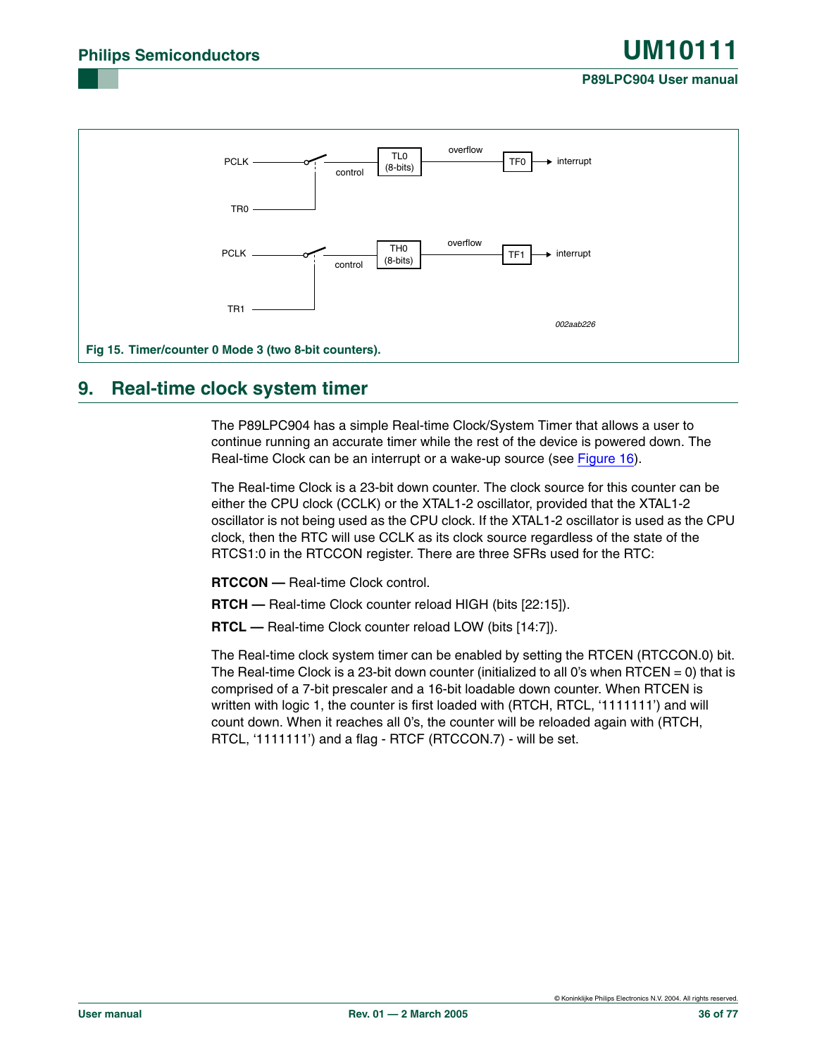Fig 15. Timer/counter 0 Mode 3 (two 8-bit counters).

## 9. Real-time clock system timer

The P89LPC904 has a simple Real-time Clock/System Timer that allows a user to continue running an accurate timer while the rest of the device is powered down. The Real-time Clock can be an interrupt or a wake-up source (see Figure 16).

The Real-time Clock is a 23-bit down counter. The clock source for this counter can be either the CPU clock (CCLK) or the XTAL1-2 oscillator, provided that the XTAL1-2 oscillator is not being used as the CPU clock. If the XTAL1-2 oscillator is used as the CPU clock, then the RTC will use CCLK as its clock source regardless of the state of the RTCS1:0 in the RTCCON register. There are three SFRs used for the RTC:

**RTCCON —** Real-time Clock control.

**RTCH —** Real-time Clock counter reload HIGH (bits [22:15]).

**RTCL —** Real-time Clock counter reload LOW (bits [14:7]).

The Real-time clock system timer can be enabled by setting the RTCEN (RTCCON.0) bit. The Real-time Clock is a 23-bit down counter (initialized to all 0's when RTCEN = 0) that is comprised of a 7-bit prescaler and a 16-bit loadable down counter. When RTCEN is written with logic 1, the counter is first loaded with (RTCH, RTCL, '1111111') and will count down. When it reaches all 0's, the counter will be reloaded again with (RTCH, RTCL, '1111111') and a flag - RTCF (RTCCON.7) - will be set.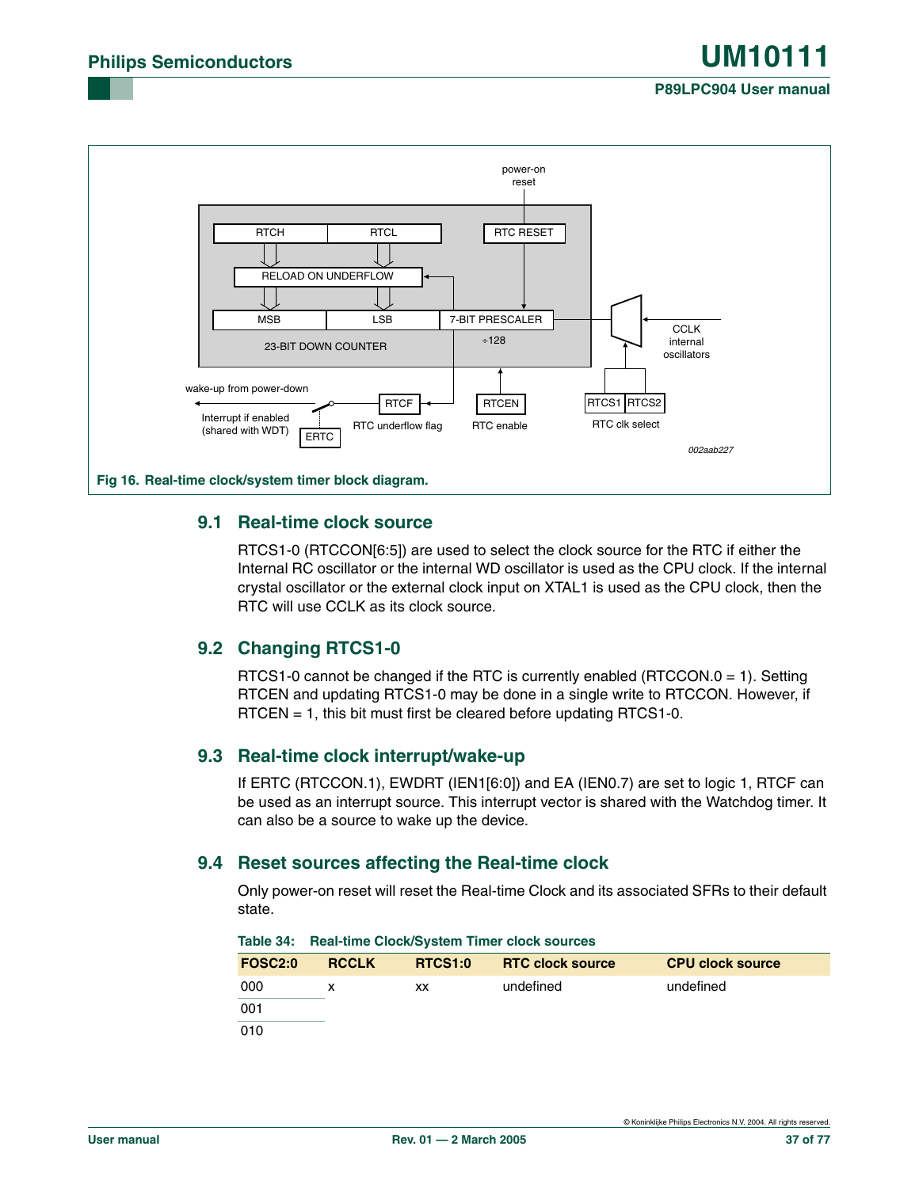Fig 16. Real-time clock/system timer block diagram.

## 9.1 Real-time clock source

RTCS1-0 (RTCCON[6:5]) are used to select the clock source for the RTC if either the Internal RC oscillator or the internal WD oscillator is used as the CPU clock. If the internal crystal oscillator or the external clock input on XTAL1 is used as the CPU clock, then the RTC will use CCLK as its clock source.

## 9.2 Changing RTCS1-0

RTCS1-0 cannot be changed if the RTC is currently enabled (RTCCON.0 = 1). Setting RTCEN and updating RTCS1-0 may be done in a single write to RTCCON. However, if RTCEN = 1, this bit must first be cleared before updating RTCS1-0.

## 9.3 Real-time clock interrupt/wake-up

If ERTC (RTCCON.1), EWDRT (IEN1[6:0]) and EA (IEN0.7) are set to logic 1, RTCF can be used as an interrupt source. This interrupt vector is shared with the Watchdog timer. It can also be a source to wake up the device.

## 9.4 Reset sources affecting the Real-time clock

Only power-on reset will reset the Real-time Clock and its associated SFRs to their default state.

Table 34: Real-time Clock/System Timer clock sources

| FOSC2:0 | RCCLK | RTCS1:0 | RTC clock source | CPU clock source |
|---|---|---|---|---|
| 000 | x | xx | undefined | undefined |
| 001 | | | | |
| 010 | | | | |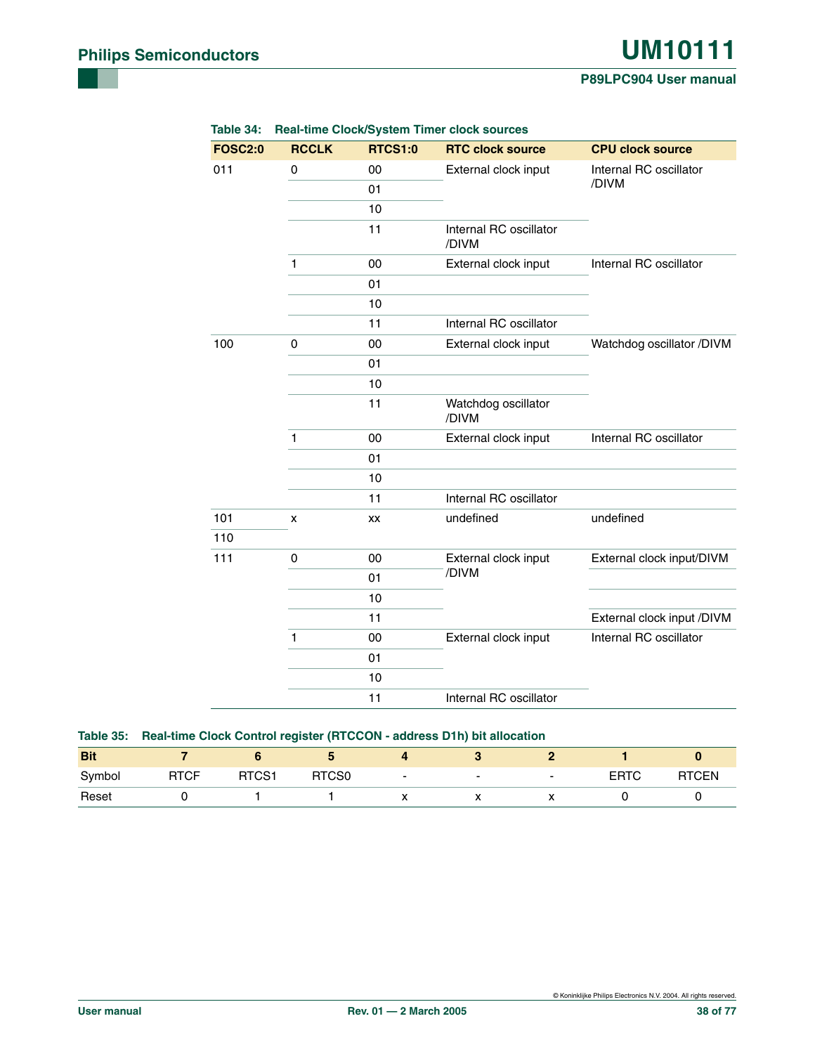**Table 34: Real-time Clock/System Timer clock sources**

| FOSC2:0 | RCCLK | RTCS1:0 | RTC clock source | CPU clock source |
|---|---|---|---|---|
| 011 | 0 | 00 | External clock input | Internal RC oscillator /DIVM |
| | | 01 | | |
| | | 10 | | |
| | | 11 | Internal RC oscillator /DIVM | |
| | 1 | 00 | External clock input | Internal RC oscillator |
| | | 01 | | |
| | | 10 | | |
| | | 11 | Internal RC oscillator | |
| 100 | 0 | 00 | External clock input | Watchdog oscillator /DIVM |
| | | 01 | | |
| | | 10 | | |
| | | 11 | Watchdog oscillator /DIVM | |
| | 1 | 00 | External clock input | Internal RC oscillator |
| | | 01 | | |
| | | 10 | | |
| | | 11 | Internal RC oscillator | |
| 101 | x | xx | undefined | undefined |
| 110 | | | | |
| 111 | 0 | 00 | External clock input /DIVM | External clock input/DIVM |
| | | 01 | | |
| | | 10 | | |
| | | 11 | | External clock input /DIVM |
| | 1 | 00 | External clock input | Internal RC oscillator |
| | | 01 | | |
| | | 10 | | |
| | | 11 | Internal RC oscillator | |

**Table 35: Real-time Clock Control register (RTCCON - address D1h) bit allocation**

| Bit | 7 | 6 | 5 | 4 | 3 | 2 | 1 | 0 |
|---|---|---|---|---|---|---|---|---|
| Symbol | RTCF | RTCS1 | RTCS0 | - | - | - | ERTC | RTCEN |
| Reset | 0 | 1 | 1 | x | x | x | 0 | 0 |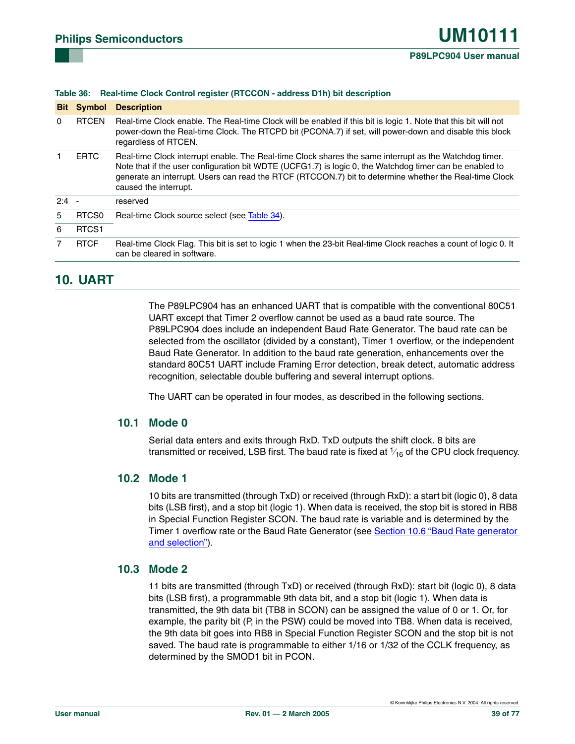**Table 36: Real-time Clock Control register (RTCCON - address D1h) bit description**

| Bit | Symbol | Description |
|---|---|---|
| 0 | RTCEN | Real-time Clock enable. The Real-time Clock will be enabled if this bit is logic 1. Note that this bit will not power-down the Real-time Clock. The RTCPD bit (PCONA.7) if set, will power-down and disable this block regardless of RTCEN. |
| 1 | ERTC | Real-time Clock interrupt enable. The Real-time Clock shares the same interrupt as the Watchdog timer. Note that if the user configuration bit WDTE (UCFG1.7) is logic 0, the Watchdog timer can be enabled to generate an interrupt. Users can read the RTCF (RTCCON.7) bit to determine whether the Real-time Clock caused the interrupt. |
| 2:4 | - | reserved |
| 5 | RTCS0 | Real-time Clock source select (see Table 34). |
| 6 | RTCS1 | |
| 7 | RTCF | Real-time Clock Flag. This bit is set to logic 1 when the 23-bit Real-time Clock reaches a count of logic 0. It can be cleared in software. |

# 10. UART

The P89LPC904 has an enhanced UART that is compatible with the conventional 80C51 UART except that Timer 2 overflow cannot be used as a baud rate source. The P89LPC904 does include an independent Baud Rate Generator. The baud rate can be selected from the oscillator (divided by a constant), Timer 1 overflow, or the independent Baud Rate Generator. In addition to the baud rate generation, enhancements over the standard 80C51 UART include Framing Error detection, break detect, automatic address recognition, selectable double buffering and several interrupt options.

The UART can be operated in four modes, as described in the following sections.

## 10.1 Mode 0

Serial data enters and exits through RxD. TxD outputs the shift clock. 8 bits are transmitted or received, LSB first. The baud rate is fixed at $^1/_{16}$ of the CPU clock frequency.

## 10.2 Mode 1

10 bits are transmitted (through TxD) or received (through RxD): a start bit (logic 0), 8 data bits (LSB first), and a stop bit (logic 1). When data is received, the stop bit is stored in RB8 in Special Function Register SCON. The baud rate is variable and is determined by the Timer 1 overflow rate or the Baud Rate Generator (see Section 10.6 "Baud Rate generator and selection").

## 10.3 Mode 2

11 bits are transmitted (through TxD) or received (through RxD): start bit (logic 0), 8 data bits (LSB first), a programmable 9th data bit, and a stop bit (logic 1). When data is transmitted, the 9th data bit (TB8 in SCON) can be assigned the value of 0 or 1. Or, for example, the parity bit (P, in the PSW) could be moved into TB8. When data is received, the 9th data bit goes into RB8 in Special Function Register SCON and the stop bit is not saved. The baud rate is programmable to either 1/16 or 1/32 of the CCLK frequency, as determined by the SMOD1 bit in PCON.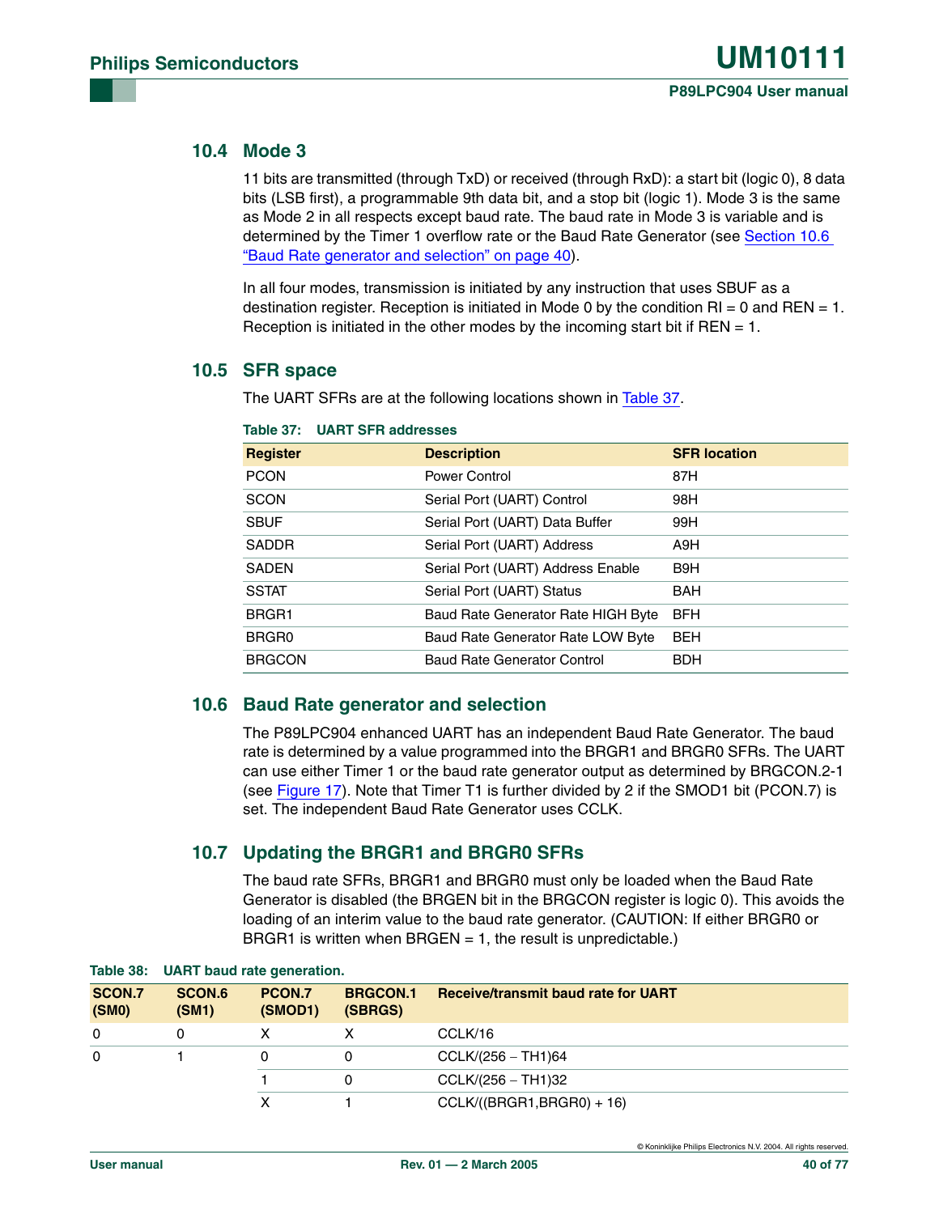## 10.4 Mode 3

11 bits are transmitted (through TxD) or received (through RxD): a start bit (logic 0), 8 data bits (LSB first), a programmable 9th data bit, and a stop bit (logic 1). Mode 3 is the same as Mode 2 in all respects except baud rate. The baud rate in Mode 3 is variable and is determined by the Timer 1 overflow rate or the Baud Rate Generator (see Section 10.6 "Baud Rate generator and selection" on page 40).

In all four modes, transmission is initiated by any instruction that uses SBUF as a destination register. Reception is initiated in Mode 0 by the condition RI = 0 and REN = 1. Reception is initiated in the other modes by the incoming start bit if REN = 1.

## 10.5 SFR space

The UART SFRs are at the following locations shown in Table 37.

**Table 37: UART SFR addresses**

| Register | Description | SFR location |
|---|---|---|
| PCON | Power Control | 87H |
| SCON | Serial Port (UART) Control | 98H |
| SBUF | Serial Port (UART) Data Buffer | 99H |
| SADDR | Serial Port (UART) Address | A9H |
| SADEN | Serial Port (UART) Address Enable | B9H |
| SSTAT | Serial Port (UART) Status | BAH |
| BRGR1 | Baud Rate Generator Rate HIGH Byte | BFH |
| BRGR0 | Baud Rate Generator Rate LOW Byte | BEH |
| BRGCON | Baud Rate Generator Control | BDH |

## 10.6 Baud Rate generator and selection

The P89LPC904 enhanced UART has an independent Baud Rate Generator. The baud rate is determined by a value programmed into the BRGR1 and BRGR0 SFRs. The UART can use either Timer 1 or the baud rate generator output as determined by BRGCON.2-1 (see Figure 17). Note that Timer T1 is further divided by 2 if the SMOD1 bit (PCON.7) is set. The independent Baud Rate Generator uses CCLK.

## 10.7 Updating the BRGR1 and BRGR0 SFRs

The baud rate SFRs, BRGR1 and BRGR0 must only be loaded when the Baud Rate Generator is disabled (the BRGEN bit in the BRGCON register is logic 0). This avoids the loading of an interim value to the baud rate generator. (CAUTION: If either BRGR0 or BRGR1 is written when BRGEN = 1, the result is unpredictable.)

**Table 38: UART baud rate generation.**

| SCON.7 (SM0) | SCON.6 (SM1) | PCON.7 (SMOD1) | BRGCON.1 (SBRGS) | Receive/transmit baud rate for UART |
|---|---|---|---|---|
| 0 | 0 | X | X | CCLK/16 |
| 0 | 1 | 0 | 0 | CCLK/(256 − TH1)64 |
| | | 1 | 0 | CCLK/(256 − TH1)32 |
| | | X | 1 | CCLK/((BRGR1,BRGR0) + 16) |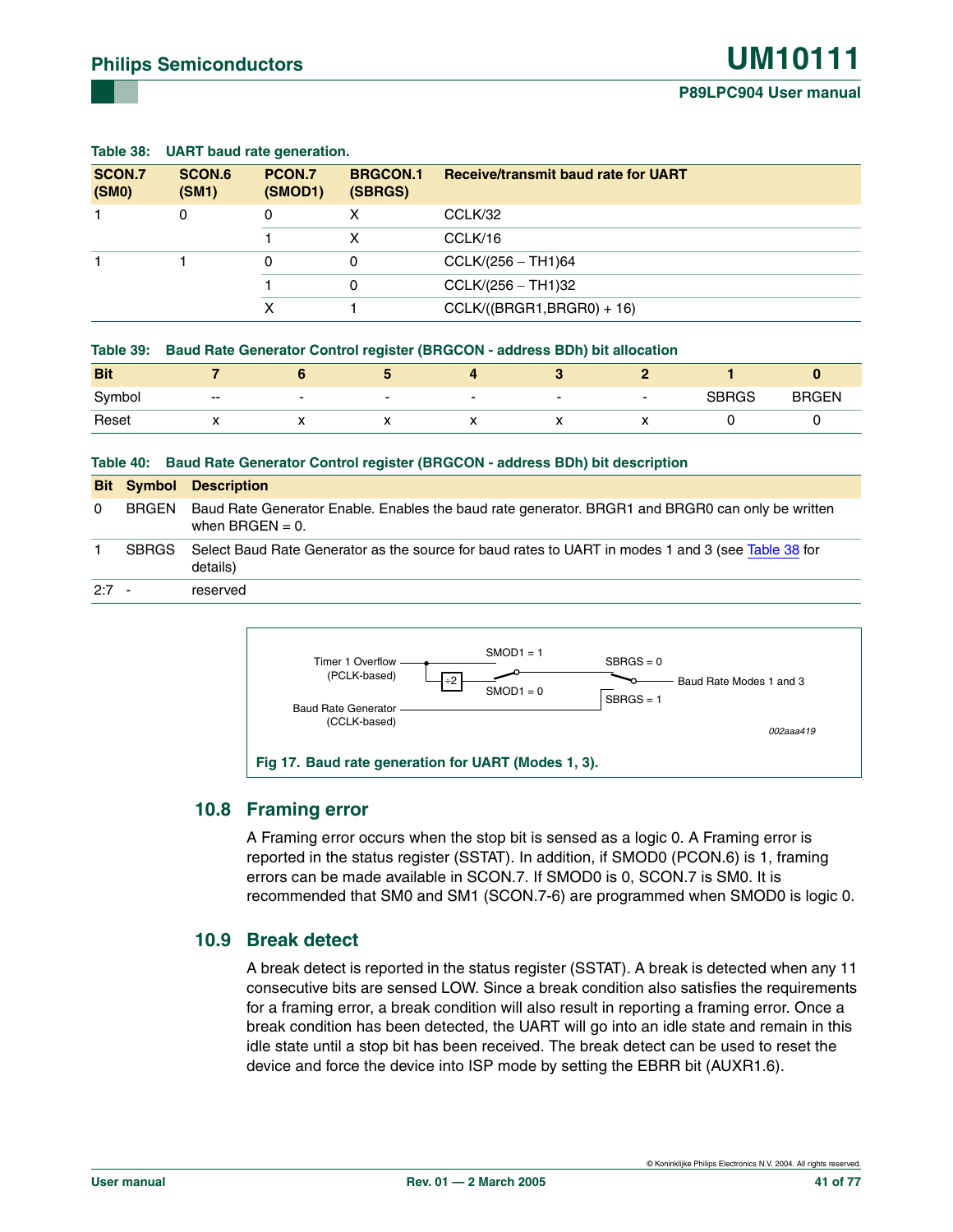**Table 38: UART baud rate generation.**

| SCON.7 (SM0) | SCON.6 (SM1) | PCON.7 (SMOD1) | BRGCON.1 (SBRGS) | Receive/transmit baud rate for UART |
|---|---|---|---|---|
| 1 | 0 | 0 | X | CCLK/32 |
| | | 1 | X | CCLK/16 |
| 1 | 1 | 0 | 0 | CCLK/(256 − TH1)64 |
| | | 1 | 0 | CCLK/(256 − TH1)32 |
| | | X | 1 | CCLK/((BRGR1,BRGR0) + 16) |

**Table 39: Baud Rate Generator Control register (BRGCON - address BDh) bit allocation**

| Bit | 7 | 6 | 5 | 4 | 3 | 2 | 1 | 0 |
|---|---|---|---|---|---|---|---|---|
| Symbol | -- | - | - | - | - | - | SBRGS | BRGEN |
| Reset | x | x | x | x | x | x | 0 | 0 |

**Table 40: Baud Rate Generator Control register (BRGCON - address BDh) bit description**

| Bit | Symbol | Description |
|---|---|---|
| 0 | BRGEN | Baud Rate Generator Enable. Enables the baud rate generator. BRGR1 and BRGR0 can only be written when BRGEN = 0. |
| 1 | SBRGS | Select Baud Rate Generator as the source for baud rates to UART in modes 1 and 3 (see Table 38 for details) |
| 2:7 | - | reserved |

Timer 1 Overflow (PCLK-based)
÷2
SMOD1 = 1
SMOD1 = 0
SBRGS = 0
SBRGS = 1
Baud Rate Modes 1 and 3
Baud Rate Generator (CCLK-based)
002aaa419

**Fig 17. Baud rate generation for UART (Modes 1, 3).**

## 10.8 Framing error

A Framing error occurs when the stop bit is sensed as a logic 0. A Framing error is reported in the status register (SSTAT). In addition, if SMOD0 (PCON.6) is 1, framing errors can be made available in SCON.7. If SMOD0 is 0, SCON.7 is SM0. It is recommended that SM0 and SM1 (SCON.7-6) are programmed when SMOD0 is logic 0.

## 10.9 Break detect

A break detect is reported in the status register (SSTAT). A break is detected when any 11 consecutive bits are sensed LOW. Since a break condition also satisfies the requirements for a framing error, a break condition will also result in reporting a framing error. Once a break condition has been detected, the UART will go into an idle state and remain in this idle state until a stop bit has been received. The break detect can be used to reset the device and force the device into ISP mode by setting the EBRR bit (AUXR1.6).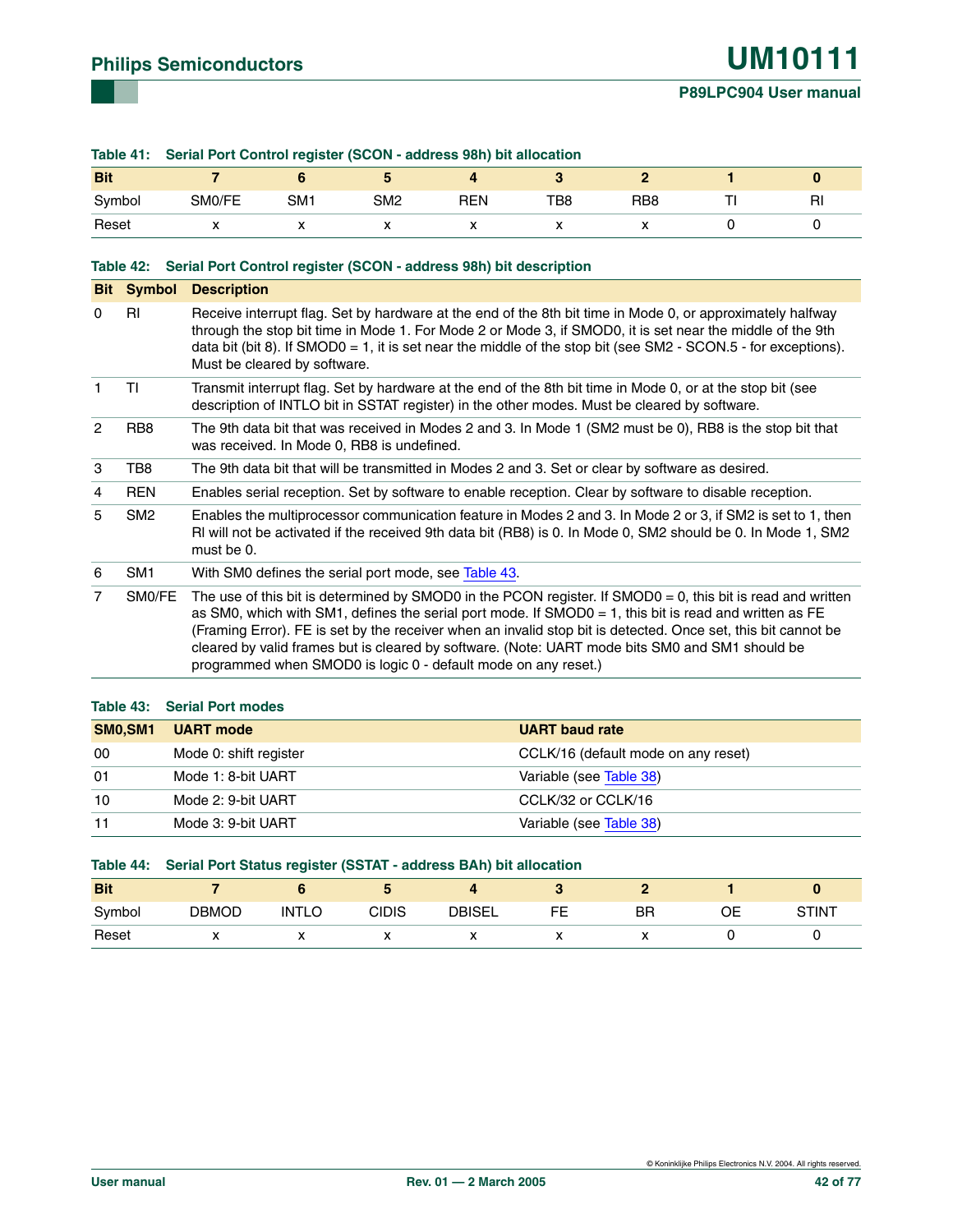**Table 41: Serial Port Control register (SCON - address 98h) bit allocation**

| Bit | 7 | 6 | 5 | 4 | 3 | 2 | 1 | 0 |
|---|---|---|---|---|---|---|---|---|
| Symbol | SM0/FE | SM1 | SM2 | REN | TB8 | RB8 | TI | RI |
| Reset | x | x | x | x | x | x | 0 | 0 |

**Table 42: Serial Port Control register (SCON - address 98h) bit description**

| Bit | Symbol | Description |
|---|---|---|
| 0 | RI | Receive interrupt flag. Set by hardware at the end of the 8th bit time in Mode 0, or approximately halfway through the stop bit time in Mode 1. For Mode 2 or Mode 3, if SMOD0, it is set near the middle of the 9th data bit (bit 8). If SMOD0 = 1, it is set near the middle of the stop bit (see SM2 - SCON.5 - for exceptions). Must be cleared by software. |
| 1 | TI | Transmit interrupt flag. Set by hardware at the end of the 8th bit time in Mode 0, or at the stop bit (see description of INTLO bit in SSTAT register) in the other modes. Must be cleared by software. |
| 2 | RB8 | The 9th data bit that was received in Modes 2 and 3. In Mode 1 (SM2 must be 0), RB8 is the stop bit that was received. In Mode 0, RB8 is undefined. |
| 3 | TB8 | The 9th data bit that will be transmitted in Modes 2 and 3. Set or clear by software as desired. |
| 4 | REN | Enables serial reception. Set by software to enable reception. Clear by software to disable reception. |
| 5 | SM2 | Enables the multiprocessor communication feature in Modes 2 and 3. In Mode 2 or 3, if SM2 is set to 1, then RI will not be activated if the received 9th data bit (RB8) is 0. In Mode 0, SM2 should be 0. In Mode 1, SM2 must be 0. |
| 6 | SM1 | With SM0 defines the serial port mode, see Table 43. |
| 7 | SM0/FE | The use of this bit is determined by SMOD0 in the PCON register. If SMOD0 = 0, this bit is read and written as SM0, which with SM1, defines the serial port mode. If SMOD0 = 1, this bit is read and written as FE (Framing Error). FE is set by the receiver when an invalid stop bit is detected. Once set, this bit cannot be cleared by valid frames but is cleared by software. (Note: UART mode bits SM0 and SM1 should be programmed when SMOD0 is logic 0 - default mode on any reset.) |

**Table 43: Serial Port modes**

| SM0,SM1 | UART mode | UART baud rate |
|---|---|---|
| 00 | Mode 0: shift register | CCLK/16 (default mode on any reset) |
| 01 | Mode 1: 8-bit UART | Variable (see Table 38) |
| 10 | Mode 2: 9-bit UART | CCLK/32 or CCLK/16 |
| 11 | Mode 3: 9-bit UART | Variable (see Table 38) |

**Table 44: Serial Port Status register (SSTAT - address BAh) bit allocation**

| Bit | 7 | 6 | 5 | 4 | 3 | 2 | 1 | 0 |
|---|---|---|---|---|---|---|---|---|
| Symbol | DBMOD | INTLO | CIDIS | DBISEL | FE | BR | OE | STINT |
| Reset | x | x | x | x | x | x | 0 | 0 |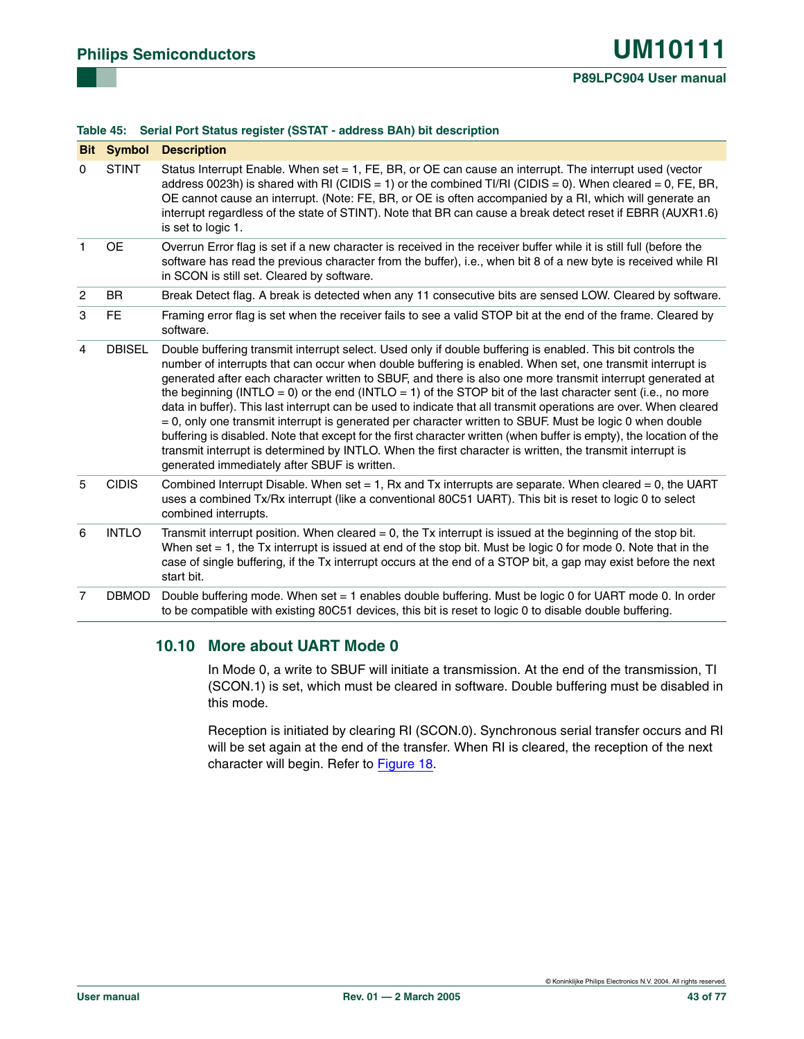**Table 45: Serial Port Status register (SSTAT - address BAh) bit description**

| Bit | Symbol | Description |
|---|---|---|
| 0 | STINT | Status Interrupt Enable. When set = 1, FE, BR, or OE can cause an interrupt. The interrupt used (vector address 0023h) is shared with RI (CIDIS = 1) or the combined TI/RI (CIDIS = 0). When cleared = 0, FE, BR, OE cannot cause an interrupt. (Note: FE, BR, or OE is often accompanied by a RI, which will generate an interrupt regardless of the state of STINT). Note that BR can cause a break detect reset if EBRR (AUXR1.6) is set to logic 1. |
| 1 | OE | Overrun Error flag is set if a new character is received in the receiver buffer while it is still full (before the software has read the previous character from the buffer), i.e., when bit 8 of a new byte is received while RI in SCON is still set. Cleared by software. |
| 2 | BR | Break Detect flag. A break is detected when any 11 consecutive bits are sensed LOW. Cleared by software. |
| 3 | FE | Framing error flag is set when the receiver fails to see a valid STOP bit at the end of the frame. Cleared by software. |
| 4 | DBISEL | Double buffering transmit interrupt select. Used only if double buffering is enabled. This bit controls the number of interrupts that can occur when double buffering is enabled. When set, one transmit interrupt is generated after each character written to SBUF, and there is also one more transmit interrupt generated at the beginning (INTLO = 0) or the end (INTLO = 1) of the STOP bit of the last character sent (i.e., no more data in buffer). This last interrupt can be used to indicate that all transmit operations are over. When cleared = 0, only one transmit interrupt is generated per character written to SBUF. Must be logic 0 when double buffering is disabled. Note that except for the first character written (when buffer is empty), the location of the transmit interrupt is determined by INTLO. When the first character is written, the transmit interrupt is generated immediately after SBUF is written. |
| 5 | CIDIS | Combined Interrupt Disable. When set = 1, Rx and Tx interrupts are separate. When cleared = 0, the UART uses a combined Tx/Rx interrupt (like a conventional 80C51 UART). This bit is reset to logic 0 to select combined interrupts. |
| 6 | INTLO | Transmit interrupt position. When cleared = 0, the Tx interrupt is issued at the beginning of the stop bit. When set = 1, the Tx interrupt is issued at end of the stop bit. Must be logic 0 for mode 0. Note that in the case of single buffering, if the Tx interrupt occurs at the end of a STOP bit, a gap may exist before the next start bit. |
| 7 | DBMOD | Double buffering mode. When set = 1 enables double buffering. Must be logic 0 for UART mode 0. In order to be compatible with existing 80C51 devices, this bit is reset to logic 0 to disable double buffering. |

## 10.10 More about UART Mode 0

In Mode 0, a write to SBUF will initiate a transmission. At the end of the transmission, TI (SCON.1) is set, which must be cleared in software. Double buffering must be disabled in this mode.

Reception is initiated by clearing RI (SCON.0). Synchronous serial transfer occurs and RI will be set again at the end of the transfer. When RI is cleared, the reception of the next character will begin. Refer to Figure 18.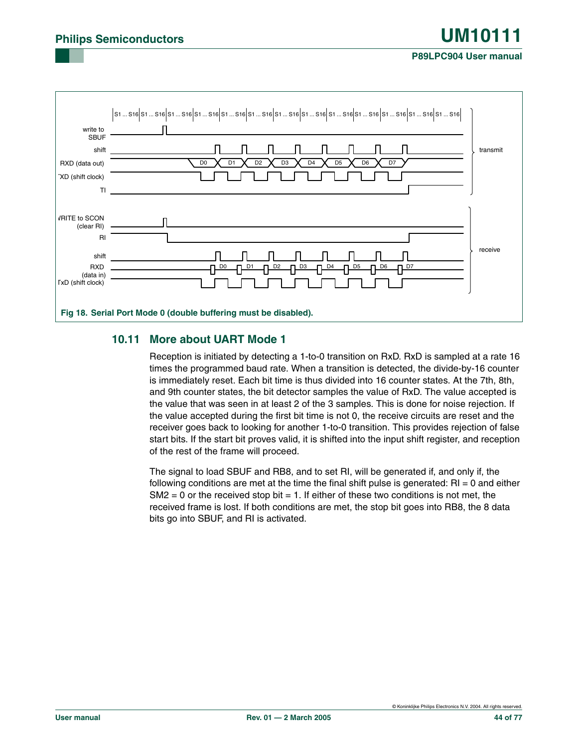Fig 18. Serial Port Mode 0 (double buffering must be disabled).

## 10.11 More about UART Mode 1

Reception is initiated by detecting a 1-to-0 transition on RxD. RxD is sampled at a rate 16 times the programmed baud rate. When a transition is detected, the divide-by-16 counter is immediately reset. Each bit time is thus divided into 16 counter states. At the 7th, 8th, and 9th counter states, the bit detector samples the value of RxD. The value accepted is the value that was seen in at least 2 of the 3 samples. This is done for noise rejection. If the value accepted during the first bit time is not 0, the receive circuits are reset and the receiver goes back to looking for another 1-to-0 transition. This provides rejection of false start bits. If the start bit proves valid, it is shifted into the input shift register, and reception of the rest of the frame will proceed.

The signal to load SBUF and RB8, and to set RI, will be generated if, and only if, the following conditions are met at the time the final shift pulse is generated: RI = 0 and either SM2 = 0 or the received stop bit = 1. If either of these two conditions is not met, the received frame is lost. If both conditions are met, the stop bit goes into RB8, the 8 data bits go into SBUF, and RI is activated.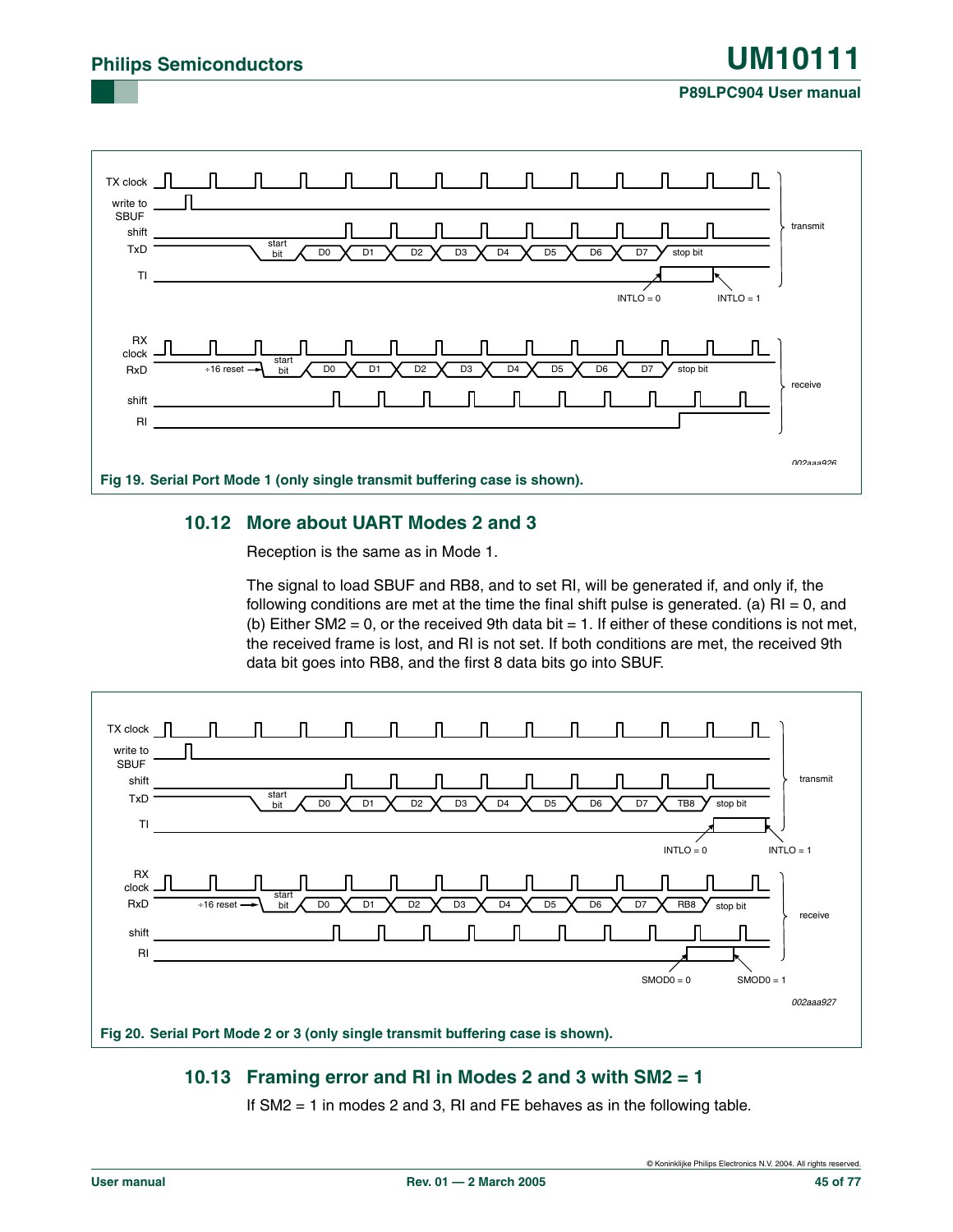Fig 19. Serial Port Mode 1 (only single transmit buffering case is shown).

## 10.12 More about UART Modes 2 and 3

Reception is the same as in Mode 1.

The signal to load SBUF and RB8, and to set RI, will be generated if, and only if, the following conditions are met at the time the final shift pulse is generated. (a) RI = 0, and (b) Either SM2 = 0, or the received 9th data bit = 1. If either of these conditions is not met, the received frame is lost, and RI is not set. If both conditions are met, the received 9th data bit goes into RB8, and the first 8 data bits go into SBUF.

Fig 20. Serial Port Mode 2 or 3 (only single transmit buffering case is shown).

## 10.13 Framing error and RI in Modes 2 and 3 with SM2 = 1

If SM2 = 1 in modes 2 and 3, RI and FE behaves as in the following table.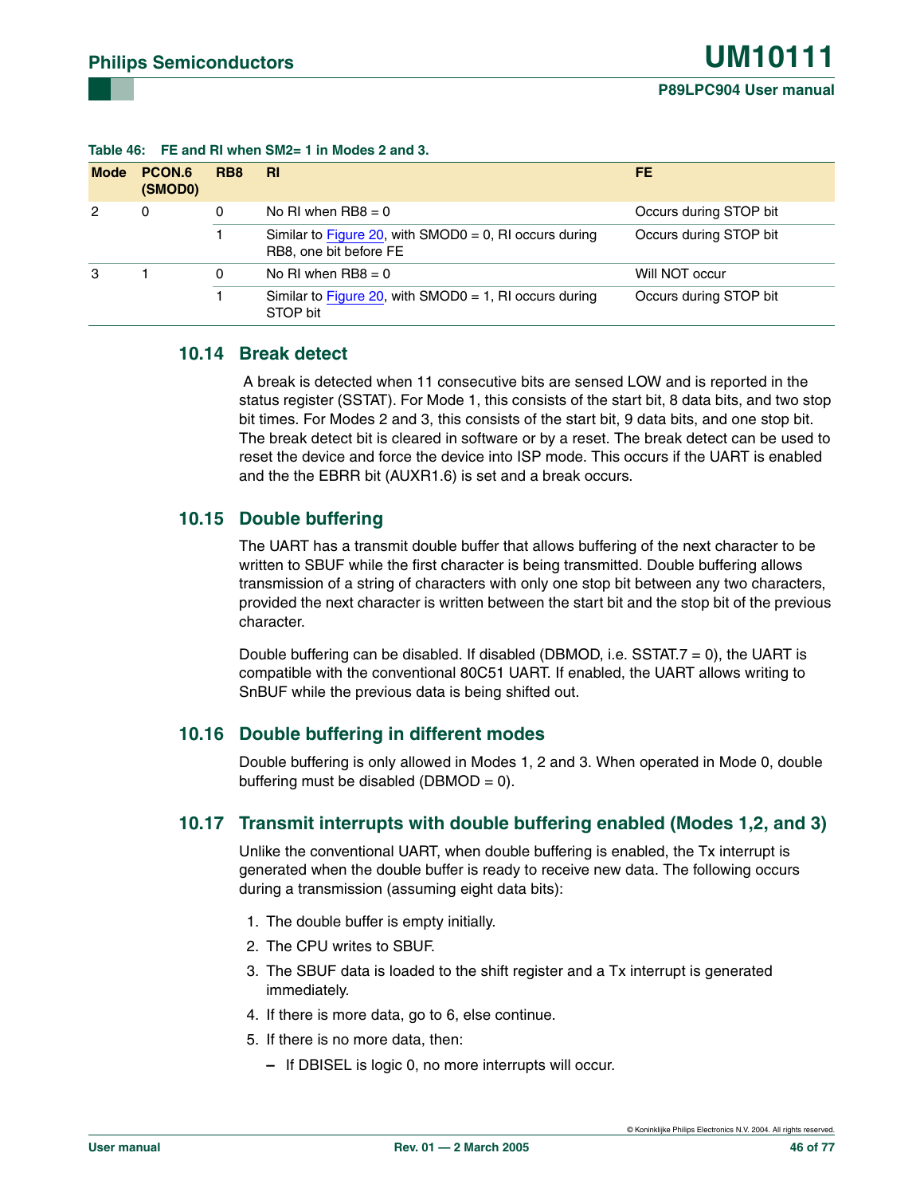**Table 46: FE and RI when SM2= 1 in Modes 2 and 3.**

| Mode | PCON.6 (SMOD0) | RB8 | RI | FE |
|---|---|---|---|---|
| 2 | 0 | 0 | No RI when RB8 = 0 | Occurs during STOP bit |
| | | 1 | Similar to Figure 20, with SMOD0 = 0, RI occurs during RB8, one bit before FE | Occurs during STOP bit |
| 3 | 1 | 0 | No RI when RB8 = 0 | Will NOT occur |
| | | 1 | Similar to Figure 20, with SMOD0 = 1, RI occurs during STOP bit | Occurs during STOP bit |

## 10.14 Break detect

A break is detected when 11 consecutive bits are sensed LOW and is reported in the status register (SSTAT). For Mode 1, this consists of the start bit, 8 data bits, and two stop bit times. For Modes 2 and 3, this consists of the start bit, 9 data bits, and one stop bit. The break detect bit is cleared in software or by a reset. The break detect can be used to reset the device and force the device into ISP mode. This occurs if the UART is enabled and the the EBRR bit (AUXR1.6) is set and a break occurs.

## 10.15 Double buffering

The UART has a transmit double buffer that allows buffering of the next character to be written to SBUF while the first character is being transmitted. Double buffering allows transmission of a string of characters with only one stop bit between any two characters, provided the next character is written between the start bit and the stop bit of the previous character.

Double buffering can be disabled. If disabled (DBMOD, i.e. SSTAT.7 = 0), the UART is compatible with the conventional 80C51 UART. If enabled, the UART allows writing to SnBUF while the previous data is being shifted out.

## 10.16 Double buffering in different modes

Double buffering is only allowed in Modes 1, 2 and 3. When operated in Mode 0, double buffering must be disabled (DBMOD = 0).

## 10.17 Transmit interrupts with double buffering enabled (Modes 1,2, and 3)

Unlike the conventional UART, when double buffering is enabled, the Tx interrupt is generated when the double buffer is ready to receive new data. The following occurs during a transmission (assuming eight data bits):

1. The double buffer is empty initially.
2. The CPU writes to SBUF.
3. The SBUF data is loaded to the shift register and a Tx interrupt is generated immediately.
4. If there is more data, go to 6, else continue.
5. If there is no more data, then:
   - If DBISEL is logic 0, no more interrupts will occur.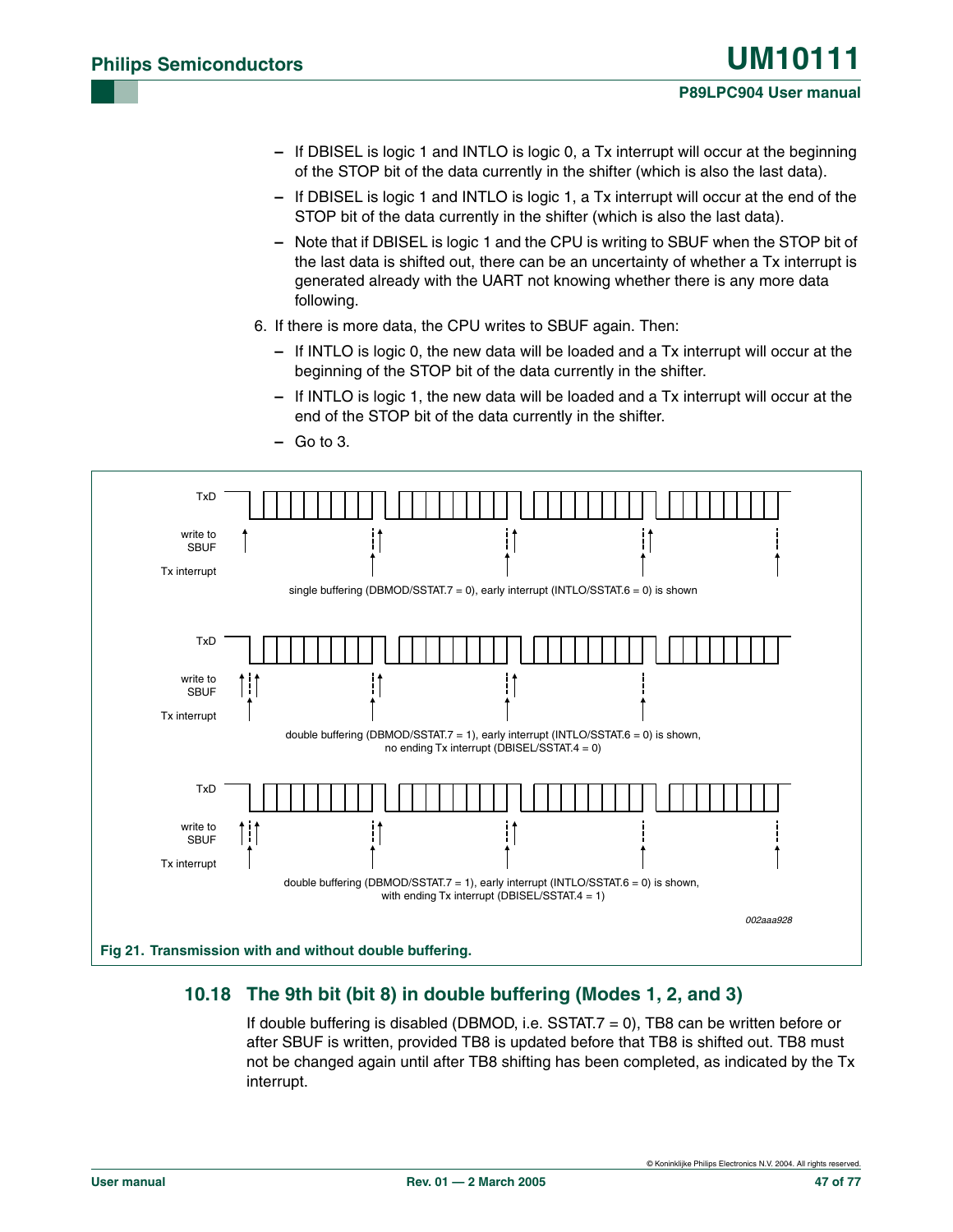- If DBISEL is logic 1 and INTLO is logic 0, a Tx interrupt will occur at the beginning of the STOP bit of the data currently in the shifter (which is also the last data).
  - If DBISEL is logic 1 and INTLO is logic 1, a Tx interrupt will occur at the end of the STOP bit of the data currently in the shifter (which is also the last data).
  - Note that if DBISEL is logic 1 and the CPU is writing to SBUF when the STOP bit of the last data is shifted out, there can be an uncertainty of whether a Tx interrupt is generated already with the UART not knowing whether there is any more data following.

6. If there is more data, the CPU writes to SBUF again. Then:
   - If INTLO is logic 0, the new data will be loaded and a Tx interrupt will occur at the beginning of the STOP bit of the data currently in the shifter.
   - If INTLO is logic 1, the new data will be loaded and a Tx interrupt will occur at the end of the STOP bit of the data currently in the shifter.
   - Go to 3.

TxD

write to SBUF

Tx interrupt

single buffering (DBMOD/SSTAT.7 = 0), early interrupt (INTLO/SSTAT.6 = 0) is shown

TxD

write to SBUF

Tx interrupt

double buffering (DBMOD/SSTAT.7 = 1), early interrupt (INTLO/SSTAT.6 = 0) is shown, no ending Tx interrupt (DBISEL/SSTAT.4 = 0)

TxD

write to SBUF

Tx interrupt

double buffering (DBMOD/SSTAT.7 = 1), early interrupt (INTLO/SSTAT.6 = 0) is shown, with ending Tx interrupt (DBISEL/SSTAT.4 = 1)

002aaa928

**Fig 21. Transmission with and without double buffering.**

## 10.18 The 9th bit (bit 8) in double buffering (Modes 1, 2, and 3)

If double buffering is disabled (DBMOD, i.e. SSTAT.7 = 0), TB8 can be written before or after SBUF is written, provided TB8 is updated before that TB8 is shifted out. TB8 must not be changed again until after TB8 shifting has been completed, as indicated by the Tx interrupt.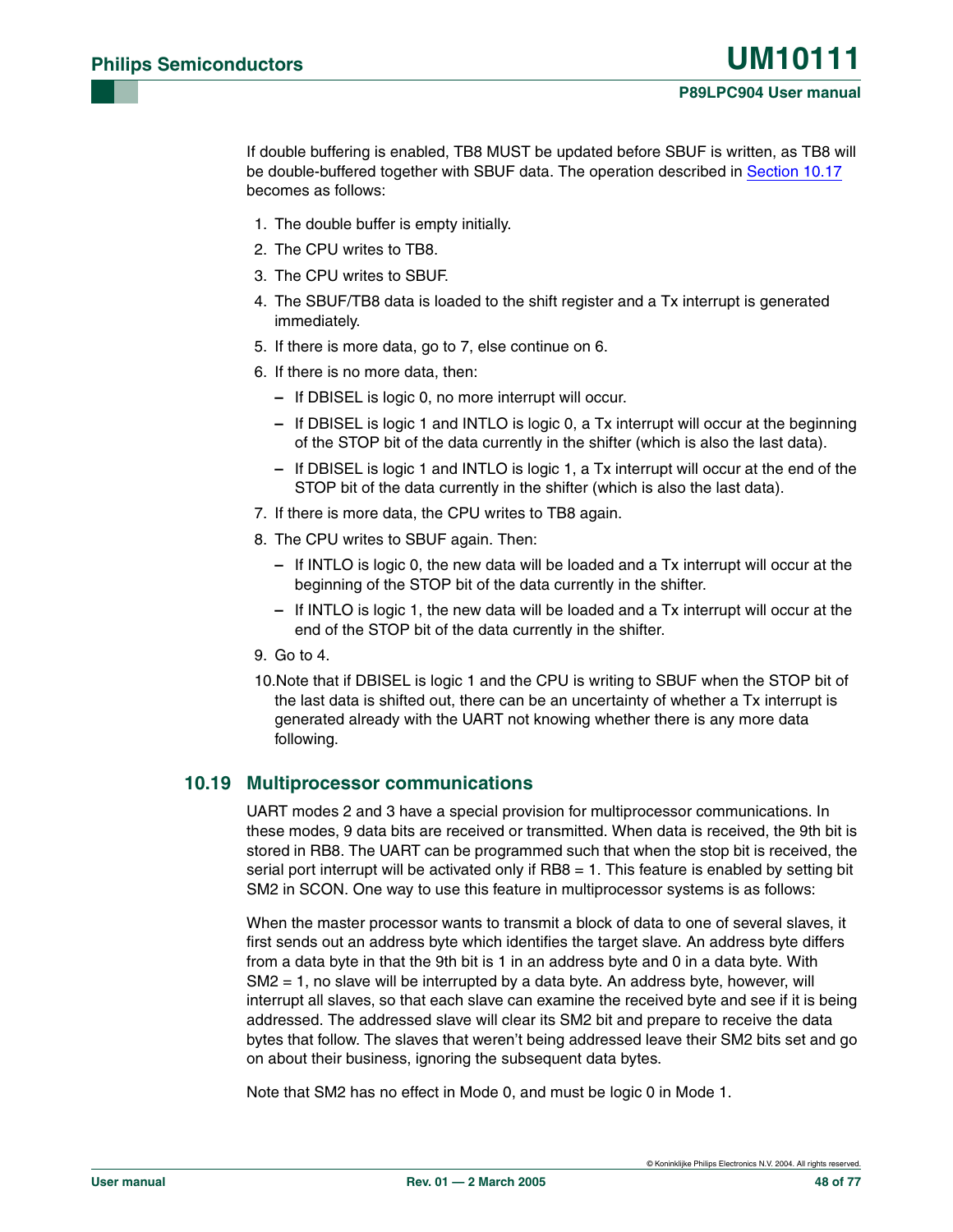If double buffering is enabled, TB8 MUST be updated before SBUF is written, as TB8 will be double-buffered together with SBUF data. The operation described in Section 10.17 becomes as follows:

1. The double buffer is empty initially.
2. The CPU writes to TB8.
3. The CPU writes to SBUF.
4. The SBUF/TB8 data is loaded to the shift register and a Tx interrupt is generated immediately.
5. If there is more data, go to 7, else continue on 6.
6. If there is no more data, then:
   - If DBISEL is logic 0, no more interrupt will occur.
   - If DBISEL is logic 1 and INTLO is logic 0, a Tx interrupt will occur at the beginning of the STOP bit of the data currently in the shifter (which is also the last data).
   - If DBISEL is logic 1 and INTLO is logic 1, a Tx interrupt will occur at the end of the STOP bit of the data currently in the shifter (which is also the last data).
7. If there is more data, the CPU writes to TB8 again.
8. The CPU writes to SBUF again. Then:
   - If INTLO is logic 0, the new data will be loaded and a Tx interrupt will occur at the beginning of the STOP bit of the data currently in the shifter.
   - If INTLO is logic 1, the new data will be loaded and a Tx interrupt will occur at the end of the STOP bit of the data currently in the shifter.
9. Go to 4.
10. Note that if DBISEL is logic 1 and the CPU is writing to SBUF when the STOP bit of the last data is shifted out, there can be an uncertainty of whether a Tx interrupt is generated already with the UART not knowing whether there is any more data following.

## 10.19 Multiprocessor communications

UART modes 2 and 3 have a special provision for multiprocessor communications. In these modes, 9 data bits are received or transmitted. When data is received, the 9th bit is stored in RB8. The UART can be programmed such that when the stop bit is received, the serial port interrupt will be activated only if RB8 = 1. This feature is enabled by setting bit SM2 in SCON. One way to use this feature in multiprocessor systems is as follows:

When the master processor wants to transmit a block of data to one of several slaves, it first sends out an address byte which identifies the target slave. An address byte differs from a data byte in that the 9th bit is 1 in an address byte and 0 in a data byte. With SM2 = 1, no slave will be interrupted by a data byte. An address byte, however, will interrupt all slaves, so that each slave can examine the received byte and see if it is being addressed. The addressed slave will clear its SM2 bit and prepare to receive the data bytes that follow. The slaves that weren't being addressed leave their SM2 bits set and go on about their business, ignoring the subsequent data bytes.

Note that SM2 has no effect in Mode 0, and must be logic 0 in Mode 1.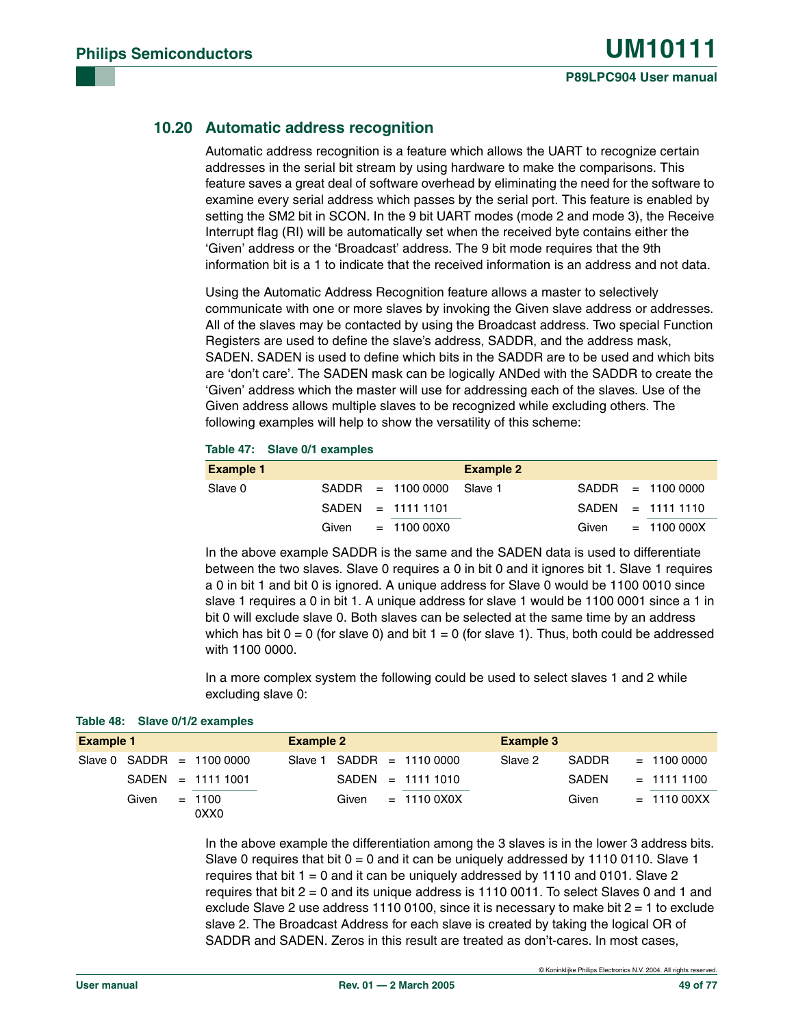## 10.20 Automatic address recognition

Automatic address recognition is a feature which allows the UART to recognize certain addresses in the serial bit stream by using hardware to make the comparisons. This feature saves a great deal of software overhead by eliminating the need for the software to examine every serial address which passes by the serial port. This feature is enabled by setting the SM2 bit in SCON. In the 9 bit UART modes (mode 2 and mode 3), the Receive Interrupt flag (RI) will be automatically set when the received byte contains either the 'Given' address or the 'Broadcast' address. The 9 bit mode requires that the 9th information bit is a 1 to indicate that the received information is an address and not data.

Using the Automatic Address Recognition feature allows a master to selectively communicate with one or more slaves by invoking the Given slave address or addresses. All of the slaves may be contacted by using the Broadcast address. Two special Function Registers are used to define the slave's address, SADDR, and the address mask, SADEN. SADEN is used to define which bits in the SADDR are to be used and which bits are 'don't care'. The SADEN mask can be logically ANDed with the SADDR to create the 'Given' address which the master will use for addressing each of the slaves. Use of the Given address allows multiple slaves to be recognized while excluding others. The following examples will help to show the versatility of this scheme:

**Table 47: Slave 0/1 examples**

| Example 1 | | | | Example 2 | | | |
|---|---|---|---|---|---|---|---|
| Slave 0 | SADDR | = | 1100 0000 | Slave 1 | SADDR | = | 1100 0000 |
| | SADEN | = | 1111 1101 | | SADEN | = | 1111 1110 |
| | Given | = | 1100 00X0 | | Given | = | 1100 000X |

In the above example SADDR is the same and the SADEN data is used to differentiate between the two slaves. Slave 0 requires a 0 in bit 0 and it ignores bit 1. Slave 1 requires a 0 in bit 1 and bit 0 is ignored. A unique address for Slave 0 would be 1100 0010 since slave 1 requires a 0 in bit 1. A unique address for slave 1 would be 1100 0001 since a 1 in bit 0 will exclude slave 0. Both slaves can be selected at the same time by an address which has bit 0 = 0 (for slave 0) and bit 1 = 0 (for slave 1). Thus, both could be addressed with 1100 0000.

In a more complex system the following could be used to select slaves 1 and 2 while excluding slave 0:

**Table 48: Slave 0/1/2 examples**

| Example 1 | | | | Example 2 | | | | Example 3 | | | |
|---|---|---|---|---|---|---|---|---|---|---|---|
| Slave 0 | SADDR | = | 1100 0000 | Slave 1 | SADDR | = | 1110 0000 | Slave 2 | SADDR | = | 1100 0000 |
| | SADEN | = | 1111 1001 | | SADEN | = | 1111 1010 | | SADEN | = | 1111 1100 |
| | Given | = | 1100 0XX0 | | Given | = | 1110 0X0X | | Given | = | 1110 00XX |

In the above example the differentiation among the 3 slaves is in the lower 3 address bits. Slave 0 requires that bit 0 = 0 and it can be uniquely addressed by 1110 0110. Slave 1 requires that bit 1 = 0 and it can be uniquely addressed by 1110 and 0101. Slave 2 requires that bit 2 = 0 and its unique address is 1110 0011. To select Slaves 0 and 1 and exclude Slave 2 use address 1110 0100, since it is necessary to make bit 2 = 1 to exclude slave 2. The Broadcast Address for each slave is created by taking the logical OR of SADDR and SADEN. Zeros in this result are treated as don't-cares. In most cases,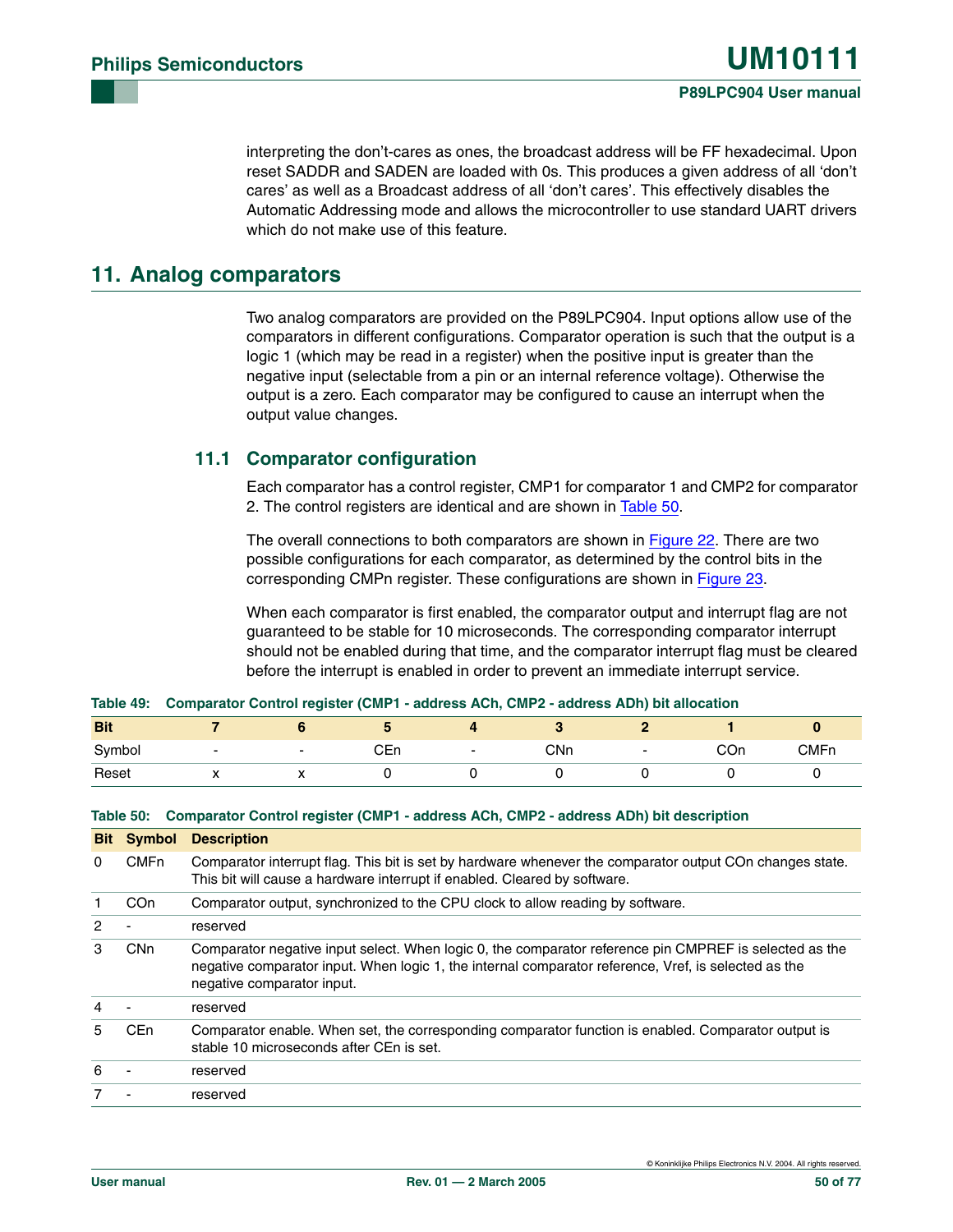interpreting the don't-cares as ones, the broadcast address will be FF hexadecimal. Upon reset SADDR and SADEN are loaded with 0s. This produces a given address of all 'don't cares' as well as a Broadcast address of all 'don't cares'. This effectively disables the Automatic Addressing mode and allows the microcontroller to use standard UART drivers which do not make use of this feature.

# 11. Analog comparators

Two analog comparators are provided on the P89LPC904. Input options allow use of the comparators in different configurations. Comparator operation is such that the output is a logic 1 (which may be read in a register) when the positive input is greater than the negative input (selectable from a pin or an internal reference voltage). Otherwise the output is a zero. Each comparator may be configured to cause an interrupt when the output value changes.

## 11.1 Comparator configuration

Each comparator has a control register, CMP1 for comparator 1 and CMP2 for comparator 2. The control registers are identical and are shown in Table 50.

The overall connections to both comparators are shown in Figure 22. There are two possible configurations for each comparator, as determined by the control bits in the corresponding CMPn register. These configurations are shown in Figure 23.

When each comparator is first enabled, the comparator output and interrupt flag are not guaranteed to be stable for 10 microseconds. The corresponding comparator interrupt should not be enabled during that time, and the comparator interrupt flag must be cleared before the interrupt is enabled in order to prevent an immediate interrupt service.

**Table 49: Comparator Control register (CMP1 - address ACh, CMP2 - address ADh) bit allocation**

| Bit | 7 | 6 | 5 | 4 | 3 | 2 | 1 | 0 |
|---|---|---|---|---|---|---|---|---|
| Symbol | - | - | CEn | - | CNn | - | COn | CMFn |
| Reset | x | x | 0 | 0 | 0 | 0 | 0 | 0 |

**Table 50: Comparator Control register (CMP1 - address ACh, CMP2 - address ADh) bit description**

| Bit | Symbol | Description |
|---|---|---|
| 0 | CMFn | Comparator interrupt flag. This bit is set by hardware whenever the comparator output COn changes state. This bit will cause a hardware interrupt if enabled. Cleared by software. |
| 1 | COn | Comparator output, synchronized to the CPU clock to allow reading by software. |
| 2 | - | reserved |
| 3 | CNn | Comparator negative input select. When logic 0, the comparator reference pin CMPREF is selected as the negative comparator input. When logic 1, the internal comparator reference, Vref, is selected as the negative comparator input. |
| 4 | - | reserved |
| 5 | CEn | Comparator enable. When set, the corresponding comparator function is enabled. Comparator output is stable 10 microseconds after CEn is set. |
| 6 | - | reserved |
| 7 | - | reserved |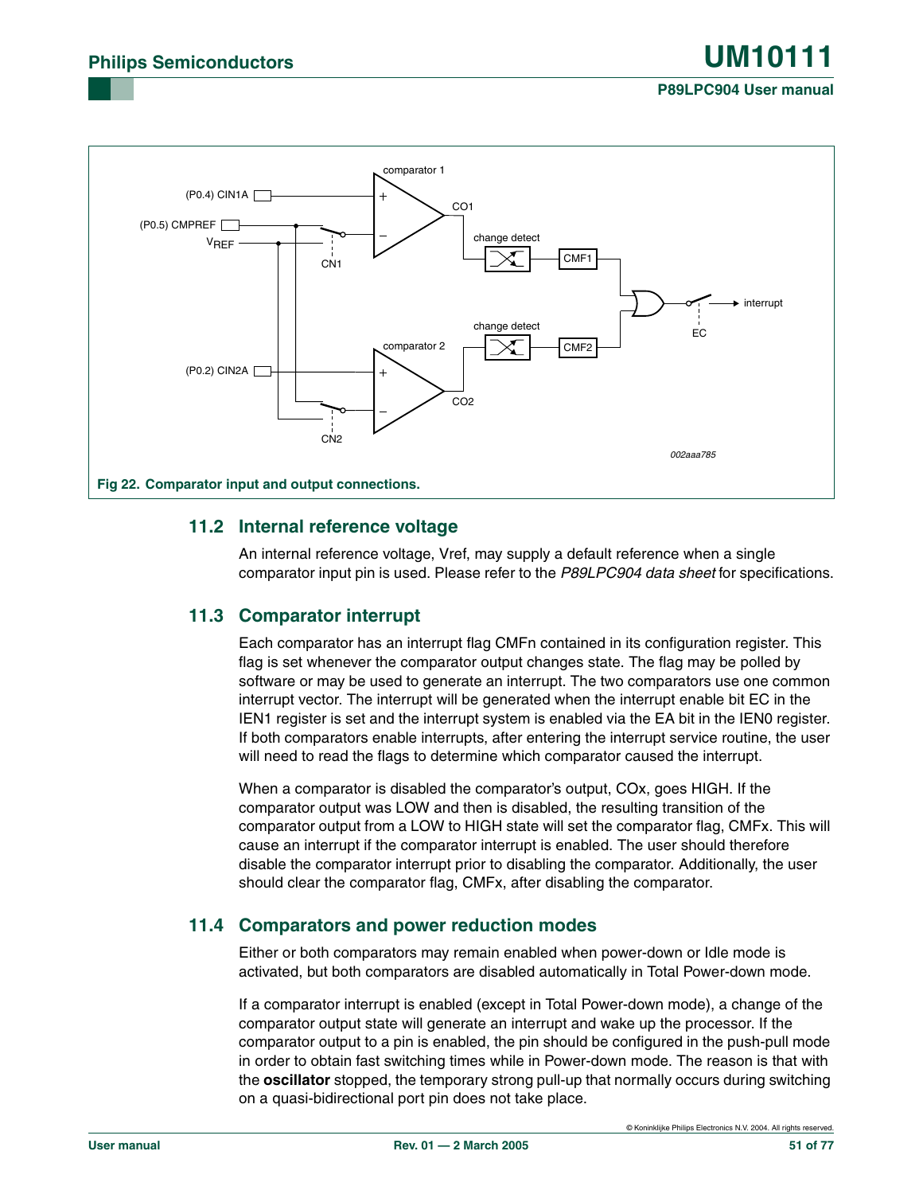Fig 22. Comparator input and output connections.

## 11.2 Internal reference voltage

An internal reference voltage, Vref, may supply a default reference when a single comparator input pin is used. Please refer to the *P89LPC904 data sheet* for specifications.

## 11.3 Comparator interrupt

Each comparator has an interrupt flag CMFn contained in its configuration register. This flag is set whenever the comparator output changes state. The flag may be polled by software or may be used to generate an interrupt. The two comparators use one common interrupt vector. The interrupt will be generated when the interrupt enable bit EC in the IEN1 register is set and the interrupt system is enabled via the EA bit in the IEN0 register. If both comparators enable interrupts, after entering the interrupt service routine, the user will need to read the flags to determine which comparator caused the interrupt.

When a comparator is disabled the comparator's output, COx, goes HIGH. If the comparator output was LOW and then is disabled, the resulting transition of the comparator output from a LOW to HIGH state will set the comparator flag, CMFx. This will cause an interrupt if the comparator interrupt is enabled. The user should therefore disable the comparator interrupt prior to disabling the comparator. Additionally, the user should clear the comparator flag, CMFx, after disabling the comparator.

## 11.4 Comparators and power reduction modes

Either or both comparators may remain enabled when power-down or Idle mode is activated, but both comparators are disabled automatically in Total Power-down mode.

If a comparator interrupt is enabled (except in Total Power-down mode), a change of the comparator output state will generate an interrupt and wake up the processor. If the comparator output to a pin is enabled, the pin should be configured in the push-pull mode in order to obtain fast switching times while in Power-down mode. The reason is that with the **oscillator** stopped, the temporary strong pull-up that normally occurs during switching on a quasi-bidirectional port pin does not take place.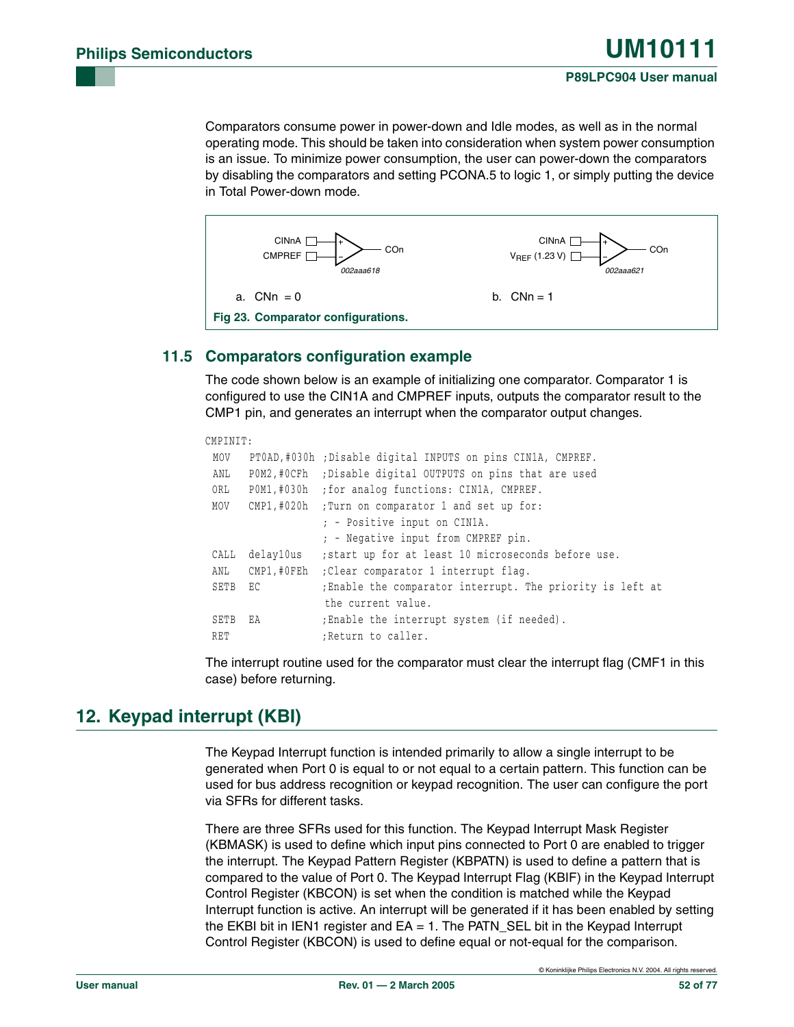Comparators consume power in power-down and Idle modes, as well as in the normal operating mode. This should be taken into consideration when system power consumption is an issue. To minimize power consumption, the user can power-down the comparators by disabling the comparators and setting PCONA.5 to logic 1, or simply putting the device in Total Power-down mode.

a. CNn = 0

b. CNn = 1

**Fig 23. Comparator configurations.**

### 11.5 Comparators configuration example

The code shown below is an example of initializing one comparator. Comparator 1 is configured to use the CIN1A and CMPREF inputs, outputs the comparator result to the CMP1 pin, and generates an interrupt when the comparator output changes.

```
CMPINIT:
 MOV   PT0AD,#030h ;Disable digital INPUTS on pins CIN1A, CMPREF.
 ANL   P0M2,#0CFh  ;Disable digital OUTPUTS on pins that are used
 ORL   P0M1,#030h  ;for analog functions: CIN1A, CMPREF.
 MOV   CMP1,#020h  ;Turn on comparator 1 and set up for:
                   ; - Positive input on CIN1A.
                   ; - Negative input from CMPREF pin.
 CALL  delay10us   ;start up for at least 10 microseconds before use.
 ANL   CMP1,#0FEh  ;Clear comparator 1 interrupt flag.
 SETB  EC          ;Enable the comparator interrupt. The priority is left at
                    the current value.
 SETB  EA          ;Enable the interrupt system (if needed).
 RET               ;Return to caller.
```

The interrupt routine used for the comparator must clear the interrupt flag (CMF1 in this case) before returning.

## 12. Keypad interrupt (KBI)

The Keypad Interrupt function is intended primarily to allow a single interrupt to be generated when Port 0 is equal to or not equal to a certain pattern. This function can be used for bus address recognition or keypad recognition. The user can configure the port via SFRs for different tasks.

There are three SFRs used for this function. The Keypad Interrupt Mask Register (KBMASK) is used to define which input pins connected to Port 0 are enabled to trigger the interrupt. The Keypad Pattern Register (KBPATN) is used to define a pattern that is compared to the value of Port 0. The Keypad Interrupt Flag (KBIF) in the Keypad Interrupt Control Register (KBCON) is set when the condition is matched while the Keypad Interrupt function is active. An interrupt will be generated if it has been enabled by setting the EKBI bit in IEN1 register and EA = 1. The PATN_SEL bit in the Keypad Interrupt Control Register (KBCON) is used to define equal or not-equal for the comparison.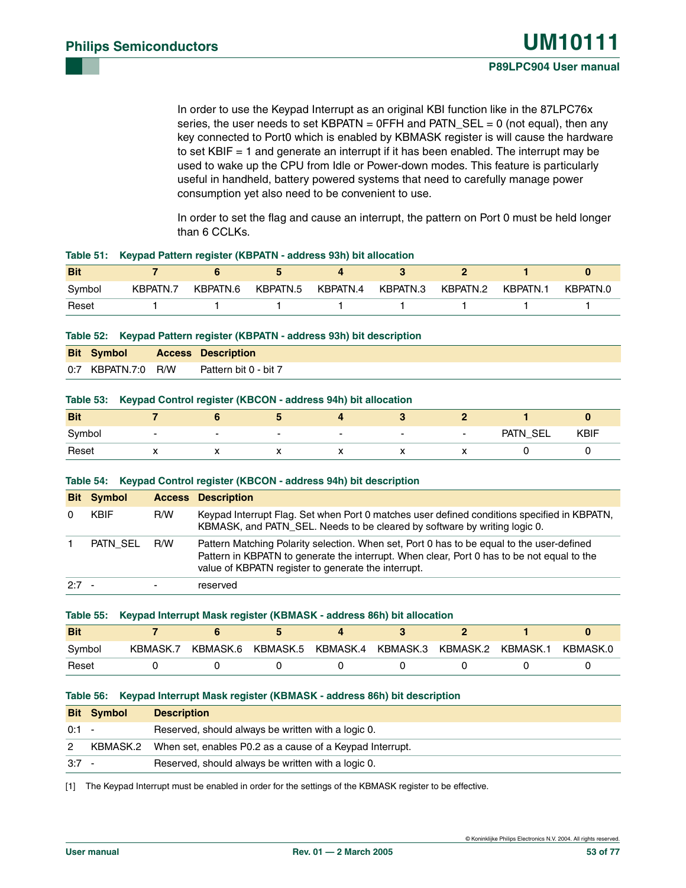In order to use the Keypad Interrupt as an original KBI function like in the 87LPC76x series, the user needs to set KBPATN = 0FFH and PATN_SEL = 0 (not equal), then any key connected to Port0 which is enabled by KBMASK register is will cause the hardware to set KBIF = 1 and generate an interrupt if it has been enabled. The interrupt may be used to wake up the CPU from Idle or Power-down modes. This feature is particularly useful in handheld, battery powered systems that need to carefully manage power consumption yet also need to be convenient to use.

In order to set the flag and cause an interrupt, the pattern on Port 0 must be held longer than 6 CCLKs.

**Table 51: Keypad Pattern register (KBPATN - address 93h) bit allocation**

| Bit | 7 | 6 | 5 | 4 | 3 | 2 | 1 | 0 |
|---|---|---|---|---|---|---|---|---|
| Symbol | KBPATN.7 | KBPATN.6 | KBPATN.5 | KBPATN.4 | KBPATN.3 | KBPATN.2 | KBPATN.1 | KBPATN.0 |
| Reset | 1 | 1 | 1 | 1 | 1 | 1 | 1 | 1 |

**Table 52: Keypad Pattern register (KBPATN - address 93h) bit description**

| Bit | Symbol | Access | Description |
|---|---|---|---|
| 0:7 | KBPATN.7:0 | R/W | Pattern bit 0 - bit 7 |

**Table 53: Keypad Control register (KBCON - address 94h) bit allocation**

| Bit | 7 | 6 | 5 | 4 | 3 | 2 | 1 | 0 |
|---|---|---|---|---|---|---|---|---|
| Symbol | - | - | - | - | - | - | PATN_SEL | KBIF |
| Reset | x | x | x | x | x | x | 0 | 0 |

**Table 54: Keypad Control register (KBCON - address 94h) bit description**

| Bit | Symbol | Access | Description |
|---|---|---|---|
| 0 | KBIF | R/W | Keypad Interrupt Flag. Set when Port 0 matches user defined conditions specified in KBPATN, KBMASK, and PATN_SEL. Needs to be cleared by software by writing logic 0. |
| 1 | PATN_SEL | R/W | Pattern Matching Polarity selection. When set, Port 0 has to be equal to the user-defined Pattern in KBPATN to generate the interrupt. When clear, Port 0 has to be not equal to the value of KBPATN register to generate the interrupt. |
| 2:7 | - | - | reserved |

**Table 55: Keypad Interrupt Mask register (KBMASK - address 86h) bit allocation**

| Bit | 7 | 6 | 5 | 4 | 3 | 2 | 1 | 0 |
|---|---|---|---|---|---|---|---|---|
| Symbol | KBMASK.7 | KBMASK.6 | KBMASK.5 | KBMASK.4 | KBMASK.3 | KBMASK.2 | KBMASK.1 | KBMASK.0 |
| Reset | 0 | 0 | 0 | 0 | 0 | 0 | 0 | 0 |

**Table 56: Keypad Interrupt Mask register (KBMASK - address 86h) bit description**

| Bit | Symbol | Description |
|---|---|---|
| 0:1 | - | Reserved, should always be written with a logic 0. |
| 2 | KBMASK.2 | When set, enables P0.2 as a cause of a Keypad Interrupt. |
| 3:7 | - | Reserved, should always be written with a logic 0. |

[1] The Keypad Interrupt must be enabled in order for the settings of the KBMASK register to be effective.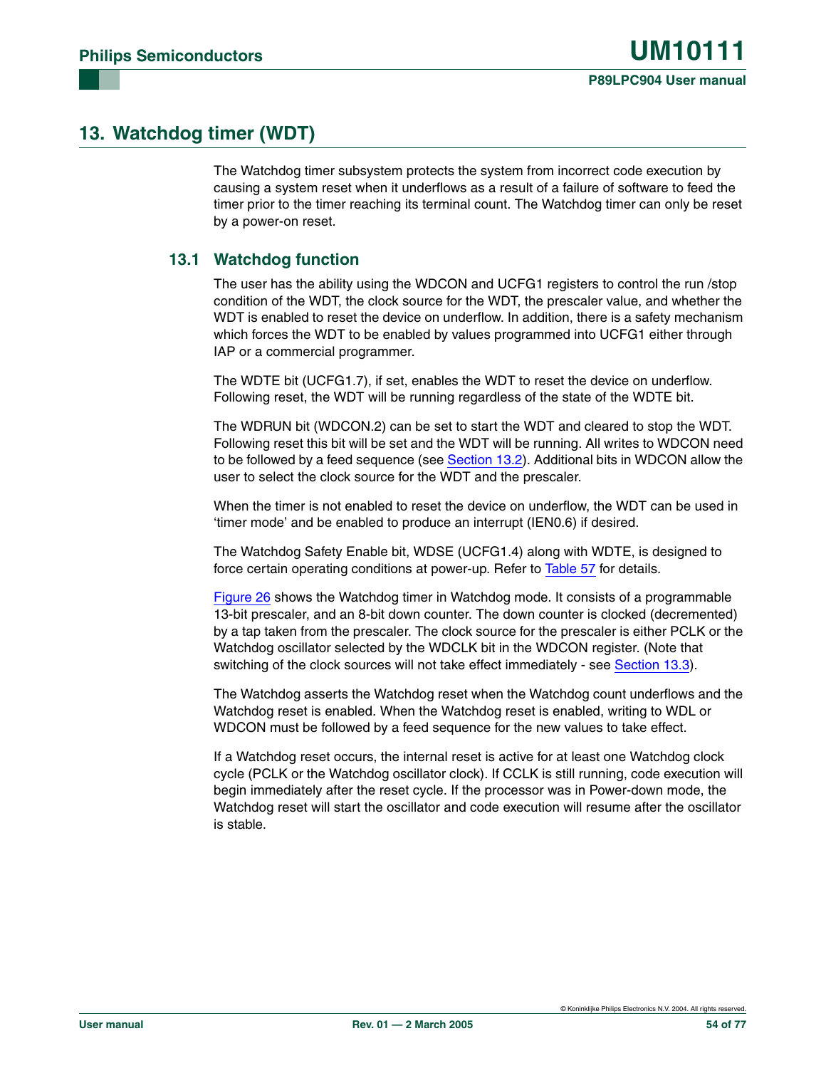# 13. Watchdog timer (WDT)

The Watchdog timer subsystem protects the system from incorrect code execution by causing a system reset when it underflows as a result of a failure of software to feed the timer prior to the timer reaching its terminal count. The Watchdog timer can only be reset by a power-on reset.

## 13.1 Watchdog function

The user has the ability using the WDCON and UCFG1 registers to control the run /stop condition of the WDT, the clock source for the WDT, the prescaler value, and whether the WDT is enabled to reset the device on underflow. In addition, there is a safety mechanism which forces the WDT to be enabled by values programmed into UCFG1 either through IAP or a commercial programmer.

The WDTE bit (UCFG1.7), if set, enables the WDT to reset the device on underflow. Following reset, the WDT will be running regardless of the state of the WDTE bit.

The WDRUN bit (WDCON.2) can be set to start the WDT and cleared to stop the WDT. Following reset this bit will be set and the WDT will be running. All writes to WDCON need to be followed by a feed sequence (see Section 13.2). Additional bits in WDCON allow the user to select the clock source for the WDT and the prescaler.

When the timer is not enabled to reset the device on underflow, the WDT can be used in 'timer mode' and be enabled to produce an interrupt (IEN0.6) if desired.

The Watchdog Safety Enable bit, WDSE (UCFG1.4) along with WDTE, is designed to force certain operating conditions at power-up. Refer to Table 57 for details.

Figure 26 shows the Watchdog timer in Watchdog mode. It consists of a programmable 13-bit prescaler, and an 8-bit down counter. The down counter is clocked (decremented) by a tap taken from the prescaler. The clock source for the prescaler is either PCLK or the Watchdog oscillator selected by the WDCLK bit in the WDCON register. (Note that switching of the clock sources will not take effect immediately - see Section 13.3).

The Watchdog asserts the Watchdog reset when the Watchdog count underflows and the Watchdog reset is enabled. When the Watchdog reset is enabled, writing to WDL or WDCON must be followed by a feed sequence for the new values to take effect.

If a Watchdog reset occurs, the internal reset is active for at least one Watchdog clock cycle (PCLK or the Watchdog oscillator clock). If CCLK is still running, code execution will begin immediately after the reset cycle. If the processor was in Power-down mode, the Watchdog reset will start the oscillator and code execution will resume after the oscillator is stable.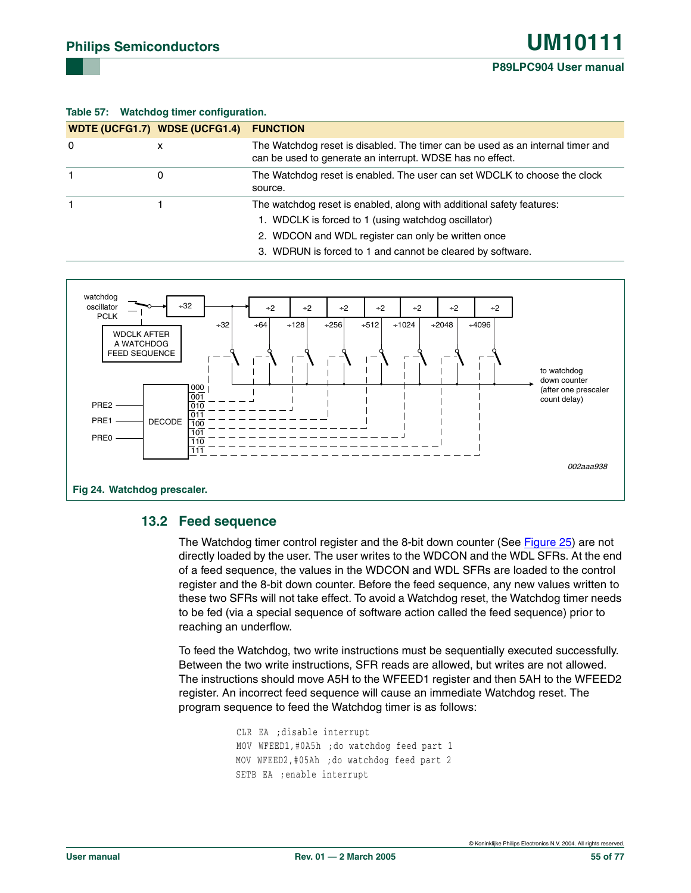**Table 57: Watchdog timer configuration.**

| WDTE (UCFG1.7) | WDSE (UCFG1.4) | FUNCTION |
|---|---|---|
| 0 | x | The Watchdog reset is disabled. The timer can be used as an internal timer and can be used to generate an interrupt. WDSE has no effect. |
| 1 | 0 | The Watchdog reset is enabled. The user can set WDCLK to choose the clock source. |
| 1 | 1 | The watchdog reset is enabled, along with additional safety features: 1. WDCLK is forced to 1 (using watchdog oscillator) 2. WDCON and WDL register can only be written once 3. WDRUN is forced to 1 and cannot be cleared by software. |

**Fig 24. Watchdog prescaler.**

## 13.2 Feed sequence

The Watchdog timer control register and the 8-bit down counter (See Figure 25) are not directly loaded by the user. The user writes to the WDCON and the WDL SFRs. At the end of a feed sequence, the values in the WDCON and WDL SFRs are loaded to the control register and the 8-bit down counter. Before the feed sequence, any new values written to these two SFRs will not take effect. To avoid a Watchdog reset, the Watchdog timer needs to be fed (via a special sequence of software action called the feed sequence) prior to reaching an underflow.

To feed the Watchdog, two write instructions must be sequentially executed successfully. Between the two write instructions, SFR reads are allowed, but writes are not allowed. The instructions should move A5H to the WFEED1 register and then 5AH to the WFEED2 register. An incorrect feed sequence will cause an immediate Watchdog reset. The program sequence to feed the Watchdog timer is as follows:

```
CLR EA ;disable interrupt
MOV WFEED1,#0A5h ;do watchdog feed part 1
MOV WFEED2,#05Ah ;do watchdog feed part 2
SETB EA ;enable interrupt
```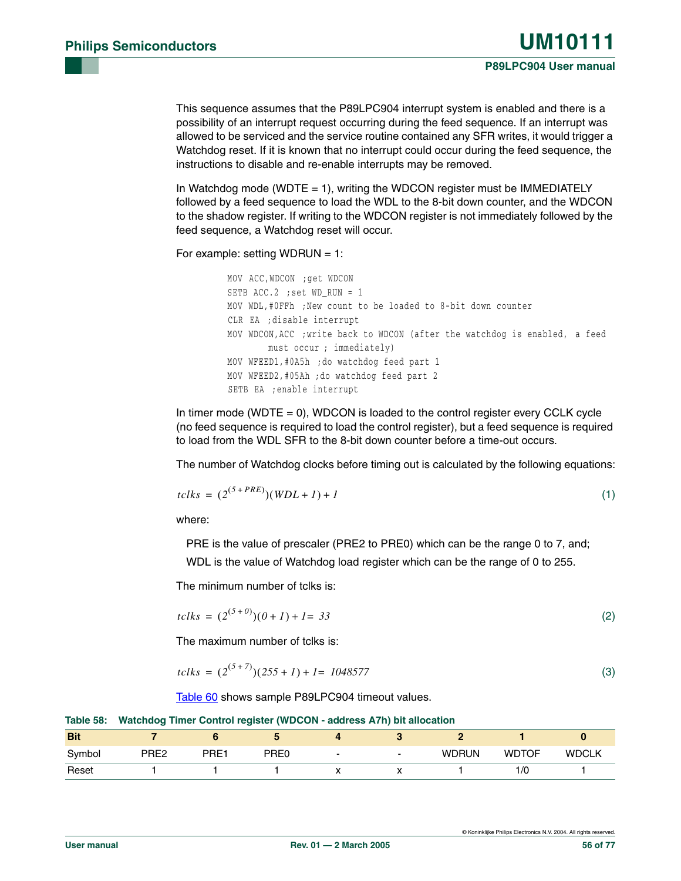This sequence assumes that the P89LPC904 interrupt system is enabled and there is a possibility of an interrupt request occurring during the feed sequence. If an interrupt was allowed to be serviced and the service routine contained any SFR writes, it would trigger a Watchdog reset. If it is known that no interrupt could occur during the feed sequence, the instructions to disable and re-enable interrupts may be removed.

In Watchdog mode (WDTE = 1), writing the WDCON register must be IMMEDIATELY followed by a feed sequence to load the WDL to the 8-bit down counter, and the WDCON to the shadow register. If writing to the WDCON register is not immediately followed by the feed sequence, a Watchdog reset will occur.

For example: setting WDRUN = 1:

```
MOV ACC,WDCON  ;get WDCON
SETB ACC.2  ;set WD_RUN = 1
MOV WDL,#0FFh  ;New count to be loaded to 8-bit down counter
CLR  EA  ;disable interrupt
MOV WDCON,ACC  ;write back to WDCON (after the watchdog is enabled, a feed
        must occur ; immediately)
MOV WFEED1,#0A5h  ;do watchdog feed part 1
MOV WFEED2,#05Ah ;do watchdog feed part 2
SETB EA  ;enable interrupt
```

In timer mode (WDTE = 0), WDCON is loaded to the control register every CCLK cycle (no feed sequence is required to load the control register), but a feed sequence is required to load from the WDL SFR to the 8-bit down counter before a time-out occurs.

The number of Watchdog clocks before timing out is calculated by the following equations:

$$tclks = (2^{(5 + PRE)})(WDL + 1) + 1 \tag{1}$$

where:

PRE is the value of prescaler (PRE2 to PRE0) which can be the range 0 to 7, and;

WDL is the value of Watchdog load register which can be the range of 0 to 255.

The minimum number of tclks is:

$$tclks = (2^{(5 + 0)})(0 + 1) + 1 = 33 \tag{2}$$

The maximum number of tclks is:

$$tclks = (2^{(5 + 7)})(255 + 1) + 1 = 1048577 \tag{3}$$

Table 60 shows sample P89LPC904 timeout values.

**Table 58: Watchdog Timer Control register (WDCON - address A7h) bit allocation**

| Bit | 7 | 6 | 5 | 4 | 3 | 2 | 1 | 0 |
|---|---|---|---|---|---|---|---|---|
| Symbol | PRE2 | PRE1 | PRE0 | - | - | WDRUN | WDTOF | WDCLK |
| Reset | 1 | 1 | 1 | x | x | 1 | 1/0 | 1 |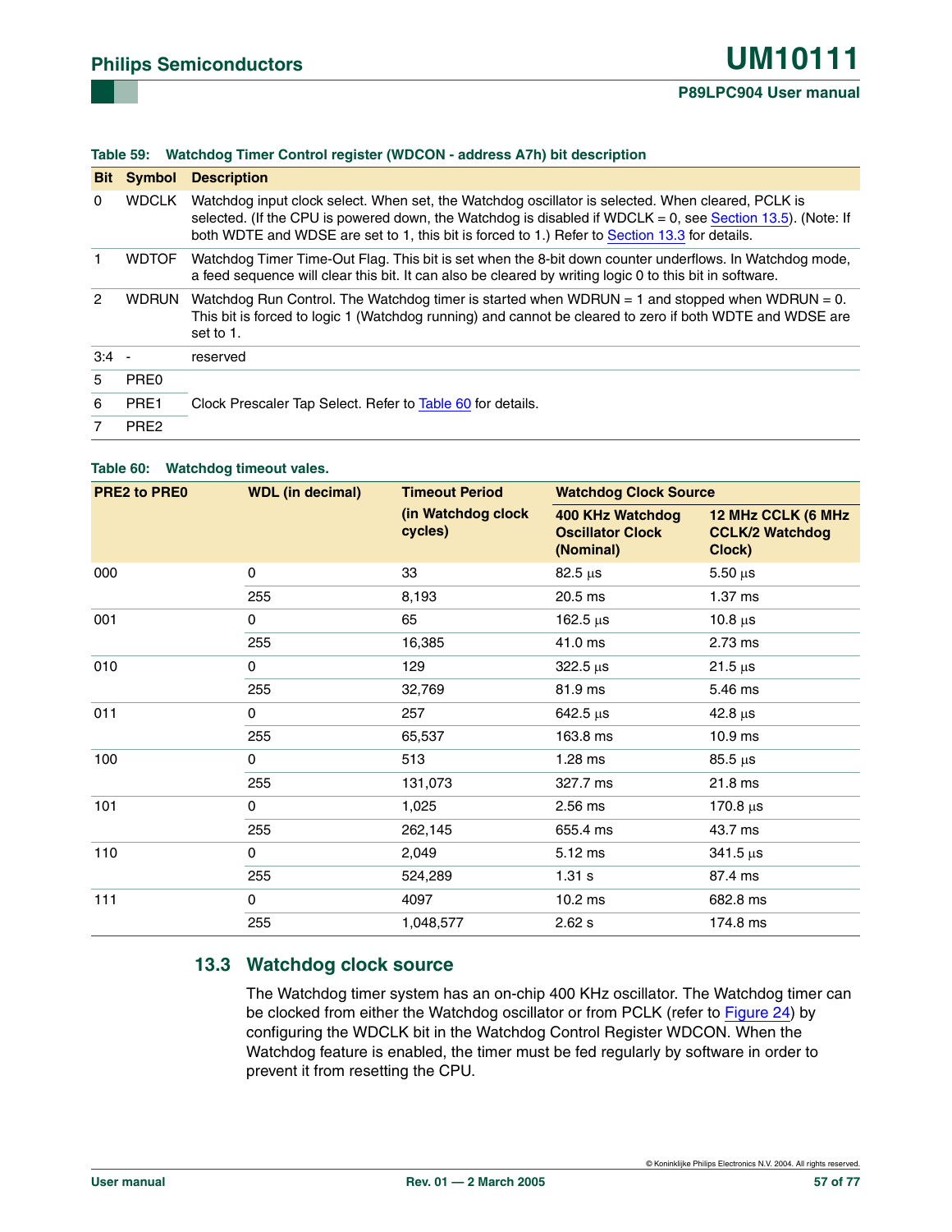**Table 59: Watchdog Timer Control register (WDCON - address A7h) bit description**

| Bit | Symbol | Description |
|---|---|---|
| 0 | WDCLK | Watchdog input clock select. When set, the Watchdog oscillator is selected. When cleared, PCLK is selected. (If the CPU is powered down, the Watchdog is disabled if WDCLK = 0, see Section 13.5). (Note: If both WDTE and WDSE are set to 1, this bit is forced to 1.) Refer to Section 13.3 for details. |
| 1 | WDTOF | Watchdog Timer Time-Out Flag. This bit is set when the 8-bit down counter underflows. In Watchdog mode, a feed sequence will clear this bit. It can also be cleared by writing logic 0 to this bit in software. |
| 2 | WDRUN | Watchdog Run Control. The Watchdog timer is started when WDRUN = 1 and stopped when WDRUN = 0. This bit is forced to logic 1 (Watchdog running) and cannot be cleared to zero if both WDTE and WDSE are set to 1. |
| 3:4 | - | reserved |
| 5 | PRE0 | Clock Prescaler Tap Select. Refer to Table 60 for details. |
| 6 | PRE1 | |
| 7 | PRE2 | |

**Table 60: Watchdog timeout vales.**

| PRE2 to PRE0 | WDL (in decimal) | Timeout Period (in Watchdog clock cycles) | Watchdog Clock Source | |
|---|---|---|---|---|
| | | | 400 KHz Watchdog Oscillator Clock (Nominal) | 12 MHz CCLK (6 MHz CCLK/2 Watchdog Clock) |
| 000 | 0 | 33 | 82.5 µs | 5.50 µs |
| | 255 | 8,193 | 20.5 ms | 1.37 ms |
| 001 | 0 | 65 | 162.5 µs | 10.8 µs |
| | 255 | 16,385 | 41.0 ms | 2.73 ms |
| 010 | 0 | 129 | 322.5 µs | 21.5 µs |
| | 255 | 32,769 | 81.9 ms | 5.46 ms |
| 011 | 0 | 257 | 642.5 µs | 42.8 µs |
| | 255 | 65,537 | 163.8 ms | 10.9 ms |
| 100 | 0 | 513 | 1.28 ms | 85.5 µs |
| | 255 | 131,073 | 327.7 ms | 21.8 ms |
| 101 | 0 | 1,025 | 2.56 ms | 170.8 µs |
| | 255 | 262,145 | 655.4 ms | 43.7 ms |
| 110 | 0 | 2,049 | 5.12 ms | 341.5 µs |
| | 255 | 524,289 | 1.31 s | 87.4 ms |
| 111 | 0 | 4097 | 10.2 ms | 682.8 ms |
| | 255 | 1,048,577 | 2.62 s | 174.8 ms |

## 13.3 Watchdog clock source

The Watchdog timer system has an on-chip 400 KHz oscillator. The Watchdog timer can be clocked from either the Watchdog oscillator or from PCLK (refer to Figure 24) by configuring the WDCLK bit in the Watchdog Control Register WDCON. When the Watchdog feature is enabled, the timer must be fed regularly by software in order to prevent it from resetting the CPU.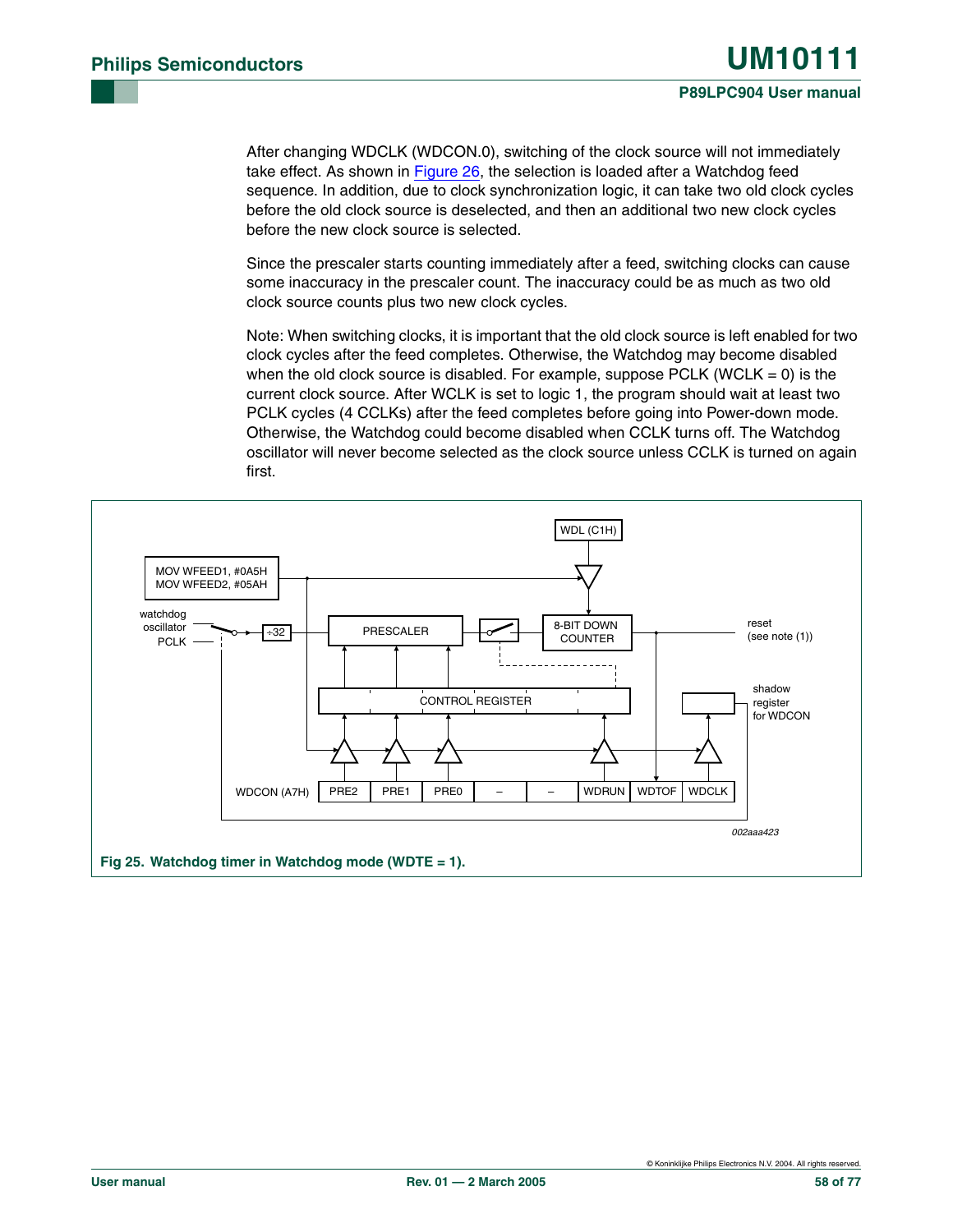After changing WDCLK (WDCON.0), switching of the clock source will not immediately take effect. As shown in Figure 26, the selection is loaded after a Watchdog feed sequence. In addition, due to clock synchronization logic, it can take two old clock cycles before the old clock source is deselected, and then an additional two new clock cycles before the new clock source is selected.

Since the prescaler starts counting immediately after a feed, switching clocks can cause some inaccuracy in the prescaler count. The inaccuracy could be as much as two old clock source counts plus two new clock cycles.

Note: When switching clocks, it is important that the old clock source is left enabled for two clock cycles after the feed completes. Otherwise, the Watchdog may become disabled when the old clock source is disabled. For example, suppose PCLK (WCLK = 0) is the current clock source. After WCLK is set to logic 1, the program should wait at least two PCLK cycles (4 CCLKs) after the feed completes before going into Power-down mode. Otherwise, the Watchdog could become disabled when CCLK turns off. The Watchdog oscillator will never become selected as the clock source unless CCLK is turned on again first.

MOV WFEED1, #0A5H
MOV WFEED2, #05AH

watchdog oscillator

PCLK

÷32

PRESCALER

WDL (C1H)

8-BIT DOWN COUNTER

reset (see note (1))

CONTROL REGISTER

shadow register for WDCON

| WDCON (A7H) | PRE2 | PRE1 | PRE0 | – | – | WDRUN | WDTOF | WDCLK |
|---|---|---|---|---|---|---|---|---|

002aaa423

**Fig 25. Watchdog timer in Watchdog mode (WDTE = 1).**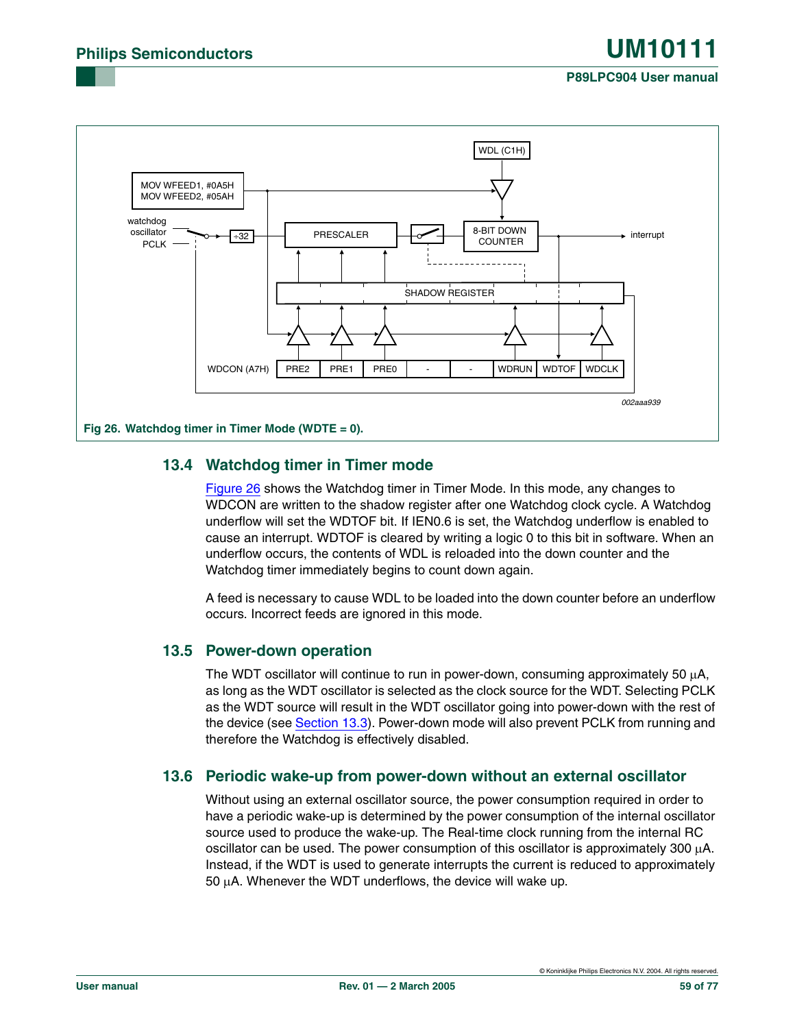Fig 26. Watchdog timer in Timer Mode (WDTE = 0).

## 13.4 Watchdog timer in Timer mode

Figure 26 shows the Watchdog timer in Timer Mode. In this mode, any changes to WDCON are written to the shadow register after one Watchdog clock cycle. A Watchdog underflow will set the WDTOF bit. If IEN0.6 is set, the Watchdog underflow is enabled to cause an interrupt. WDTOF is cleared by writing a logic 0 to this bit in software. When an underflow occurs, the contents of WDL is reloaded into the down counter and the Watchdog timer immediately begins to count down again.

A feed is necessary to cause WDL to be loaded into the down counter before an underflow occurs. Incorrect feeds are ignored in this mode.

## 13.5 Power-down operation

The WDT oscillator will continue to run in power-down, consuming approximately 50 µA, as long as the WDT oscillator is selected as the clock source for the WDT. Selecting PCLK as the WDT source will result in the WDT oscillator going into power-down with the rest of the device (see Section 13.3). Power-down mode will also prevent PCLK from running and therefore the Watchdog is effectively disabled.

## 13.6 Periodic wake-up from power-down without an external oscillator

Without using an external oscillator source, the power consumption required in order to have a periodic wake-up is determined by the power consumption of the internal oscillator source used to produce the wake-up. The Real-time clock running from the internal RC oscillator can be used. The power consumption of this oscillator is approximately 300 µA. Instead, if the WDT is used to generate interrupts the current is reduced to approximately 50 µA. Whenever the WDT underflows, the device will wake up.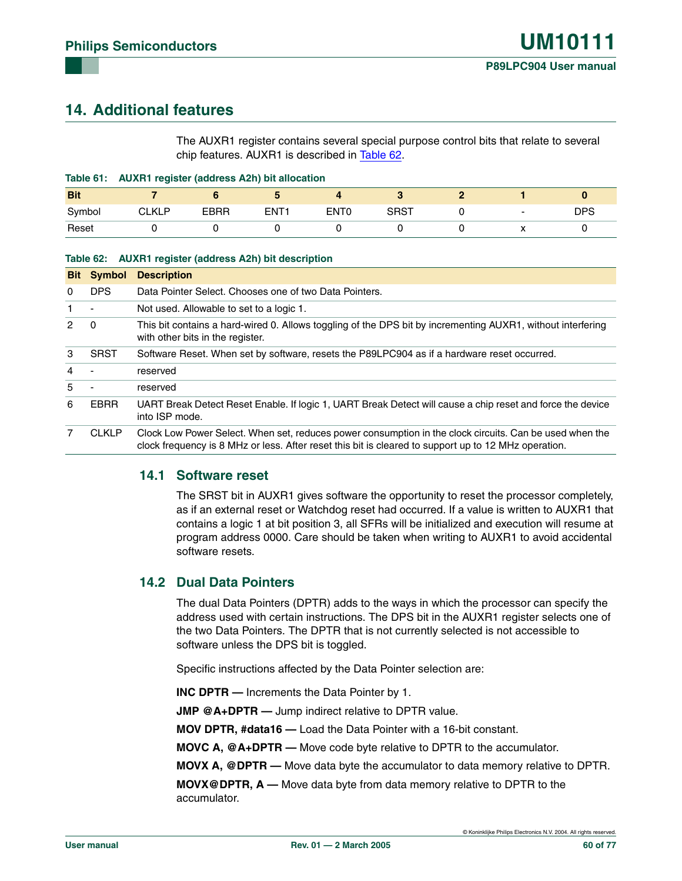# 14. Additional features

The AUXR1 register contains several special purpose control bits that relate to several chip features. AUXR1 is described in Table 62.

**Table 61: AUXR1 register (address A2h) bit allocation**

| Bit | 7 | 6 | 5 | 4 | 3 | 2 | 1 | 0 |
|---|---|---|---|---|---|---|---|---|
| Symbol | CLKLP | EBRR | ENT1 | ENT0 | SRST | 0 | - | DPS |
| Reset | 0 | 0 | 0 | 0 | 0 | 0 | x | 0 |

**Table 62: AUXR1 register (address A2h) bit description**

| Bit | Symbol | Description |
|---|---|---|
| 0 | DPS | Data Pointer Select. Chooses one of two Data Pointers. |
| 1 | - | Not used. Allowable to set to a logic 1. |
| 2 | 0 | This bit contains a hard-wired 0. Allows toggling of the DPS bit by incrementing AUXR1, without interfering with other bits in the register. |
| 3 | SRST | Software Reset. When set by software, resets the P89LPC904 as if a hardware reset occurred. |
| 4 | - | reserved |
| 5 | - | reserved |
| 6 | EBRR | UART Break Detect Reset Enable. If logic 1, UART Break Detect will cause a chip reset and force the device into ISP mode. |
| 7 | CLKLP | Clock Low Power Select. When set, reduces power consumption in the clock circuits. Can be used when the clock frequency is 8 MHz or less. After reset this bit is cleared to support up to 12 MHz operation. |

## 14.1 Software reset

The SRST bit in AUXR1 gives software the opportunity to reset the processor completely, as if an external reset or Watchdog reset had occurred. If a value is written to AUXR1 that contains a logic 1 at bit position 3, all SFRs will be initialized and execution will resume at program address 0000. Care should be taken when writing to AUXR1 to avoid accidental software resets.

## 14.2 Dual Data Pointers

The dual Data Pointers (DPTR) adds to the ways in which the processor can specify the address used with certain instructions. The DPS bit in the AUXR1 register selects one of the two Data Pointers. The DPTR that is not currently selected is not accessible to software unless the DPS bit is toggled.

Specific instructions affected by the Data Pointer selection are:

**INC DPTR —** Increments the Data Pointer by 1.

**JMP @A+DPTR —** Jump indirect relative to DPTR value.

**MOV DPTR, #data16 —** Load the Data Pointer with a 16-bit constant.

**MOVC A, @A+DPTR —** Move code byte relative to DPTR to the accumulator.

**MOVX A, @DPTR —** Move data byte the accumulator to data memory relative to DPTR.

**MOVX@DPTR, A —** Move data byte from data memory relative to DPTR to the accumulator.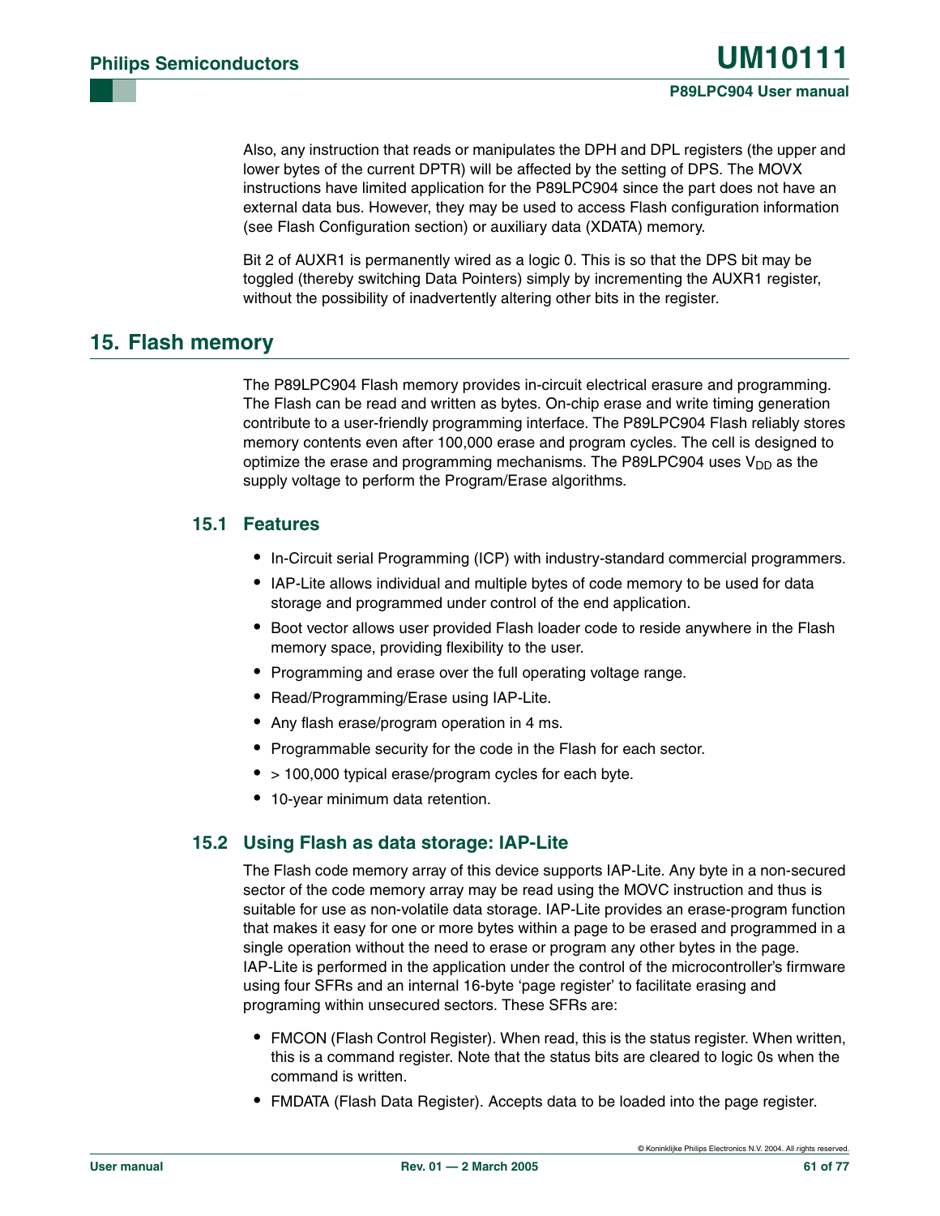Also, any instruction that reads or manipulates the DPH and DPL registers (the upper and lower bytes of the current DPTR) will be affected by the setting of DPS. The MOVX instructions have limited application for the P89LPC904 since the part does not have an external data bus. However, they may be used to access Flash configuration information (see Flash Configuration section) or auxiliary data (XDATA) memory.

Bit 2 of AUXR1 is permanently wired as a logic 0. This is so that the DPS bit may be toggled (thereby switching Data Pointers) simply by incrementing the AUXR1 register, without the possibility of inadvertently altering other bits in the register.

## 15. Flash memory

The P89LPC904 Flash memory provides in-circuit electrical erasure and programming. The Flash can be read and written as bytes. On-chip erase and write timing generation contribute to a user-friendly programming interface. The P89LPC904 Flash reliably stores memory contents even after 100,000 erase and program cycles. The cell is designed to optimize the erase and programming mechanisms. The P89LPC904 uses $V_{DD}$ as the supply voltage to perform the Program/Erase algorithms.

### 15.1 Features

- In-Circuit serial Programming (ICP) with industry-standard commercial programmers.
- IAP-Lite allows individual and multiple bytes of code memory to be used for data storage and programmed under control of the end application.
- Boot vector allows user provided Flash loader code to reside anywhere in the Flash memory space, providing flexibility to the user.
- Programming and erase over the full operating voltage range.
- Read/Programming/Erase using IAP-Lite.
- Any flash erase/program operation in 4 ms.
- Programmable security for the code in the Flash for each sector.
- > 100,000 typical erase/program cycles for each byte.
- 10-year minimum data retention.

### 15.2 Using Flash as data storage: IAP-Lite

The Flash code memory array of this device supports IAP-Lite. Any byte in a non-secured sector of the code memory array may be read using the MOVC instruction and thus is suitable for use as non-volatile data storage. IAP-Lite provides an erase-program function that makes it easy for one or more bytes within a page to be erased and programmed in a single operation without the need to erase or program any other bytes in the page. IAP-Lite is performed in the application under the control of the microcontroller's firmware using four SFRs and an internal 16-byte 'page register' to facilitate erasing and programing within unsecured sectors. These SFRs are:

- FMCON (Flash Control Register). When read, this is the status register. When written, this is a command register. Note that the status bits are cleared to logic 0s when the command is written.
- FMDATA (Flash Data Register). Accepts data to be loaded into the page register.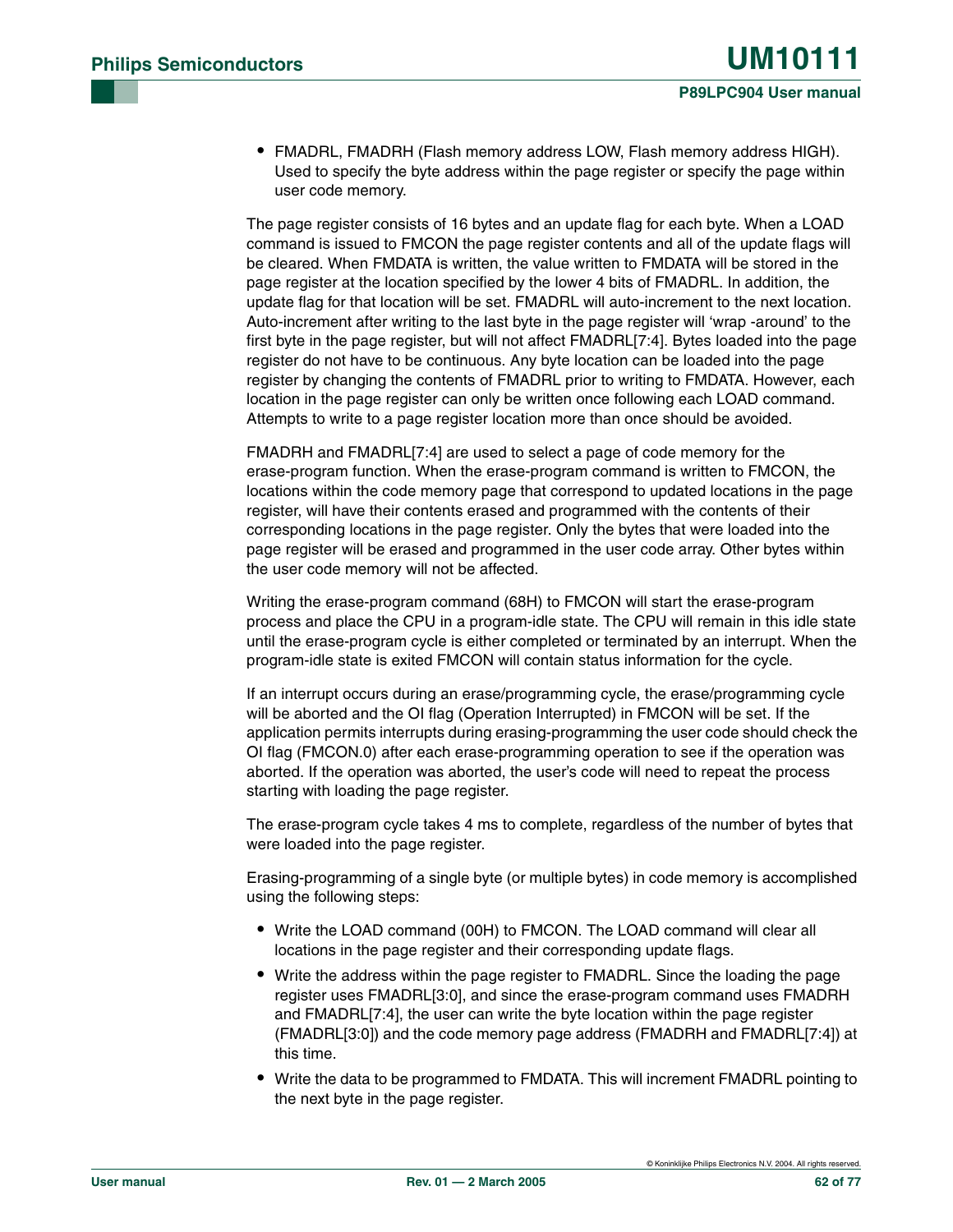- FMADRL, FMADRH (Flash memory address LOW, Flash memory address HIGH). Used to specify the byte address within the page register or specify the page within user code memory.

The page register consists of 16 bytes and an update flag for each byte. When a LOAD command is issued to FMCON the page register contents and all of the update flags will be cleared. When FMDATA is written, the value written to FMDATA will be stored in the page register at the location specified by the lower 4 bits of FMADRL. In addition, the update flag for that location will be set. FMADRL will auto-increment to the next location. Auto-increment after writing to the last byte in the page register will 'wrap -around' to the first byte in the page register, but will not affect FMADRL[7:4]. Bytes loaded into the page register do not have to be continuous. Any byte location can be loaded into the page register by changing the contents of FMADRL prior to writing to FMDATA. However, each location in the page register can only be written once following each LOAD command. Attempts to write to a page register location more than once should be avoided.

FMADRH and FMADRL[7:4] are used to select a page of code memory for the erase-program function. When the erase-program command is written to FMCON, the locations within the code memory page that correspond to updated locations in the page register, will have their contents erased and programmed with the contents of their corresponding locations in the page register. Only the bytes that were loaded into the page register will be erased and programmed in the user code array. Other bytes within the user code memory will not be affected.

Writing the erase-program command (68H) to FMCON will start the erase-program process and place the CPU in a program-idle state. The CPU will remain in this idle state until the erase-program cycle is either completed or terminated by an interrupt. When the program-idle state is exited FMCON will contain status information for the cycle.

If an interrupt occurs during an erase/programming cycle, the erase/programming cycle will be aborted and the OI flag (Operation Interrupted) in FMCON will be set. If the application permits interrupts during erasing-programming the user code should check the OI flag (FMCON.0) after each erase-programming operation to see if the operation was aborted. If the operation was aborted, the user's code will need to repeat the process starting with loading the page register.

The erase-program cycle takes 4 ms to complete, regardless of the number of bytes that were loaded into the page register.

Erasing-programming of a single byte (or multiple bytes) in code memory is accomplished using the following steps:

- Write the LOAD command (00H) to FMCON. The LOAD command will clear all locations in the page register and their corresponding update flags.
- Write the address within the page register to FMADRL. Since the loading the page register uses FMADRL[3:0], and since the erase-program command uses FMADRH and FMADRL[7:4], the user can write the byte location within the page register (FMADRL[3:0]) and the code memory page address (FMADRH and FMADRL[7:4]) at this time.
- Write the data to be programmed to FMDATA. This will increment FMADRL pointing to the next byte in the page register.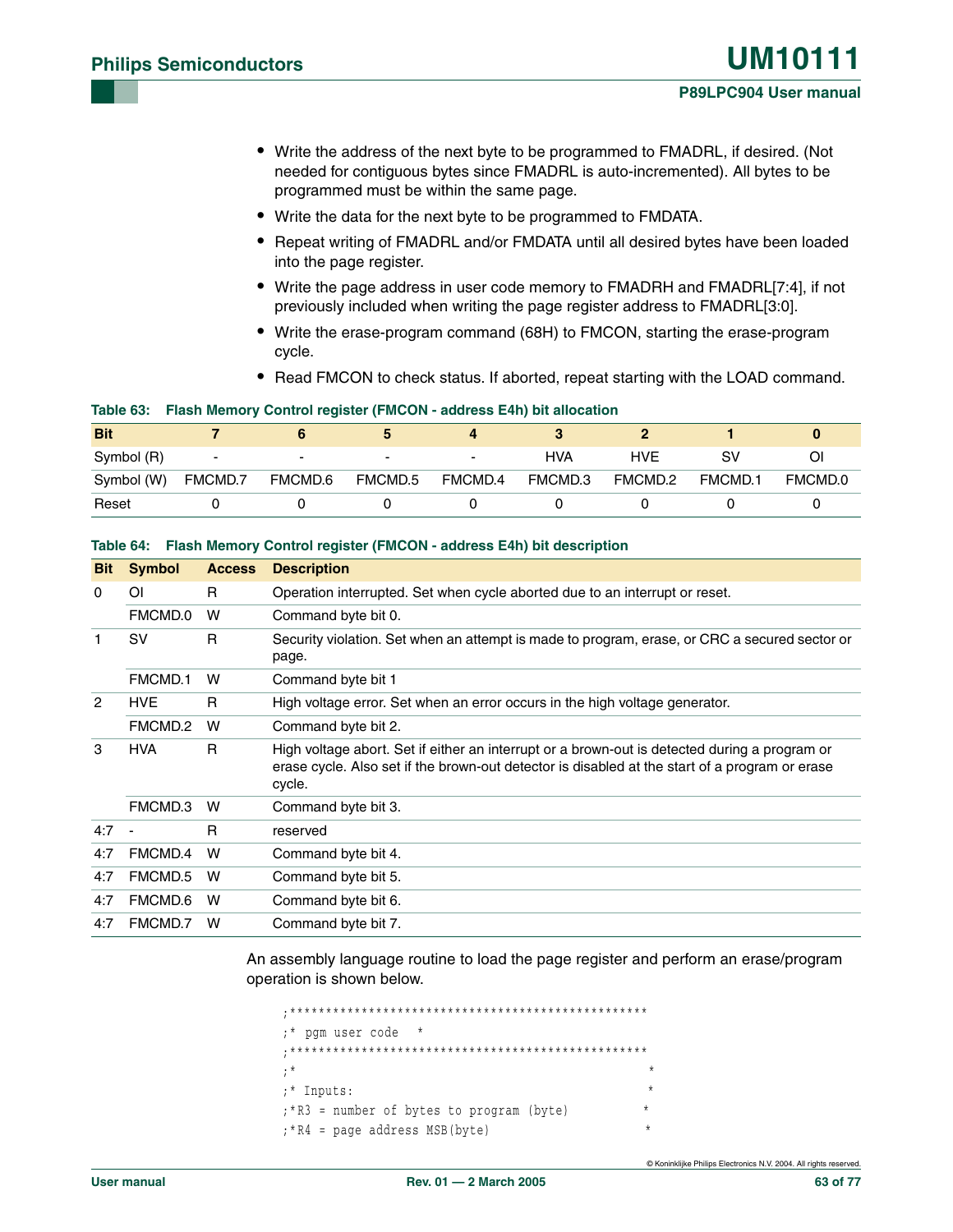- Write the address of the next byte to be programmed to FMADRL, if desired. (Not needed for contiguous bytes since FMADRL is auto-incremented). All bytes to be programmed must be within the same page.
- Write the data for the next byte to be programmed to FMDATA.
- Repeat writing of FMADRL and/or FMDATA until all desired bytes have been loaded into the page register.
- Write the page address in user code memory to FMADRH and FMADRL[7:4], if not previously included when writing the page register address to FMADRL[3:0].
- Write the erase-program command (68H) to FMCON, starting the erase-program cycle.
- Read FMCON to check status. If aborted, repeat starting with the LOAD command.

**Table 63: Flash Memory Control register (FMCON - address E4h) bit allocation**

| Bit | 7 | 6 | 5 | 4 | 3 | 2 | 1 | 0 |
|---|---|---|---|---|---|---|---|---|
| Symbol (R) | - | - | - | - | HVA | HVE | SV | OI |
| Symbol (W) | FMCMD.7 | FMCMD.6 | FMCMD.5 | FMCMD.4 | FMCMD.3 | FMCMD.2 | FMCMD.1 | FMCMD.0 |
| Reset | 0 | 0 | 0 | 0 | 0 | 0 | 0 | 0 |

**Table 64: Flash Memory Control register (FMCON - address E4h) bit description**

| Bit | Symbol | Access | Description |
|---|---|---|---|
| 0 | OI | R | Operation interrupted. Set when cycle aborted due to an interrupt or reset. |
| | FMCMD.0 | W | Command byte bit 0. |
| 1 | SV | R | Security violation. Set when an attempt is made to program, erase, or CRC a secured sector or page. |
| | FMCMD.1 | W | Command byte bit 1 |
| 2 | HVE | R | High voltage error. Set when an error occurs in the high voltage generator. |
| | FMCMD.2 | W | Command byte bit 2. |
| 3 | HVA | R | High voltage abort. Set if either an interrupt or a brown-out is detected during a program or erase cycle. Also set if the brown-out detector is disabled at the start of a program or erase cycle. |
| | FMCMD.3 | W | Command byte bit 3. |
| 4:7 | - | R | reserved |
| 4:7 | FMCMD.4 | W | Command byte bit 4. |
| 4:7 | FMCMD.5 | W | Command byte bit 5. |
| 4:7 | FMCMD.6 | W | Command byte bit 6. |
| 4:7 | FMCMD.7 | W | Command byte bit 7. |

An assembly language routine to load the page register and perform an erase/program operation is shown below.

```
;**************************************************
;* pgm user code   *
;**************************************************
;*                                                *
;* Inputs:                                        *
;*R3 = number of bytes to program (byte)          *
;*R4 = page address MSB(byte)                     *
```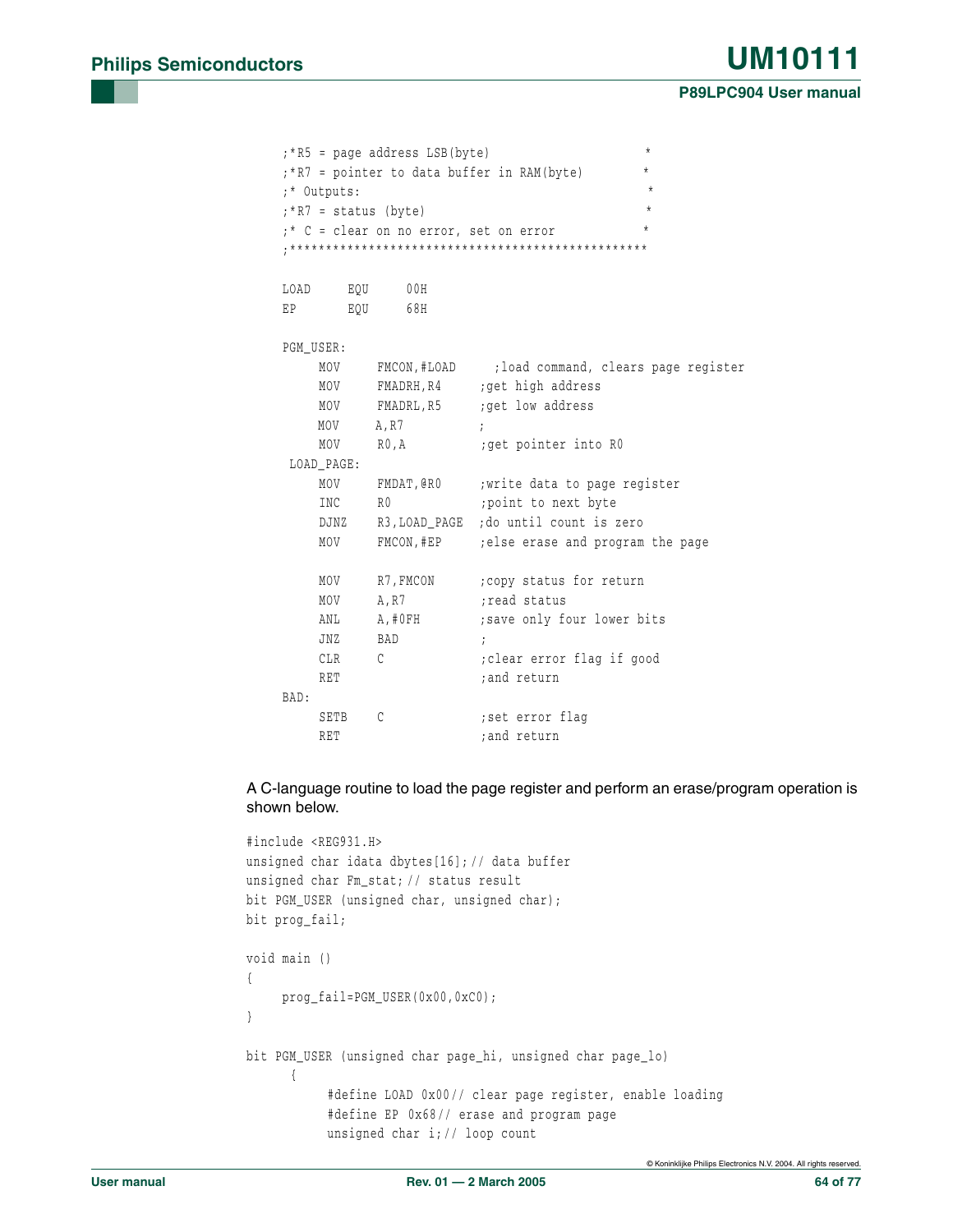```
;*R5 = page address LSB(byte)                     *
;*R7 = pointer to data buffer in RAM(byte)        *
;* Outputs:                                        *
;*R7 = status (byte)                               *
;* C = clear on no error, set on error            *
;**************************************************

LOAD     EQU     00H
EP       EQU     68H

PGM_USER:
     MOV     FMCON,#LOAD     ;load command, clears page register
     MOV     FMADRH,R4      ;get high address
     MOV     FMADRL,R5      ;get low address
     MOV     A,R7           ;
     MOV     R0,A           ;get pointer into R0
 LOAD_PAGE:
     MOV     FMDAT,@R0      ;write data to page register
     INC     R0             ;point to next byte
     DJNZ    R3,LOAD_PAGE   ;do until count is zero
     MOV     FMCON,#EP      ;else erase and program the page

     MOV     R7,FMCON       ;copy status for return
     MOV     A,R7           ;read status
     ANL     A,#0FH         ;save only four lower bits
     JNZ     BAD            ;
     CLR     C              ;clear error flag if good
     RET                    ;and return
BAD:
     SETB    C              ;set error flag
     RET                    ;and return
```

A C-language routine to load the page register and perform an erase/program operation is shown below.

```
#include <REG931.H>
unsigned char idata dbytes[16];// data buffer
unsigned char Fm_stat;// status result
bit PGM_USER (unsigned char, unsigned char);
bit prog_fail;

void main ()
{
     prog_fail=PGM_USER(0x00,0xC0);
}

bit PGM_USER (unsigned char page_hi, unsigned char page_lo)
     {
          #define LOAD 0x00// clear page register, enable loading
          #define EP 0x68// erase and program page
          unsigned char i;// loop count
```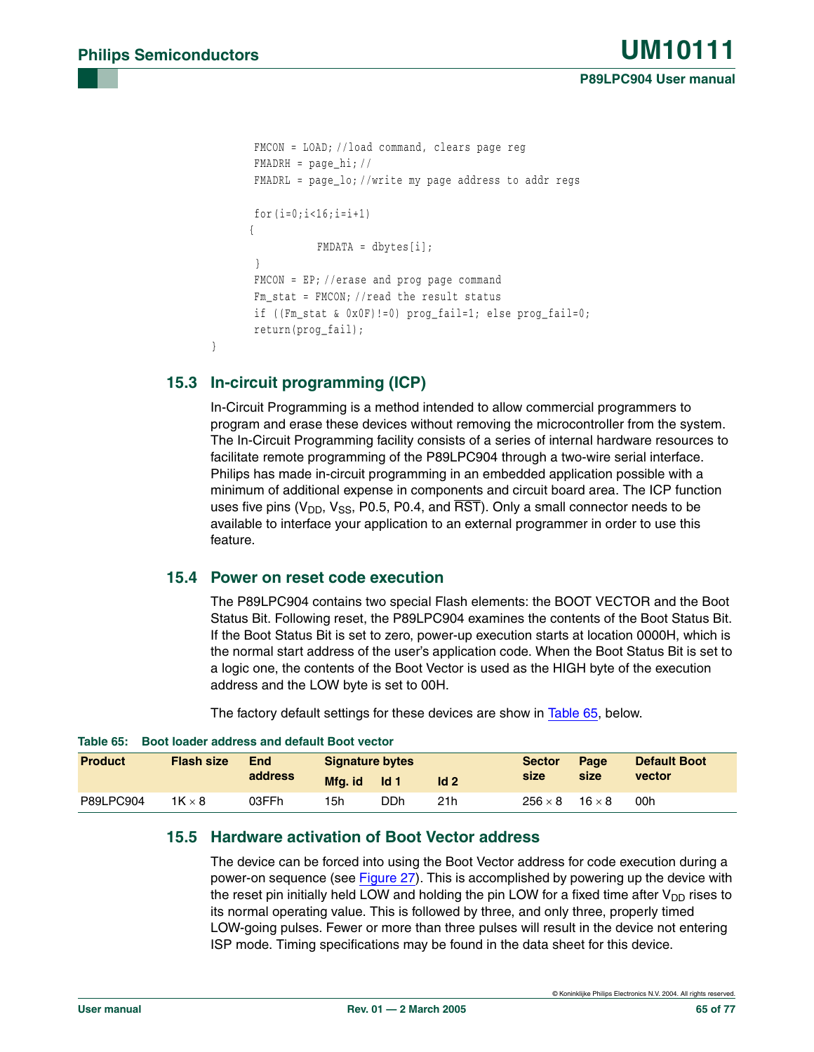```
    FMCON = LOAD; //load command, clears page reg
    FMADRH = page_hi; //
    FMADRL = page_lo; //write my page address to addr regs

    for(i=0;i<16;i=i+1)
   {
             FMDATA = dbytes[i];
    }
    FMCON = EP; //erase and prog page command
    Fm_stat = FMCON; //read the result status
    if ((Fm_stat & 0x0F)!=0) prog_fail=1; else prog_fail=0;
    return(prog_fail);
}
```

## 15.3 In-circuit programming (ICP)

In-Circuit Programming is a method intended to allow commercial programmers to program and erase these devices without removing the microcontroller from the system. The In-Circuit Programming facility consists of a series of internal hardware resources to facilitate remote programming of the P89LPC904 through a two-wire serial interface. Philips has made in-circuit programming in an embedded application possible with a minimum of additional expense in components and circuit board area. The ICP function uses five pins ($V_{DD}$, $V_{SS}$, P0.5, P0.4, and $\overline{RST}$). Only a small connector needs to be available to interface your application to an external programmer in order to use this feature.

## 15.4 Power on reset code execution

The P89LPC904 contains two special Flash elements: the BOOT VECTOR and the Boot Status Bit. Following reset, the P89LPC904 examines the contents of the Boot Status Bit. If the Boot Status Bit is set to zero, power-up execution starts at location 0000H, which is the normal start address of the user's application code. When the Boot Status Bit is set to a logic one, the contents of the Boot Vector is used as the HIGH byte of the execution address and the LOW byte is set to 00H.

The factory default settings for these devices are show in Table 65, below.

**Table 65: Boot loader address and default Boot vector**

| Product | Flash size | End address | Signature bytes | | | Sector size | Page size | Default Boot vector |
|---|---|---|---|---|---|---|---|---|
| | | | Mfg. id | Id 1 | Id 2 | | | |
| P89LPC904 | 1K × 8 | 03FFh | 15h | DDh | 21h | 256 × 8 | 16 × 8 | 00h |

## 15.5 Hardware activation of Boot Vector address

The device can be forced into using the Boot Vector address for code execution during a power-on sequence (see Figure 27). This is accomplished by powering up the device with the reset pin initially held LOW and holding the pin LOW for a fixed time after $V_{DD}$ rises to its normal operating value. This is followed by three, and only three, properly timed LOW-going pulses. Fewer or more than three pulses will result in the device not entering ISP mode. Timing specifications may be found in the data sheet for this device.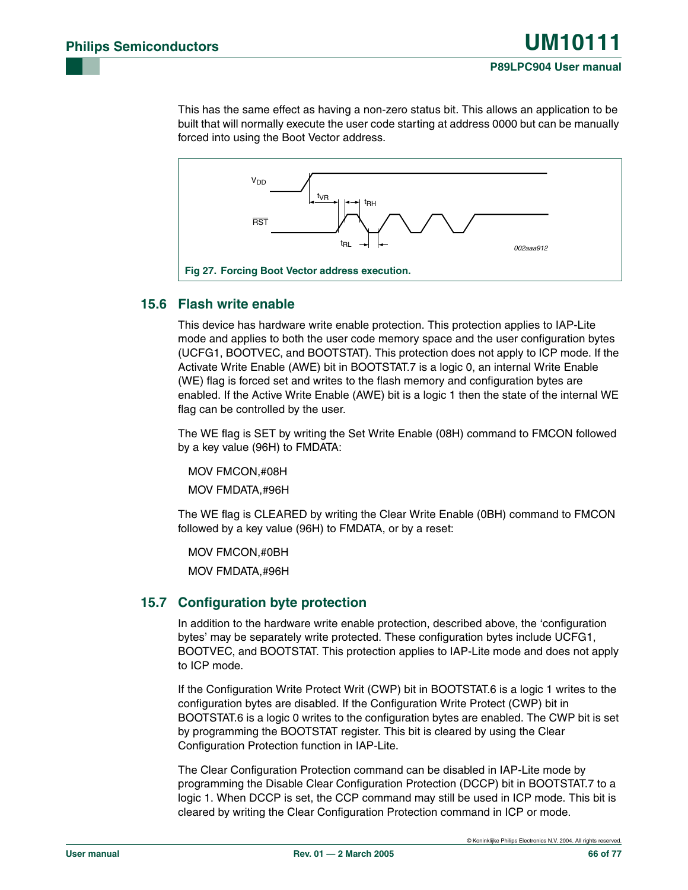This has the same effect as having a non-zero status bit. This allows an application to be built that will normally execute the user code starting at address 0000 but can be manually forced into using the Boot Vector address.

**Fig 27. Forcing Boot Vector address execution.**

## 15.6 Flash write enable

This device has hardware write enable protection. This protection applies to IAP-Lite mode and applies to both the user code memory space and the user configuration bytes (UCFG1, BOOTVEC, and BOOTSTAT). This protection does not apply to ICP mode. If the Activate Write Enable (AWE) bit in BOOTSTAT.7 is a logic 0, an internal Write Enable (WE) flag is forced set and writes to the flash memory and configuration bytes are enabled. If the Active Write Enable (AWE) bit is a logic 1 then the state of the internal WE flag can be controlled by the user.

The WE flag is SET by writing the Set Write Enable (08H) command to FMCON followed by a key value (96H) to FMDATA:

```
MOV FMCON,#08H
MOV FMDATA,#96H
```

The WE flag is CLEARED by writing the Clear Write Enable (0BH) command to FMCON followed by a key value (96H) to FMDATA, or by a reset:

```
MOV FMCON,#0BH
MOV FMDATA,#96H
```

## 15.7 Configuration byte protection

In addition to the hardware write enable protection, described above, the ‘configuration bytes’ may be separately write protected. These configuration bytes include UCFG1, BOOTVEC, and BOOTSTAT. This protection applies to IAP-Lite mode and does not apply to ICP mode.

If the Configuration Write Protect Writ (CWP) bit in BOOTSTAT.6 is a logic 1 writes to the configuration bytes are disabled. If the Configuration Write Protect (CWP) bit in BOOTSTAT.6 is a logic 0 writes to the configuration bytes are enabled. The CWP bit is set by programming the BOOTSTAT register. This bit is cleared by using the Clear Configuration Protection function in IAP-Lite.

The Clear Configuration Protection command can be disabled in IAP-Lite mode by programming the Disable Clear Configuration Protection (DCCP) bit in BOOTSTAT.7 to a logic 1. When DCCP is set, the CCP command may still be used in ICP mode. This bit is cleared by writing the Clear Configuration Protection command in ICP or mode.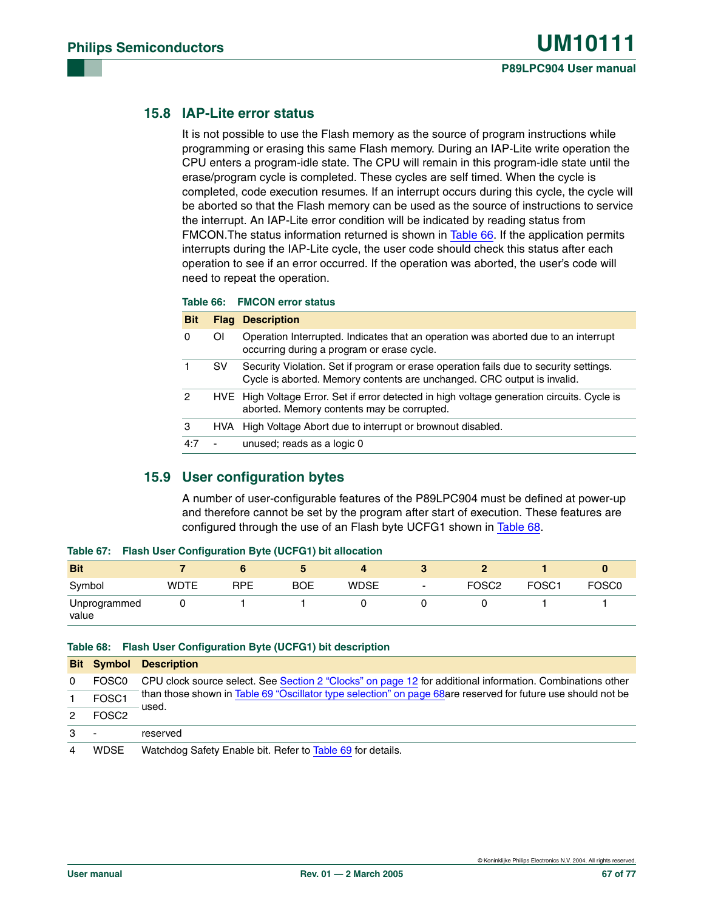### 15.8 IAP-Lite error status

It is not possible to use the Flash memory as the source of program instructions while programming or erasing this same Flash memory. During an IAP-Lite write operation the CPU enters a program-idle state. The CPU will remain in this program-idle state until the erase/program cycle is completed. These cycles are self timed. When the cycle is completed, code execution resumes. If an interrupt occurs during this cycle, the cycle will be aborted so that the Flash memory can be used as the source of instructions to service the interrupt. An IAP-Lite error condition will be indicated by reading status from FMCON.The status information returned is shown in Table 66. If the application permits interrupts during the IAP-Lite cycle, the user code should check this status after each operation to see if an error occurred. If the operation was aborted, the user's code will need to repeat the operation.

**Table 66: FMCON error status**

| Bit | Flag | Description |
|---|---|---|
| 0 | OI | Operation Interrupted. Indicates that an operation was aborted due to an interrupt occurring during a program or erase cycle. |
| 1 | SV | Security Violation. Set if program or erase operation fails due to security settings. Cycle is aborted. Memory contents are unchanged. CRC output is invalid. |
| 2 | HVE | High Voltage Error. Set if error detected in high voltage generation circuits. Cycle is aborted. Memory contents may be corrupted. |
| 3 | HVA | High Voltage Abort due to interrupt or brownout disabled. |
| 4:7 | - | unused; reads as a logic 0 |

### 15.9 User configuration bytes

A number of user-configurable features of the P89LPC904 must be defined at power-up and therefore cannot be set by the program after start of execution. These features are configured through the use of an Flash byte UCFG1 shown in Table 68.

**Table 67: Flash User Configuration Byte (UCFG1) bit allocation**

| Bit | 7 | 6 | 5 | 4 | 3 | 2 | 1 | 0 |
|---|---|---|---|---|---|---|---|---|
| Symbol | WDTE | RPE | BOE | WDSE | - | FOSC2 | FOSC1 | FOSC0 |
| Unprogrammed value | 0 | 1 | 1 | 0 | 0 | 0 | 1 | 1 |

**Table 68: Flash User Configuration Byte (UCFG1) bit description**

| Bit | Symbol | Description |
|---|---|---|
| 0 | FOSC0 | CPU clock source select. See Section 2 "Clocks" on page 12 for additional information. Combinations other than those shown in Table 69 "Oscillator type selection" on page 68are reserved for future use should not be used. |
| 1 | FOSC1 | |
| 2 | FOSC2 | |
| 3 | - | reserved |
| 4 | WDSE | Watchdog Safety Enable bit. Refer to Table 69 for details. |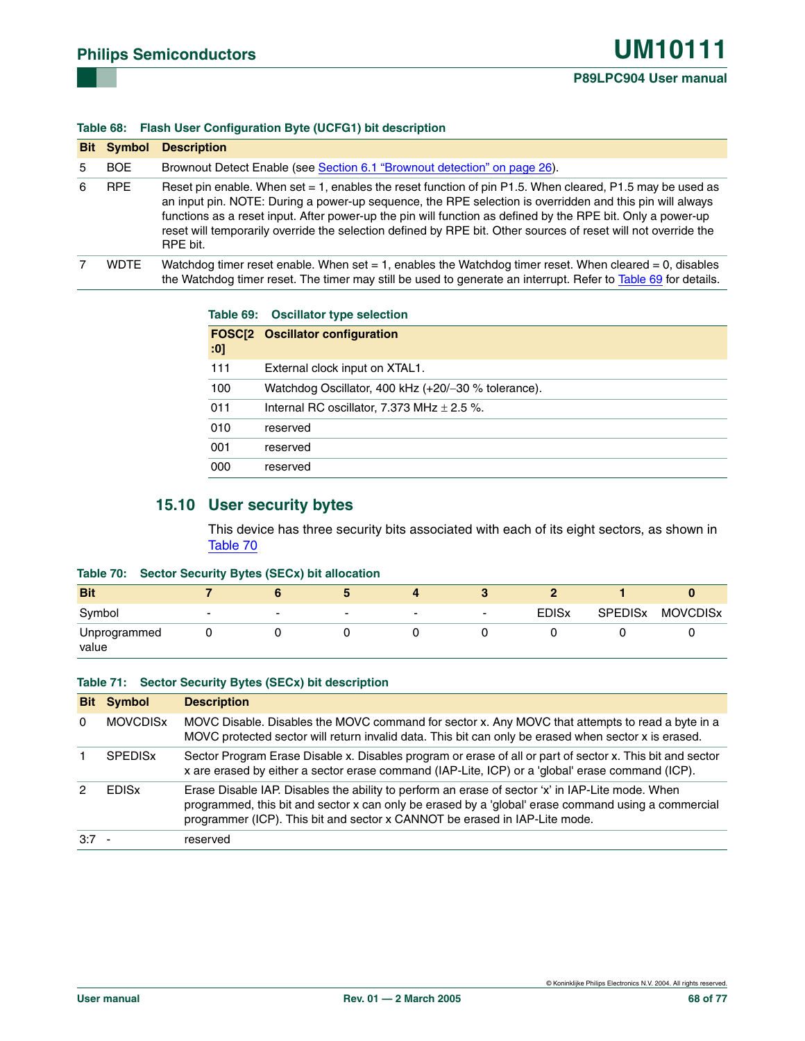**Table 68: Flash User Configuration Byte (UCFG1) bit description**

| Bit | Symbol | Description |
|---|---|---|
| 5 | BOE | Brownout Detect Enable (see Section 6.1 “Brownout detection” on page 26). |
| 6 | RPE | Reset pin enable. When set = 1, enables the reset function of pin P1.5. When cleared, P1.5 may be used as an input pin. NOTE: During a power-up sequence, the RPE selection is overridden and this pin will always functions as a reset input. After power-up the pin will function as defined by the RPE bit. Only a power-up reset will temporarily override the selection defined by RPE bit. Other sources of reset will not override the RPE bit. |
| 7 | WDTE | Watchdog timer reset enable. When set = 1, enables the Watchdog timer reset. When cleared = 0, disables the Watchdog timer reset. The timer may still be used to generate an interrupt. Refer to Table 69 for details. |

**Table 69: Oscillator type selection**

| FOSC[2:0] | Oscillator configuration |
|---|---|
| 111 | External clock input on XTAL1. |
| 100 | Watchdog Oscillator, 400 kHz (+20/−30 % tolerance). |
| 011 | Internal RC oscillator, 7.373 MHz ± 2.5 %. |
| 010 | reserved |
| 001 | reserved |
| 000 | reserved |

## 15.10 User security bytes

This device has three security bits associated with each of its eight sectors, as shown in Table 70

**Table 70: Sector Security Bytes (SECx) bit allocation**

| Bit | 7 | 6 | 5 | 4 | 3 | 2 | 1 | 0 |
|---|---|---|---|---|---|---|---|---|
| Symbol | - | - | - | - | - | EDISx | SPEDISx | MOVCDISx |
| Unprogrammed value | 0 | 0 | 0 | 0 | 0 | 0 | 0 | 0 |

**Table 71: Sector Security Bytes (SECx) bit description**

| Bit | Symbol | Description |
|---|---|---|
| 0 | MOVCDISx | MOVC Disable. Disables the MOVC command for sector x. Any MOVC that attempts to read a byte in a MOVC protected sector will return invalid data. This bit can only be erased when sector x is erased. |
| 1 | SPEDISx | Sector Program Erase Disable x. Disables program or erase of all or part of sector x. This bit and sector x are erased by either a sector erase command (IAP-Lite, ICP) or a 'global' erase command (ICP). |
| 2 | EDISx | Erase Disable IAP. Disables the ability to perform an erase of sector ‘x’ in IAP-Lite mode. When programmed, this bit and sector x can only be erased by a 'global' erase command using a commercial programmer (ICP). This bit and sector x CANNOT be erased in IAP-Lite mode. |
| 3:7 | - | reserved |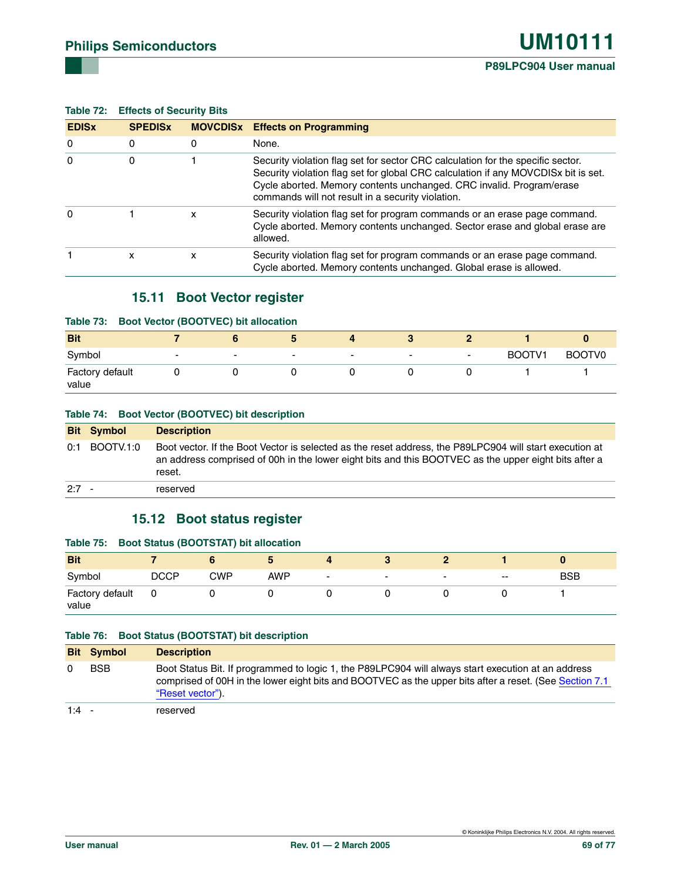**Table 72: Effects of Security Bits**

| EDISx | SPEDISx | MOVCDISx | Effects on Programming |
|---|---|---|---|
| 0 | 0 | 0 | None. |
| 0 | 0 | 1 | Security violation flag set for sector CRC calculation for the specific sector. Security violation flag set for global CRC calculation if any MOVCDISx bit is set. Cycle aborted. Memory contents unchanged. CRC invalid. Program/erase commands will not result in a security violation. |
| 0 | 1 | x | Security violation flag set for program commands or an erase page command. Cycle aborted. Memory contents unchanged. Sector erase and global erase are allowed. |
| 1 | x | x | Security violation flag set for program commands or an erase page command. Cycle aborted. Memory contents unchanged. Global erase is allowed. |

## 15.11 Boot Vector register

**Table 73: Boot Vector (BOOTVEC) bit allocation**

| Bit | 7 | 6 | 5 | 4 | 3 | 2 | 1 | 0 |
|---|---|---|---|---|---|---|---|---|
| Symbol | - | - | - | - | - | - | BOOTV1 | BOOTV0 |
| Factory default value | 0 | 0 | 0 | 0 | 0 | 0 | 1 | 1 |

**Table 74: Boot Vector (BOOTVEC) bit description**

| Bit | Symbol | Description |
|---|---|---|
| 0:1 | BOOTV.1:0 | Boot vector. If the Boot Vector is selected as the reset address, the P89LPC904 will start execution at an address comprised of 00h in the lower eight bits and this BOOTVEC as the upper eight bits after a reset. |
| 2:7 | - | reserved |

## 15.12 Boot status register

**Table 75: Boot Status (BOOTSTAT) bit allocation**

| Bit | 7 | 6 | 5 | 4 | 3 | 2 | 1 | 0 |
|---|---|---|---|---|---|---|---|---|
| Symbol | DCCP | CWP | AWP | - | - | - | -- | BSB |
| Factory default value | 0 | 0 | 0 | 0 | 0 | 0 | 0 | 1 |

**Table 76: Boot Status (BOOTSTAT) bit description**

| Bit | Symbol | Description |
|---|---|---|
| 0 | BSB | Boot Status Bit. If programmed to logic 1, the P89LPC904 will always start execution at an address comprised of 00H in the lower eight bits and BOOTVEC as the upper bits after a reset. (See Section 7.1 "Reset vector"). |
| 1:4 | - | reserved |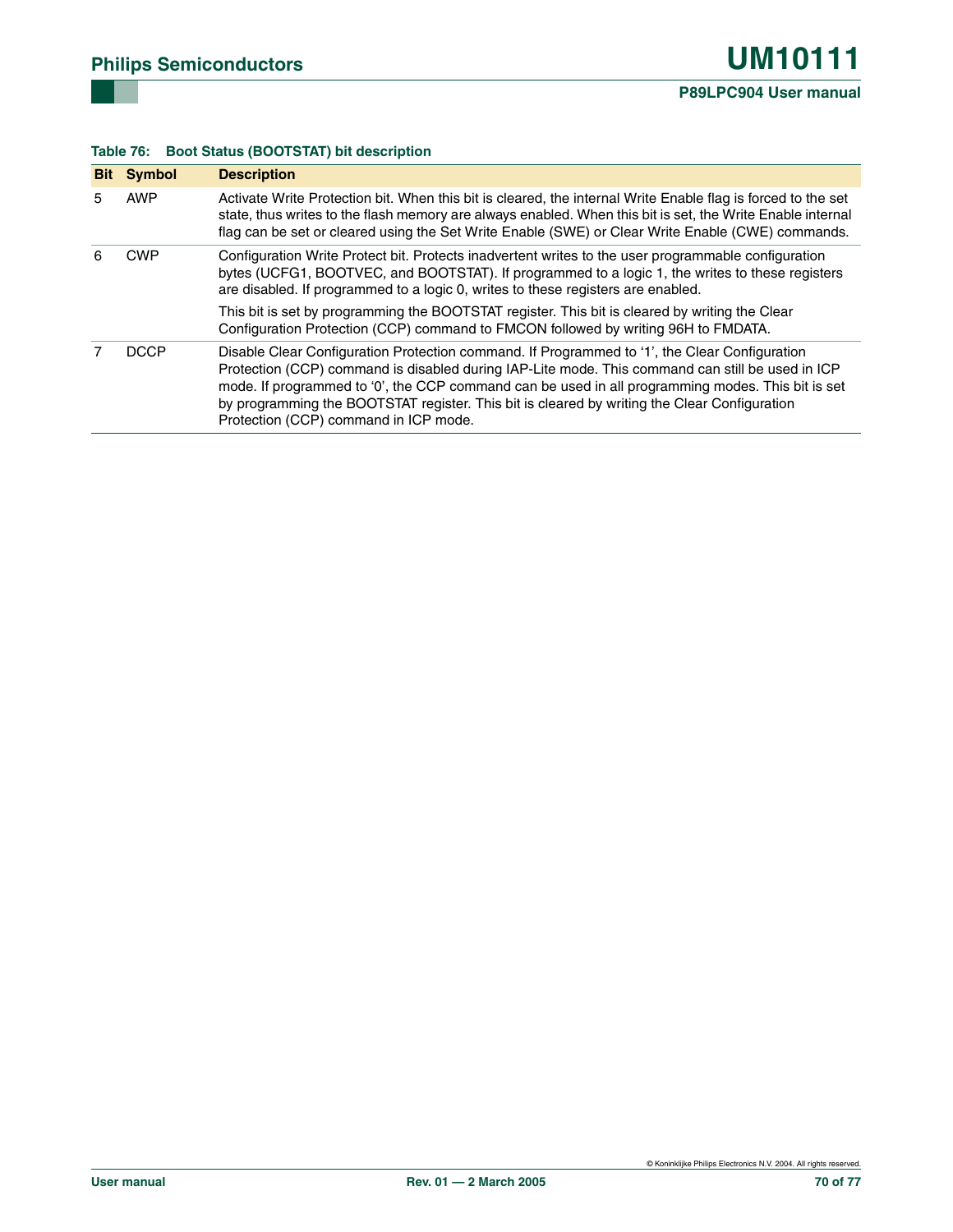**Table 76: Boot Status (BOOTSTAT) bit description**

| Bit | Symbol | Description |
|---|---|---|
| 5 | AWP | Activate Write Protection bit. When this bit is cleared, the internal Write Enable flag is forced to the set state, thus writes to the flash memory are always enabled. When this bit is set, the Write Enable internal flag can be set or cleared using the Set Write Enable (SWE) or Clear Write Enable (CWE) commands. |
| 6 | CWP | Configuration Write Protect bit. Protects inadvertent writes to the user programmable configuration bytes (UCFG1, BOOTVEC, and BOOTSTAT). If programmed to a logic 1, the writes to these registers are disabled. If programmed to a logic 0, writes to these registers are enabled. <br><br> This bit is set by programming the BOOTSTAT register. This bit is cleared by writing the Clear Configuration Protection (CCP) command to FMCON followed by writing 96H to FMDATA. |
| 7 | DCCP | Disable Clear Configuration Protection command. If Programmed to '1', the Clear Configuration Protection (CCP) command is disabled during IAP-Lite mode. This command can still be used in ICP mode. If programmed to '0', the CCP command can be used in all programming modes. This bit is set by programming the BOOTSTAT register. This bit is cleared by writing the Clear Configuration Protection (CCP) command in ICP mode. |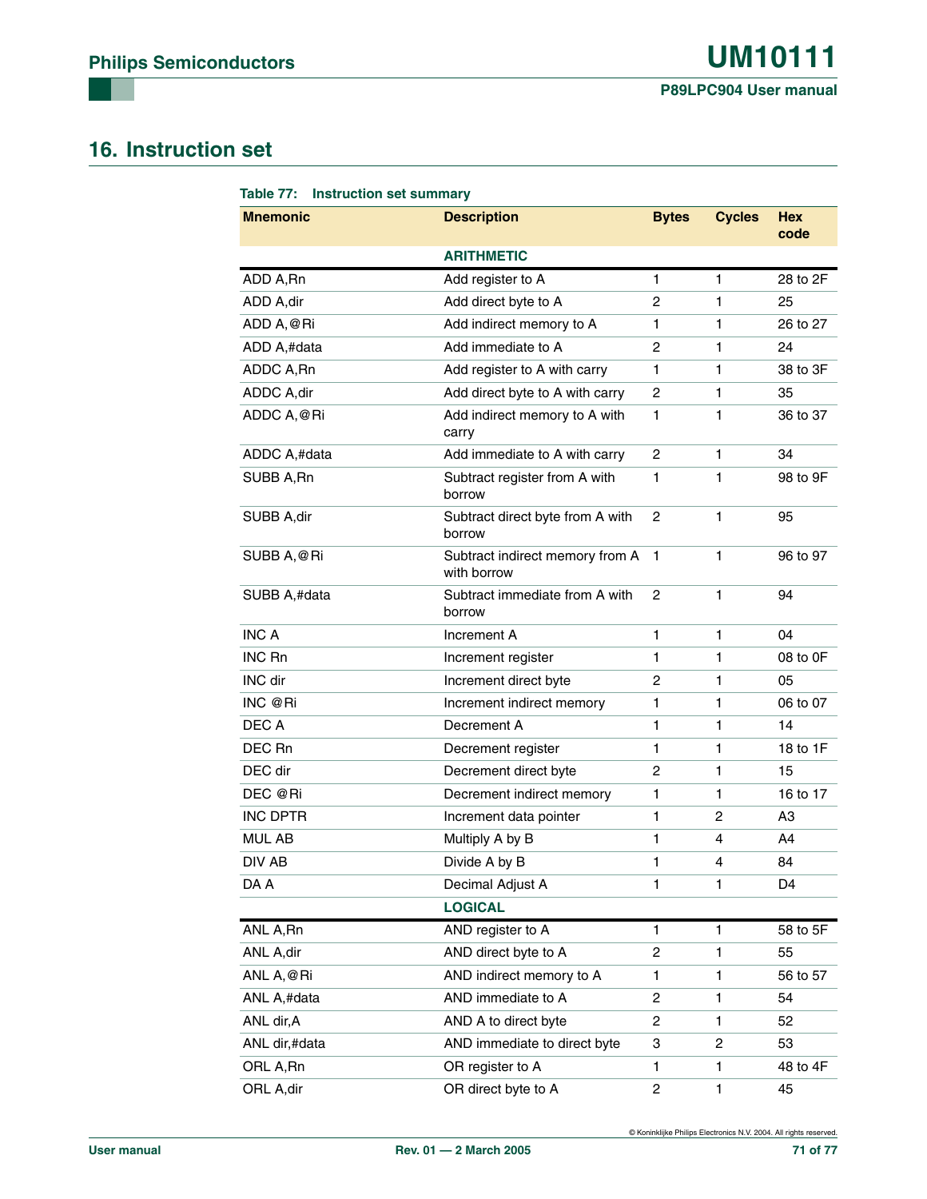# 16. Instruction set

**Table 77: Instruction set summary**

| Mnemonic | Description | Bytes | Cycles | Hex code |
|---|---|---|---|---|
| | **ARITHMETIC** | | | |
| ADD A,Rn | Add register to A | 1 | 1 | 28 to 2F |
| ADD A,dir | Add direct byte to A | 2 | 1 | 25 |
| ADD A,@Ri | Add indirect memory to A | 1 | 1 | 26 to 27 |
| ADD A,#data | Add immediate to A | 2 | 1 | 24 |
| ADDC A,Rn | Add register to A with carry | 1 | 1 | 38 to 3F |
| ADDC A,dir | Add direct byte to A with carry | 2 | 1 | 35 |
| ADDC A,@Ri | Add indirect memory to A with carry | 1 | 1 | 36 to 37 |
| ADDC A,#data | Add immediate to A with carry | 2 | 1 | 34 |
| SUBB A,Rn | Subtract register from A with borrow | 1 | 1 | 98 to 9F |
| SUBB A,dir | Subtract direct byte from A with borrow | 2 | 1 | 95 |
| SUBB A,@Ri | Subtract indirect memory from A with borrow | 1 | 1 | 96 to 97 |
| SUBB A,#data | Subtract immediate from A with borrow | 2 | 1 | 94 |
| INC A | Increment A | 1 | 1 | 04 |
| INC Rn | Increment register | 1 | 1 | 08 to 0F |
| INC dir | Increment direct byte | 2 | 1 | 05 |
| INC @Ri | Increment indirect memory | 1 | 1 | 06 to 07 |
| DEC A | Decrement A | 1 | 1 | 14 |
| DEC Rn | Decrement register | 1 | 1 | 18 to 1F |
| DEC dir | Decrement direct byte | 2 | 1 | 15 |
| DEC @Ri | Decrement indirect memory | 1 | 1 | 16 to 17 |
| INC DPTR | Increment data pointer | 1 | 2 | A3 |
| MUL AB | Multiply A by B | 1 | 4 | A4 |
| DIV AB | Divide A by B | 1 | 4 | 84 |
| DA A | Decimal Adjust A | 1 | 1 | D4 |
| | **LOGICAL** | | | |
| ANL A,Rn | AND register to A | 1 | 1 | 58 to 5F |
| ANL A,dir | AND direct byte to A | 2 | 1 | 55 |
| ANL A,@Ri | AND indirect memory to A | 1 | 1 | 56 to 57 |
| ANL A,#data | AND immediate to A | 2 | 1 | 54 |
| ANL dir,A | AND A to direct byte | 2 | 1 | 52 |
| ANL dir,#data | AND immediate to direct byte | 3 | 2 | 53 |
| ORL A,Rn | OR register to A | 1 | 1 | 48 to 4F |
| ORL A,dir | OR direct byte to A | 2 | 1 | 45 |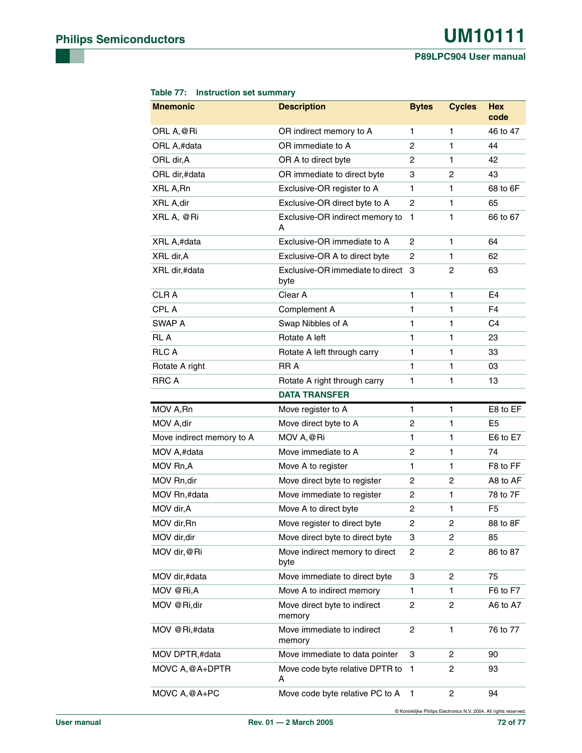**Table 77: Instruction set summary**

| Mnemonic | Description | Bytes | Cycles | Hex code |
|---|---|---|---|---|
| ORL A,@Ri | OR indirect memory to A | 1 | 1 | 46 to 47 |
| ORL A,#data | OR immediate to A | 2 | 1 | 44 |
| ORL dir,A | OR A to direct byte | 2 | 1 | 42 |
| ORL dir,#data | OR immediate to direct byte | 3 | 2 | 43 |
| XRL A,Rn | Exclusive-OR register to A | 1 | 1 | 68 to 6F |
| XRL A,dir | Exclusive-OR direct byte to A | 2 | 1 | 65 |
| XRL A, @Ri | Exclusive-OR indirect memory to A | 1 | 1 | 66 to 67 |
| XRL A,#data | Exclusive-OR immediate to A | 2 | 1 | 64 |
| XRL dir,A | Exclusive-OR A to direct byte | 2 | 1 | 62 |
| XRL dir,#data | Exclusive-OR immediate to direct byte | 3 | 2 | 63 |
| CLR A | Clear A | 1 | 1 | E4 |
| CPL A | Complement A | 1 | 1 | F4 |
| SWAP A | Swap Nibbles of A | 1 | 1 | C4 |
| RL A | Rotate A left | 1 | 1 | 23 |
| RLC A | Rotate A left through carry | 1 | 1 | 33 |
| Rotate A right | RR A | 1 | 1 | 03 |
| RRC A | Rotate A right through carry | 1 | 1 | 13 |
| | **DATA TRANSFER** | | | |
| MOV A,Rn | Move register to A | 1 | 1 | E8 to EF |
| MOV A,dir | Move direct byte to A | 2 | 1 | E5 |
| Move indirect memory to A | MOV A,@Ri | 1 | 1 | E6 to E7 |
| MOV A,#data | Move immediate to A | 2 | 1 | 74 |
| MOV Rn,A | Move A to register | 1 | 1 | F8 to FF |
| MOV Rn,dir | Move direct byte to register | 2 | 2 | A8 to AF |
| MOV Rn,#data | Move immediate to register | 2 | 1 | 78 to 7F |
| MOV dir,A | Move A to direct byte | 2 | 1 | F5 |
| MOV dir,Rn | Move register to direct byte | 2 | 2 | 88 to 8F |
| MOV dir,dir | Move direct byte to direct byte | 3 | 2 | 85 |
| MOV dir,@Ri | Move indirect memory to direct byte | 2 | 2 | 86 to 87 |
| MOV dir,#data | Move immediate to direct byte | 3 | 2 | 75 |
| MOV @Ri,A | Move A to indirect memory | 1 | 1 | F6 to F7 |
| MOV @Ri,dir | Move direct byte to indirect memory | 2 | 2 | A6 to A7 |
| MOV @Ri,#data | Move immediate to indirect memory | 2 | 1 | 76 to 77 |
| MOV DPTR,#data | Move immediate to data pointer | 3 | 2 | 90 |
| MOVC A,@A+DPTR | Move code byte relative DPTR to A | 1 | 2 | 93 |
| MOVC A,@A+PC | Move code byte relative PC to A | 1 | 2 | 94 |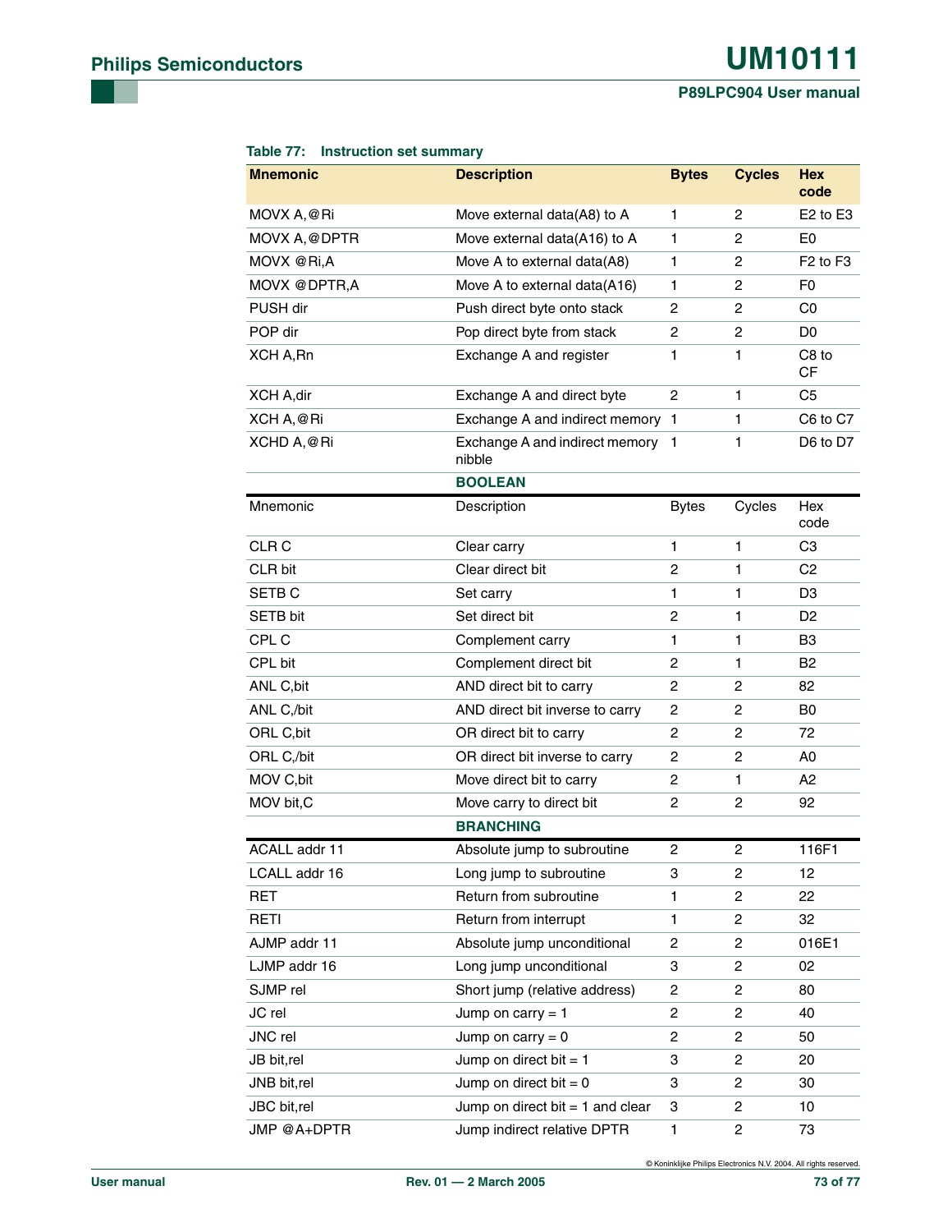**Table 77: Instruction set summary**

| Mnemonic | Description | Bytes | Cycles | Hex code |
|---|---|---|---|---|
| MOVX A,@Ri | Move external data(A8) to A | 1 | 2 | E2 to E3 |
| MOVX A,@DPTR | Move external data(A16) to A | 1 | 2 | E0 |
| MOVX @Ri,A | Move A to external data(A8) | 1 | 2 | F2 to F3 |
| MOVX @DPTR,A | Move A to external data(A16) | 1 | 2 | F0 |
| PUSH dir | Push direct byte onto stack | 2 | 2 | C0 |
| POP dir | Pop direct byte from stack | 2 | 2 | D0 |
| XCH A,Rn | Exchange A and register | 1 | 1 | C8 to CF |
| XCH A,dir | Exchange A and direct byte | 2 | 1 | C5 |
| XCH A,@Ri | Exchange A and indirect memory | 1 | 1 | C6 to C7 |
| XCHD A,@Ri | Exchange A and indirect memory nibble | 1 | 1 | D6 to D7 |
| | **BOOLEAN** | | | |
| Mnemonic | Description | Bytes | Cycles | Hex code |
| CLR C | Clear carry | 1 | 1 | C3 |
| CLR bit | Clear direct bit | 2 | 1 | C2 |
| SETB C | Set carry | 1 | 1 | D3 |
| SETB bit | Set direct bit | 2 | 1 | D2 |
| CPL C | Complement carry | 1 | 1 | B3 |
| CPL bit | Complement direct bit | 2 | 1 | B2 |
| ANL C,bit | AND direct bit to carry | 2 | 2 | 82 |
| ANL C,/bit | AND direct bit inverse to carry | 2 | 2 | B0 |
| ORL C,bit | OR direct bit to carry | 2 | 2 | 72 |
| ORL C,/bit | OR direct bit inverse to carry | 2 | 2 | A0 |
| MOV C,bit | Move direct bit to carry | 2 | 1 | A2 |
| MOV bit,C | Move carry to direct bit | 2 | 2 | 92 |
| | **BRANCHING** | | | |
| ACALL addr 11 | Absolute jump to subroutine | 2 | 2 | 116F1 |
| LCALL addr 16 | Long jump to subroutine | 3 | 2 | 12 |
| RET | Return from subroutine | 1 | 2 | 22 |
| RETI | Return from interrupt | 1 | 2 | 32 |
| AJMP addr 11 | Absolute jump unconditional | 2 | 2 | 016E1 |
| LJMP addr 16 | Long jump unconditional | 3 | 2 | 02 |
| SJMP rel | Short jump (relative address) | 2 | 2 | 80 |
| JC rel | Jump on carry = 1 | 2 | 2 | 40 |
| JNC rel | Jump on carry = 0 | 2 | 2 | 50 |
| JB bit,rel | Jump on direct bit = 1 | 3 | 2 | 20 |
| JNB bit,rel | Jump on direct bit = 0 | 3 | 2 | 30 |
| JBC bit,rel | Jump on direct bit = 1 and clear | 3 | 2 | 10 |
| JMP @A+DPTR | Jump indirect relative DPTR | 1 | 2 | 73 |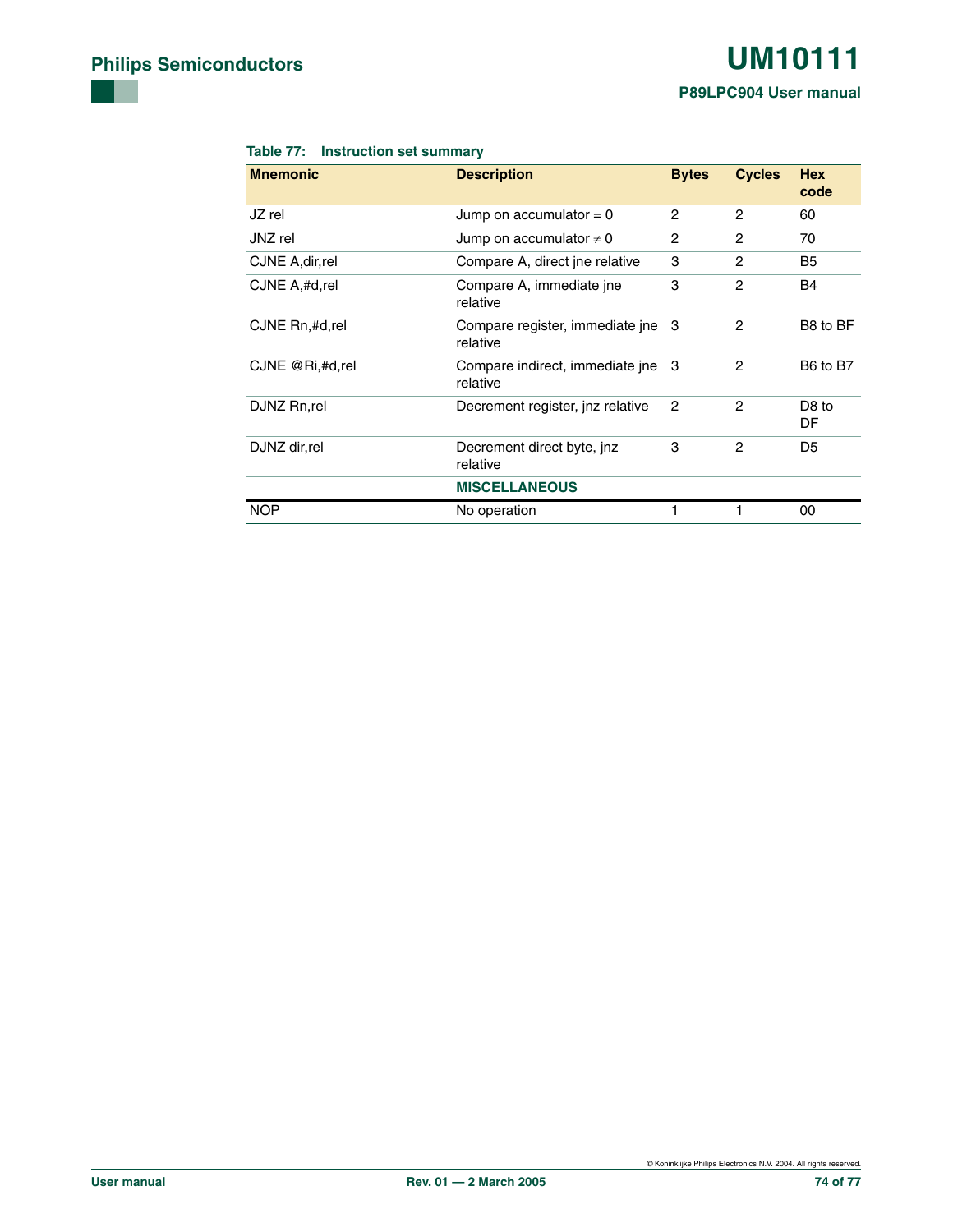**Table 77: Instruction set summary**

| Mnemonic | Description | Bytes | Cycles | Hex code |
|---|---|---|---|---|
| JZ rel | Jump on accumulator = 0 | 2 | 2 | 60 |
| JNZ rel | Jump on accumulator ≠ 0 | 2 | 2 | 70 |
| CJNE A,dir,rel | Compare A, direct jne relative | 3 | 2 | B5 |
| CJNE A,#d,rel | Compare A, immediate jne relative | 3 | 2 | B4 |
| CJNE Rn,#d,rel | Compare register, immediate jne relative | 3 | 2 | B8 to BF |
| CJNE @Ri,#d,rel | Compare indirect, immediate jne relative | 3 | 2 | B6 to B7 |
| DJNZ Rn,rel | Decrement register, jnz relative | 2 | 2 | D8 to DF |
| DJNZ dir,rel | Decrement direct byte, jnz relative | 3 | 2 | D5 |
| | **MISCELLANEOUS** | | | |
| NOP | No operation | 1 | 1 | 00 |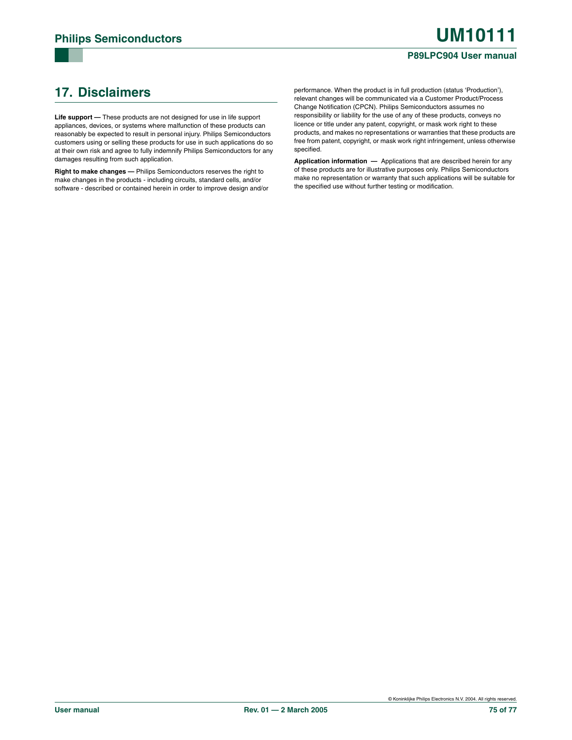## 17. Disclaimers

**Life support —** These products are not designed for use in life support appliances, devices, or systems where malfunction of these products can reasonably be expected to result in personal injury. Philips Semiconductors customers using or selling these products for use in such applications do so at their own risk and agree to fully indemnify Philips Semiconductors for any damages resulting from such application.

**Right to make changes —** Philips Semiconductors reserves the right to make changes in the products - including circuits, standard cells, and/or software - described or contained herein in order to improve design and/or performance. When the product is in full production (status 'Production'), relevant changes will be communicated via a Customer Product/Process Change Notification (CPCN). Philips Semiconductors assumes no responsibility or liability for the use of any of these products, conveys no licence or title under any patent, copyright, or mask work right to these products, and makes no representations or warranties that these products are free from patent, copyright, or mask work right infringement, unless otherwise specified.

**Application information —** Applications that are described herein for any of these products are for illustrative purposes only. Philips Semiconductors make no representation or warranty that such applications will be suitable for the specified use without further testing or modification.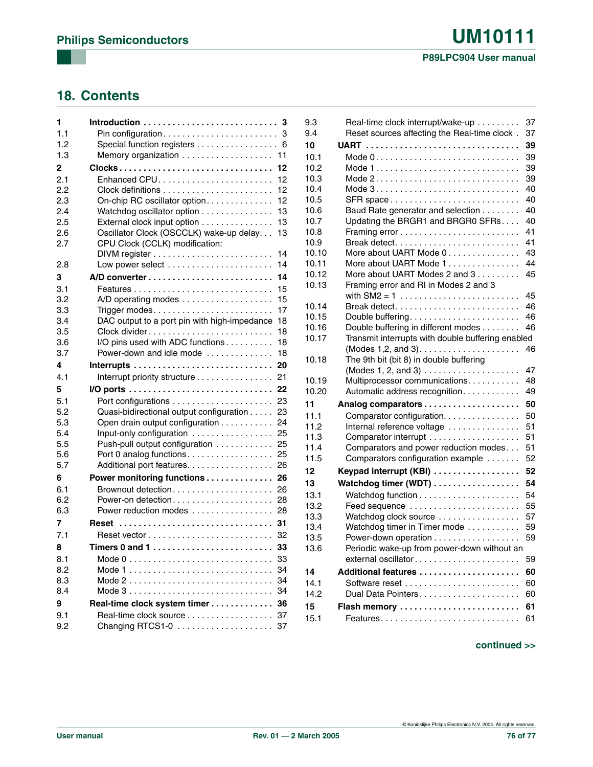## 18. Contents

- **1 Introduction** 3
  - 1.1 Pin configuration 3
  - 1.2 Special function registers 6
  - 1.3 Memory organization 11
- **2 Clocks** 12
  - 2.1 Enhanced CPU 12
  - 2.2 Clock definitions 12
  - 2.3 On-chip RC oscillator option 12
  - 2.4 Watchdog oscillator option 13
  - 2.5 External clock input option 13
  - 2.6 Oscillator Clock (OSCCLK) wake-up delay 13
  - 2.7 CPU Clock (CCLK) modification: DIVM register 14
  - 2.8 Low power select 14
- **3 A/D converter** 14
  - 3.1 Features 15
  - 3.2 A/D operating modes 15
  - 3.3 Trigger modes 17
  - 3.4 DAC output to a port pin with high-impedance 18
  - 3.5 Clock divider 18
  - 3.6 I/O pins used with ADC functions 18
  - 3.7 Power-down and idle mode 18
- **4 Interrupts** 20
  - 4.1 Interrupt priority structure 21
- **5 I/O ports** 22
  - 5.1 Port configurations 23
  - 5.2 Quasi-bidirectional output configuration 23
  - 5.3 Open drain output configuration 24
  - 5.4 Input-only configuration 25
  - 5.5 Push-pull output configuration 25
  - 5.6 Port 0 analog functions 25
  - 5.7 Additional port features 26
- **6 Power monitoring functions** 26
  - 6.1 Brownout detection 26
  - 6.2 Power-on detection 28
  - 6.3 Power reduction modes 28
- **7 Reset** 31
  - 7.1 Reset vector 32
- **8 Timers 0 and 1** 33
  - 8.1 Mode 0 33
  - 8.2 Mode 1 34
  - 8.3 Mode 2 34
  - 8.4 Mode 3 34
- **9 Real-time clock system timer** 36
  - 9.1 Real-time clock source 37
  - 9.2 Changing RTCS1-0 37
  - 9.3 Real-time clock interrupt/wake-up 37
  - 9.4 Reset sources affecting the Real-time clock 37
- **10 UART** 39
  - 10.1 Mode 0 39
  - 10.2 Mode 1 39
  - 10.3 Mode 2 39
  - 10.4 Mode 3 40
  - 10.5 SFR space 40
  - 10.6 Baud Rate generator and selection 40
  - 10.7 Updating the BRGR1 and BRGR0 SFRs 40
  - 10.8 Framing error 41
  - 10.9 Break detect 41
  - 10.10 More about UART Mode 0 43
  - 10.11 More about UART Mode 1 44
  - 10.12 More about UART Modes 2 and 3 45
  - 10.13 Framing error and RI in Modes 2 and 3 with SM2 = 1 45
  - 10.14 Break detect 46
  - 10.15 Double buffering 46
  - 10.16 Double buffering in different modes 46
  - 10.17 Transmit interrupts with double buffering enabled (Modes 1,2, and 3) 46
  - 10.18 The 9th bit (bit 8) in double buffering (Modes 1, 2, and 3) 47
  - 10.19 Multiprocessor communications 48
  - 10.20 Automatic address recognition 49
- **11 Analog comparators** 50
  - 11.1 Comparator configuration 50
  - 11.2 Internal reference voltage 51
  - 11.3 Comparator interrupt 51
  - 11.4 Comparators and power reduction modes 51
  - 11.5 Comparators configuration example 52
- **12 Keypad interrupt (KBI)** 52
- **13 Watchdog timer (WDT)** 54
  - 13.1 Watchdog function 54
  - 13.2 Feed sequence 55
  - 13.3 Watchdog clock source 57
  - 13.4 Watchdog timer in Timer mode 59
  - 13.5 Power-down operation 59
  - 13.6 Periodic wake-up from power-down without an external oscillator 59
- **14 Additional features** 60
  - 14.1 Software reset 60
  - 14.2 Dual Data Pointers 60
- **15 Flash memory** 61
  - 15.1 Features 61

continued >>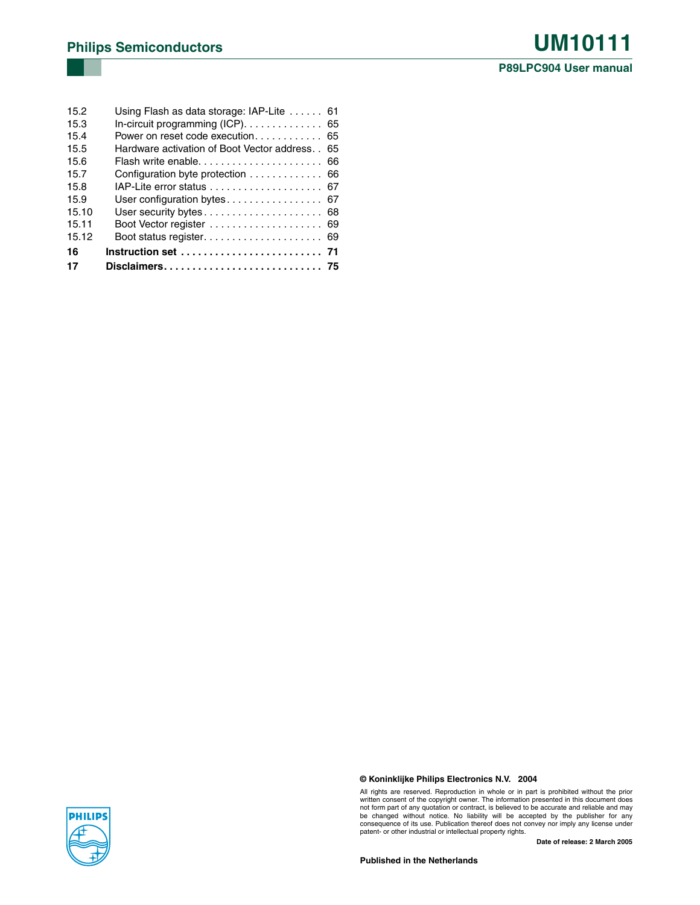| | | |
|---|---|---|
| 15.2 | Using Flash as data storage: IAP-Lite | 61 |
| 15.3 | In-circuit programming (ICP) | 65 |
| 15.4 | Power on reset code execution | 65 |
| 15.5 | Hardware activation of Boot Vector address | 65 |
| 15.6 | Flash write enable | 66 |
| 15.7 | Configuration byte protection | 66 |
| 15.8 | IAP-Lite error status | 67 |
| 15.9 | User configuration bytes | 67 |
| 15.10 | User security bytes | 68 |
| 15.11 | Boot Vector register | 69 |
| 15.12 | Boot status register | 69 |
| **16** | **Instruction set** | **71** |
| **17** | **Disclaimers** | **75** |

**© Koninklijke Philips Electronics N.V. 2004**

All rights are reserved. Reproduction in whole or in part is prohibited without the prior written consent of the copyright owner. The information presented in this document does not form part of any quotation or contract, is believed to be accurate and reliable and may be changed without notice. No liability will be accepted by the publisher for any consequence of its use. Publication thereof does not convey nor imply any license under patent- or other industrial or intellectual property rights.

**Date of release: 2 March 2005**

**Published in the Netherlands**